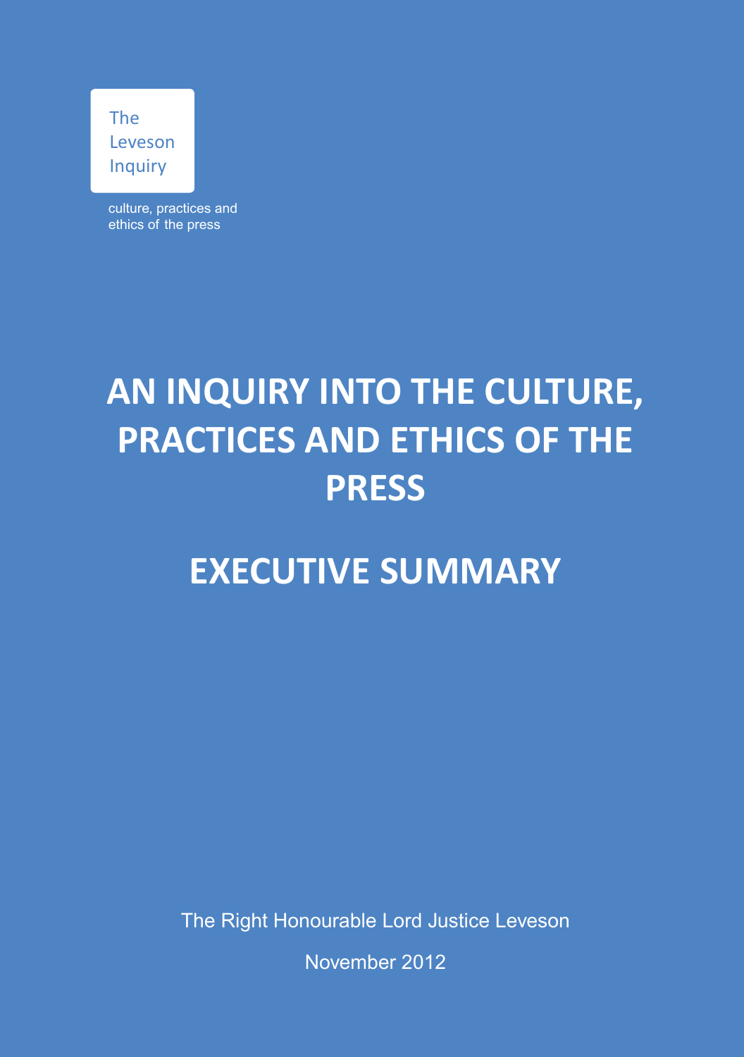The
Leveson
Inquiry

culture, practices and ethics of the press

# AN INQUIRY INTO THE CULTURE, PRACTICES AND ETHICS OF THE PRESS

# EXECUTIVE SUMMARY

The Right Honourable Lord Justice Leveson

November 2012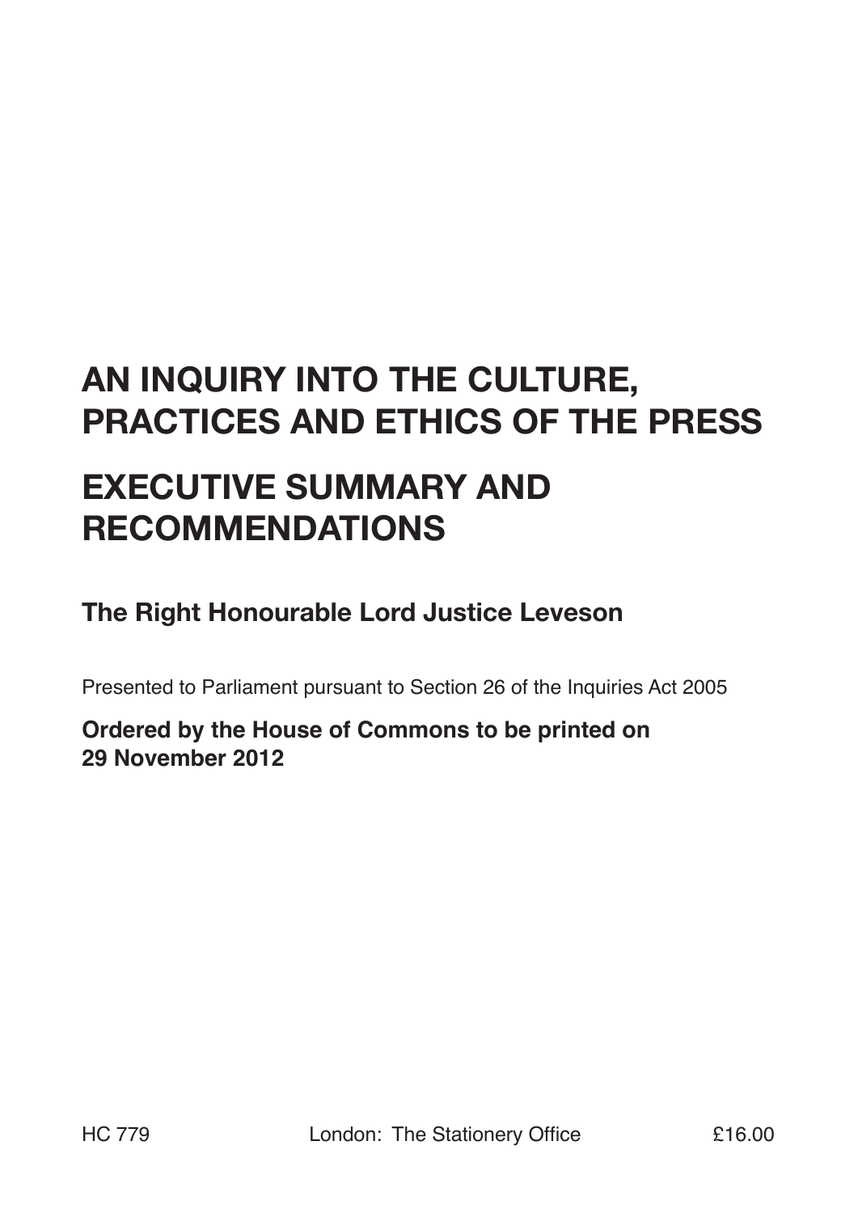# AN INQUIRY INTO THE CULTURE, PRACTICES AND ETHICS OF THE PRESS

# EXECUTIVE SUMMARY AND RECOMMENDATIONS

**The Right Honourable Lord Justice Leveson**

Presented to Parliament pursuant to Section 26 of the Inquiries Act 2005

**Ordered by the House of Commons to be printed on 29 November 2012**

HC 779 London: The Stationery Office £16.00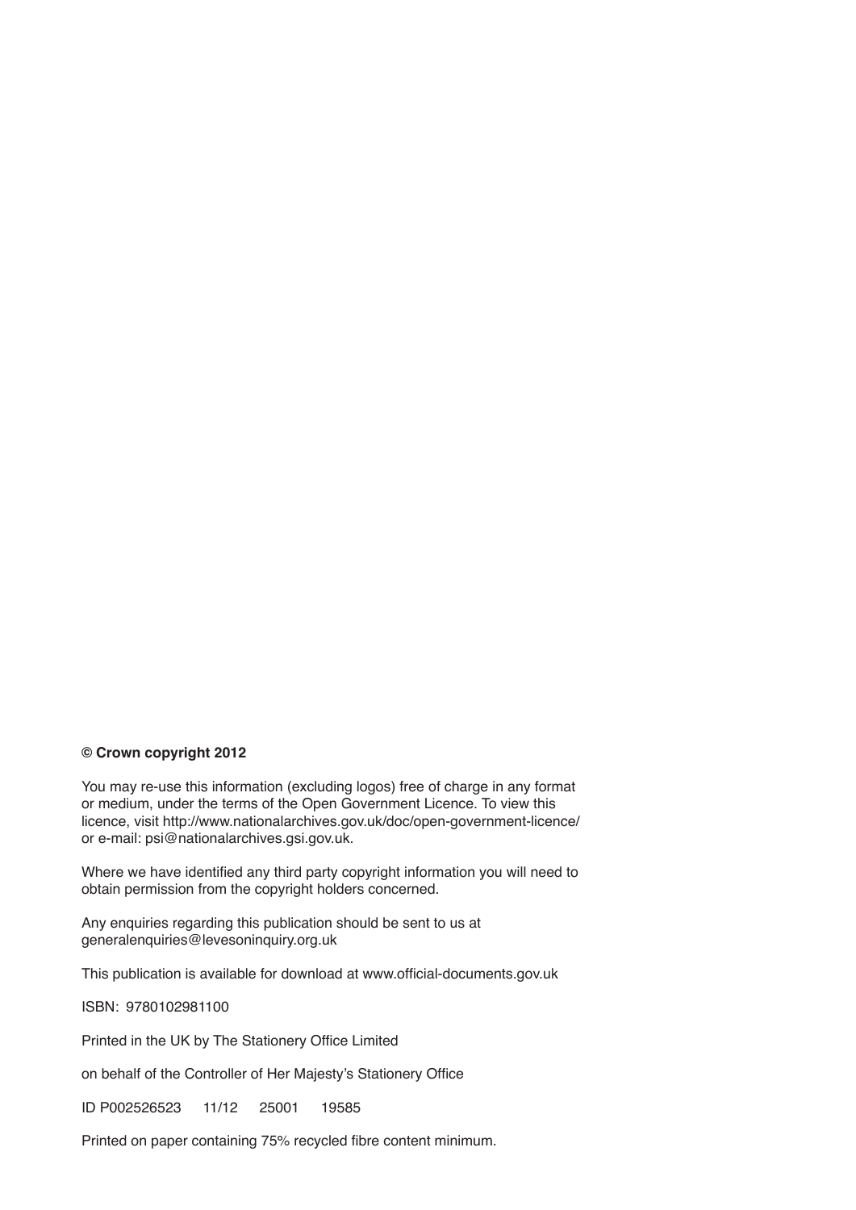**© Crown copyright 2012**

You may re-use this information (excluding logos) free of charge in any format or medium, under the terms of the Open Government Licence. To view this licence, visit http://www.nationalarchives.gov.uk/doc/open-government-licence/ or e-mail: psi@nationalarchives.gsi.gov.uk.

Where we have identified any third party copyright information you will need to obtain permission from the copyright holders concerned.

Any enquiries regarding this publication should be sent to us at generalenquiries@levesoninquiry.org.uk

This publication is available for download at www.official-documents.gov.uk

ISBN: 9780102981100

Printed in the UK by The Stationery Office Limited

on behalf of the Controller of Her Majesty's Stationery Office

ID P002526523 11/12 25001 19585

Printed on paper containing 75% recycled fibre content minimum.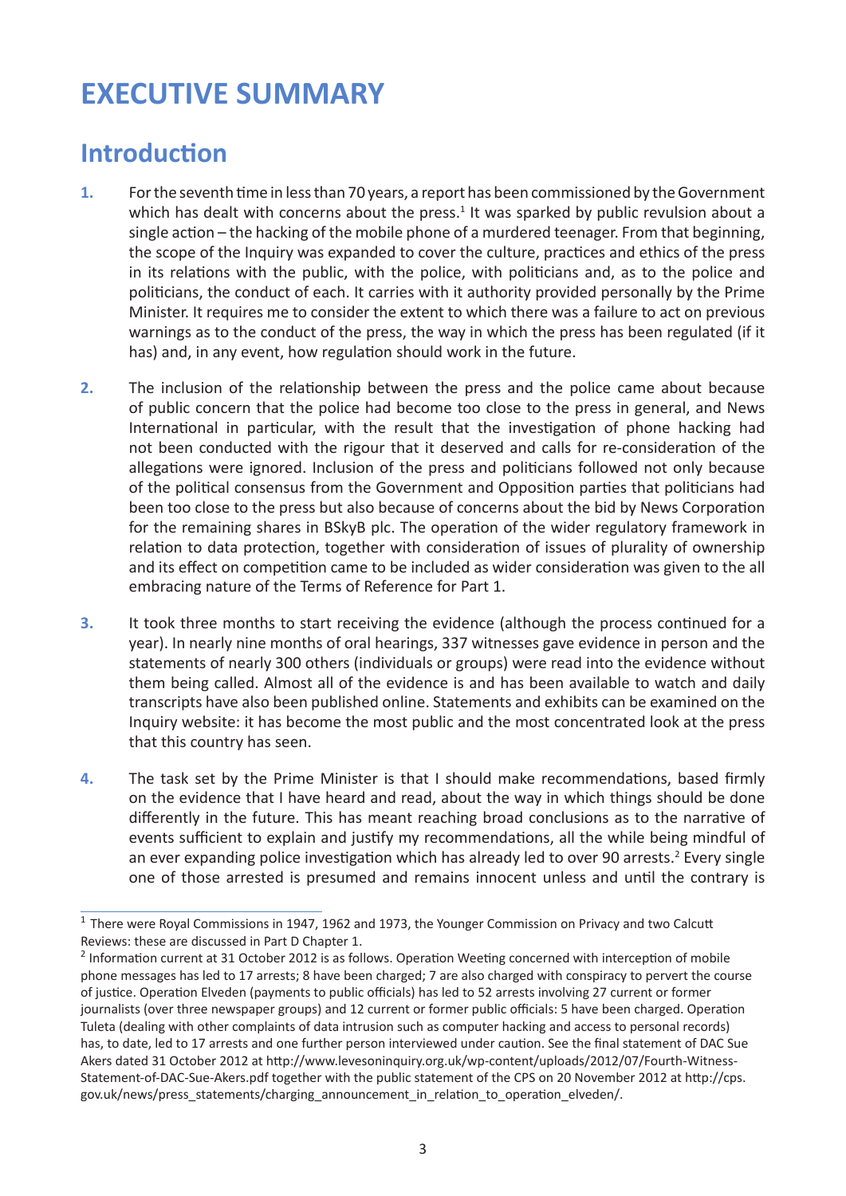# EXECUTIVE SUMMARY

## Introduction

**1.** For the seventh time in less than 70 years, a report has been commissioned by the Government which has dealt with concerns about the press.[1] It was sparked by public revulsion about a single action – the hacking of the mobile phone of a murdered teenager. From that beginning, the scope of the Inquiry was expanded to cover the culture, practices and ethics of the press in its relations with the public, with the police, with politicians and, as to the police and politicians, the conduct of each. It carries with it authority provided personally by the Prime Minister. It requires me to consider the extent to which there was a failure to act on previous warnings as to the conduct of the press, the way in which the press has been regulated (if it has) and, in any event, how regulation should work in the future.

**2.** The inclusion of the relationship between the press and the police came about because of public concern that the police had become too close to the press in general, and News International in particular, with the result that the investigation of phone hacking had not been conducted with the rigour that it deserved and calls for re-consideration of the allegations were ignored. Inclusion of the press and politicians followed not only because of the political consensus from the Government and Opposition parties that politicians had been too close to the press but also because of concerns about the bid by News Corporation for the remaining shares in BSkyB plc. The operation of the wider regulatory framework in relation to data protection, together with consideration of issues of plurality of ownership and its effect on competition came to be included as wider consideration was given to the all embracing nature of the Terms of Reference for Part 1.

**3.** It took three months to start receiving the evidence (although the process continued for a year). In nearly nine months of oral hearings, 337 witnesses gave evidence in person and the statements of nearly 300 others (individuals or groups) were read into the evidence without them being called. Almost all of the evidence is and has been available to watch and daily transcripts have also been published online. Statements and exhibits can be examined on the Inquiry website: it has become the most public and the most concentrated look at the press that this country has seen.

**4.** The task set by the Prime Minister is that I should make recommendations, based firmly on the evidence that I have heard and read, about the way in which things should be done differently in the future. This has meant reaching broad conclusions as to the narrative of events sufficient to explain and justify my recommendations, all the while being mindful of an ever expanding police investigation which has already led to over 90 arrests.[2] Every single one of those arrested is presumed and remains innocent unless and until the contrary is

---

[1] There were Royal Commissions in 1947, 1962 and 1973, the Younger Commission on Privacy and two Calcutt Reviews: these are discussed in Part D Chapter 1.

[2] Information current at 31 October 2012 is as follows. Operation Weeting concerned with interception of mobile phone messages has led to 17 arrests; 8 have been charged; 7 are also charged with conspiracy to pervert the course of justice. Operation Elveden (payments to public officials) has led to 52 arrests involving 27 current or former journalists (over three newspaper groups) and 12 current or former public officials: 5 have been charged. Operation Tuleta (dealing with other complaints of data intrusion such as computer hacking and access to personal records) has, to date, led to 17 arrests and one further person interviewed under caution. See the final statement of DAC Sue Akers dated 31 October 2012 at http://www.levesoninquiry.org.uk/wp-content/uploads/2012/07/Fourth-Witness-Statement-of-DAC-Sue-Akers.pdf together with the public statement of the CPS on 20 November 2012 at http://cps.gov.uk/news/press_statements/charging_announcement_in_relation_to_operation_elveden/.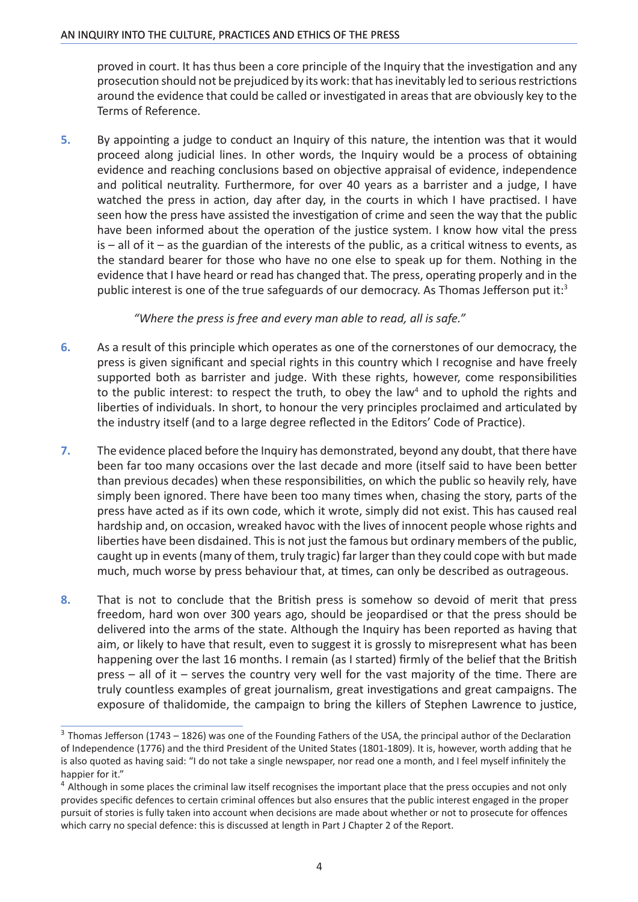proved in court. It has thus been a core principle of the Inquiry that the investigation and any prosecution should not be prejudiced by its work: that has inevitably led to serious restrictions around the evidence that could be called or investigated in areas that are obviously key to the Terms of Reference.

**5.** By appointing a judge to conduct an Inquiry of this nature, the intention was that it would proceed along judicial lines. In other words, the Inquiry would be a process of obtaining evidence and reaching conclusions based on objective appraisal of evidence, independence and political neutrality. Furthermore, for over 40 years as a barrister and a judge, I have watched the press in action, day after day, in the courts in which I have practised. I have seen how the press have assisted the investigation of crime and seen the way that the public have been informed about the operation of the justice system. I know how vital the press is – all of it – as the guardian of the interests of the public, as a critical witness to events, as the standard bearer for those who have no one else to speak up for them. Nothing in the evidence that I have heard or read has changed that. The press, operating properly and in the public interest is one of the true safeguards of our democracy. As Thomas Jefferson put it:[3]

*"Where the press is free and every man able to read, all is safe."*

**6.** As a result of this principle which operates as one of the cornerstones of our democracy, the press is given significant and special rights in this country which I recognise and have freely supported both as barrister and judge. With these rights, however, come responsibilities to the public interest: to respect the truth, to obey the law[4] and to uphold the rights and liberties of individuals. In short, to honour the very principles proclaimed and articulated by the industry itself (and to a large degree reflected in the Editors' Code of Practice).

**7.** The evidence placed before the Inquiry has demonstrated, beyond any doubt, that there have been far too many occasions over the last decade and more (itself said to have been better than previous decades) when these responsibilities, on which the public so heavily rely, have simply been ignored. There have been too many times when, chasing the story, parts of the press have acted as if its own code, which it wrote, simply did not exist. This has caused real hardship and, on occasion, wreaked havoc with the lives of innocent people whose rights and liberties have been disdained. This is not just the famous but ordinary members of the public, caught up in events (many of them, truly tragic) far larger than they could cope with but made much, much worse by press behaviour that, at times, can only be described as outrageous.

**8.** That is not to conclude that the British press is somehow so devoid of merit that press freedom, hard won over 300 years ago, should be jeopardised or that the press should be delivered into the arms of the state. Although the Inquiry has been reported as having that aim, or likely to have that result, even to suggest it is grossly to misrepresent what has been happening over the last 16 months. I remain (as I started) firmly of the belief that the British press – all of it – serves the country very well for the vast majority of the time. There are truly countless examples of great journalism, great investigations and great campaigns. The exposure of thalidomide, the campaign to bring the killers of Stephen Lawrence to justice,

---

[3] Thomas Jefferson (1743 – 1826) was one of the Founding Fathers of the USA, the principal author of the Declaration of Independence (1776) and the third President of the United States (1801-1809). It is, however, worth adding that he is also quoted as having said: "I do not take a single newspaper, nor read one a month, and I feel myself infinitely the happier for it."

[4] Although in some places the criminal law itself recognises the important place that the press occupies and not only provides specific defences to certain criminal offences but also ensures that the public interest engaged in the proper pursuit of stories is fully taken into account when decisions are made about whether or not to prosecute for offences which carry no special defence: this is discussed at length in Part J Chapter 2 of the Report.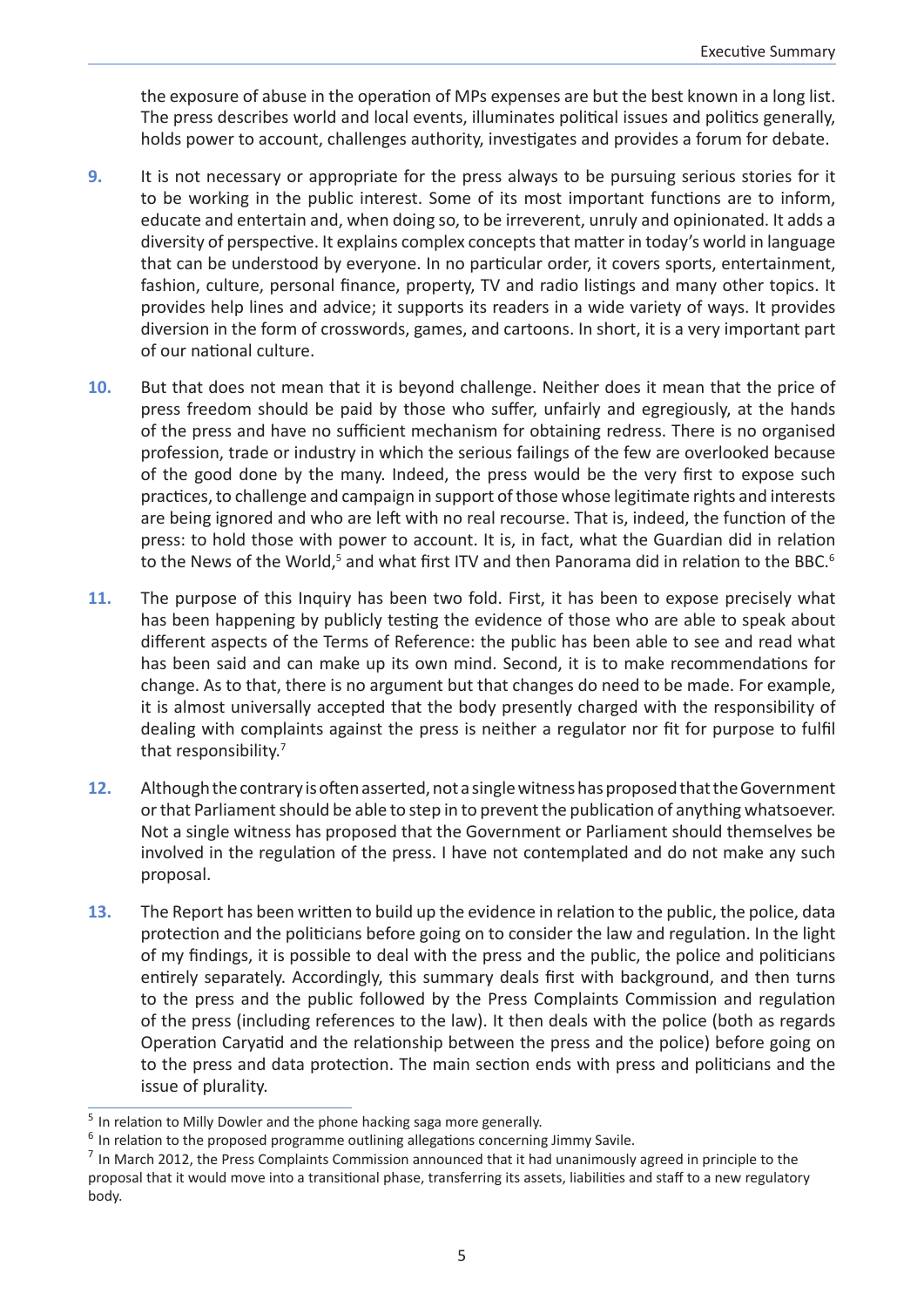the exposure of abuse in the operation of MPs expenses are but the best known in a long list. The press describes world and local events, illuminates political issues and politics generally, holds power to account, challenges authority, investigates and provides a forum for debate.

**9.** It is not necessary or appropriate for the press always to be pursuing serious stories for it to be working in the public interest. Some of its most important functions are to inform, educate and entertain and, when doing so, to be irreverent, unruly and opinionated. It adds a diversity of perspective. It explains complex concepts that matter in today's world in language that can be understood by everyone. In no particular order, it covers sports, entertainment, fashion, culture, personal finance, property, TV and radio listings and many other topics. It provides help lines and advice; it supports its readers in a wide variety of ways. It provides diversion in the form of crosswords, games, and cartoons. In short, it is a very important part of our national culture.

**10.** But that does not mean that it is beyond challenge. Neither does it mean that the price of press freedom should be paid by those who suffer, unfairly and egregiously, at the hands of the press and have no sufficient mechanism for obtaining redress. There is no organised profession, trade or industry in which the serious failings of the few are overlooked because of the good done by the many. Indeed, the press would be the very first to expose such practices, to challenge and campaign in support of those whose legitimate rights and interests are being ignored and who are left with no real recourse. That is, indeed, the function of the press: to hold those with power to account. It is, in fact, what the Guardian did in relation to the News of the World,[5] and what first ITV and then Panorama did in relation to the BBC.[6]

**11.** The purpose of this Inquiry has been two fold. First, it has been to expose precisely what has been happening by publicly testing the evidence of those who are able to speak about different aspects of the Terms of Reference: the public has been able to see and read what has been said and can make up its own mind. Second, it is to make recommendations for change. As to that, there is no argument but that changes do need to be made. For example, it is almost universally accepted that the body presently charged with the responsibility of dealing with complaints against the press is neither a regulator nor fit for purpose to fulfil that responsibility.[7]

**12.** Although the contrary is often asserted, not a single witness has proposed that the Government or that Parliament should be able to step in to prevent the publication of anything whatsoever. Not a single witness has proposed that the Government or Parliament should themselves be involved in the regulation of the press. I have not contemplated and do not make any such proposal.

**13.** The Report has been written to build up the evidence in relation to the public, the police, data protection and the politicians before going on to consider the law and regulation. In the light of my findings, it is possible to deal with the press and the public, the police and politicians entirely separately. Accordingly, this summary deals first with background, and then turns to the press and the public followed by the Press Complaints Commission and regulation of the press (including references to the law). It then deals with the police (both as regards Operation Caryatid and the relationship between the press and the police) before going on to the press and data protection. The main section ends with press and politicians and the issue of plurality.

---

[5] In relation to Milly Dowler and the phone hacking saga more generally.

[6] In relation to the proposed programme outlining allegations concerning Jimmy Savile.

[7] In March 2012, the Press Complaints Commission announced that it had unanimously agreed in principle to the proposal that it would move into a transitional phase, transferring its assets, liabilities and staff to a new regulatory body.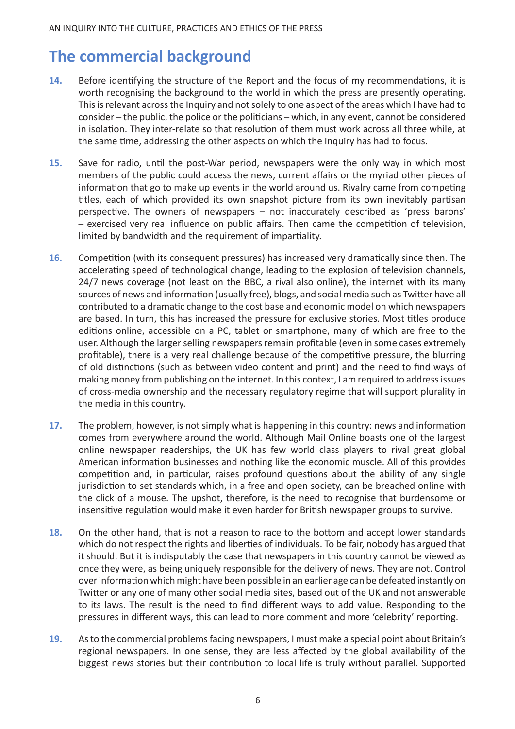## The commercial background

**14.** Before identifying the structure of the Report and the focus of my recommendations, it is worth recognising the background to the world in which the press are presently operating. This is relevant across the Inquiry and not solely to one aspect of the areas which I have had to consider – the public, the police or the politicians – which, in any event, cannot be considered in isolation. They inter-relate so that resolution of them must work across all three while, at the same time, addressing the other aspects on which the Inquiry has had to focus.

**15.** Save for radio, until the post-War period, newspapers were the only way in which most members of the public could access the news, current affairs or the myriad other pieces of information that go to make up events in the world around us. Rivalry came from competing titles, each of which provided its own snapshot picture from its own inevitably partisan perspective. The owners of newspapers – not inaccurately described as 'press barons' – exercised very real influence on public affairs. Then came the competition of television, limited by bandwidth and the requirement of impartiality.

**16.** Competition (with its consequent pressures) has increased very dramatically since then. The accelerating speed of technological change, leading to the explosion of television channels, 24/7 news coverage (not least on the BBC, a rival also online), the internet with its many sources of news and information (usually free), blogs, and social media such as Twitter have all contributed to a dramatic change to the cost base and economic model on which newspapers are based. In turn, this has increased the pressure for exclusive stories. Most titles produce editions online, accessible on a PC, tablet or smartphone, many of which are free to the user. Although the larger selling newspapers remain profitable (even in some cases extremely profitable), there is a very real challenge because of the competitive pressure, the blurring of old distinctions (such as between video content and print) and the need to find ways of making money from publishing on the internet. In this context, I am required to address issues of cross-media ownership and the necessary regulatory regime that will support plurality in the media in this country.

**17.** The problem, however, is not simply what is happening in this country: news and information comes from everywhere around the world. Although Mail Online boasts one of the largest online newspaper readerships, the UK has few world class players to rival great global American information businesses and nothing like the economic muscle. All of this provides competition and, in particular, raises profound questions about the ability of any single jurisdiction to set standards which, in a free and open society, can be breached online with the click of a mouse. The upshot, therefore, is the need to recognise that burdensome or insensitive regulation would make it even harder for British newspaper groups to survive.

**18.** On the other hand, that is not a reason to race to the bottom and accept lower standards which do not respect the rights and liberties of individuals. To be fair, nobody has argued that it should. But it is indisputably the case that newspapers in this country cannot be viewed as once they were, as being uniquely responsible for the delivery of news. They are not. Control over information which might have been possible in an earlier age can be defeated instantly on Twitter or any one of many other social media sites, based out of the UK and not answerable to its laws. The result is the need to find different ways to add value. Responding to the pressures in different ways, this can lead to more comment and more 'celebrity' reporting.

**19.** As to the commercial problems facing newspapers, I must make a special point about Britain's regional newspapers. In one sense, they are less affected by the global availability of the biggest news stories but their contribution to local life is truly without parallel. Supported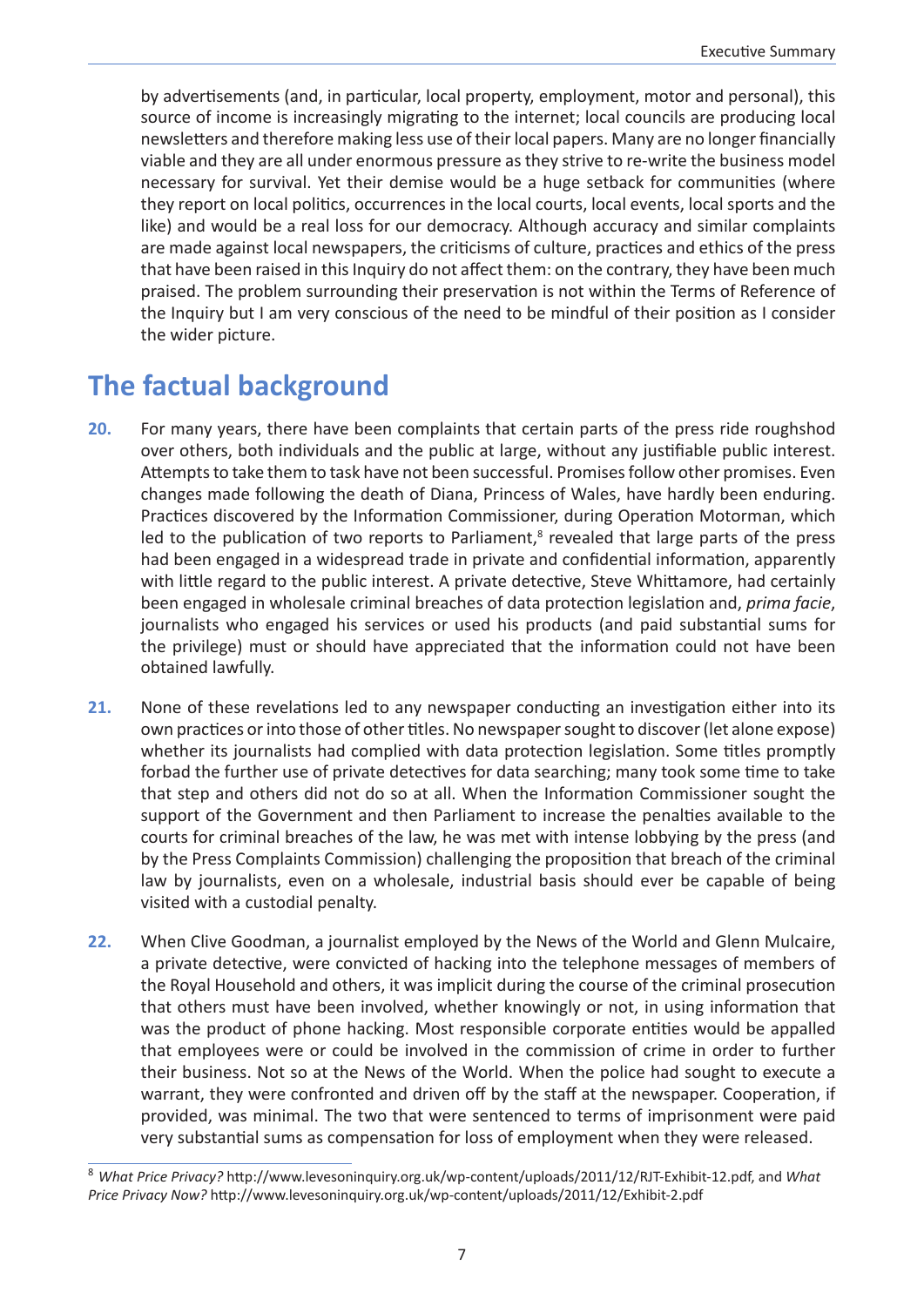by advertisements (and, in particular, local property, employment, motor and personal), this source of income is increasingly migrating to the internet; local councils are producing local newsletters and therefore making less use of their local papers. Many are no longer financially viable and they are all under enormous pressure as they strive to re-write the business model necessary for survival. Yet their demise would be a huge setback for communities (where they report on local politics, occurrences in the local courts, local events, local sports and the like) and would be a real loss for our democracy. Although accuracy and similar complaints are made against local newspapers, the criticisms of culture, practices and ethics of the press that have been raised in this Inquiry do not affect them: on the contrary, they have been much praised. The problem surrounding their preservation is not within the Terms of Reference of the Inquiry but I am very conscious of the need to be mindful of their position as I consider the wider picture.

## The factual background

**20.** For many years, there have been complaints that certain parts of the press ride roughshod over others, both individuals and the public at large, without any justifiable public interest. Attempts to take them to task have not been successful. Promises follow other promises. Even changes made following the death of Diana, Princess of Wales, have hardly been enduring. Practices discovered by the Information Commissioner, during Operation Motorman, which led to the publication of two reports to Parliament,[8] revealed that large parts of the press had been engaged in a widespread trade in private and confidential information, apparently with little regard to the public interest. A private detective, Steve Whittamore, had certainly been engaged in wholesale criminal breaches of data protection legislation and, *prima facie*, journalists who engaged his services or used his products (and paid substantial sums for the privilege) must or should have appreciated that the information could not have been obtained lawfully.

**21.** None of these revelations led to any newspaper conducting an investigation either into its own practices or into those of other titles. No newspaper sought to discover (let alone expose) whether its journalists had complied with data protection legislation. Some titles promptly forbad the further use of private detectives for data searching; many took some time to take that step and others did not do so at all. When the Information Commissioner sought the support of the Government and then Parliament to increase the penalties available to the courts for criminal breaches of the law, he was met with intense lobbying by the press (and by the Press Complaints Commission) challenging the proposition that breach of the criminal law by journalists, even on a wholesale, industrial basis should ever be capable of being visited with a custodial penalty.

**22.** When Clive Goodman, a journalist employed by the News of the World and Glenn Mulcaire, a private detective, were convicted of hacking into the telephone messages of members of the Royal Household and others, it was implicit during the course of the criminal prosecution that others must have been involved, whether knowingly or not, in using information that was the product of phone hacking. Most responsible corporate entities would be appalled that employees were or could be involved in the commission of crime in order to further their business. Not so at the News of the World. When the police had sought to execute a warrant, they were confronted and driven off by the staff at the newspaper. Cooperation, if provided, was minimal. The two that were sentenced to terms of imprisonment were paid very substantial sums as compensation for loss of employment when they were released.

[8] *What Price Privacy?* http://www.levesoninquiry.org.uk/wp-content/uploads/2011/12/RJT-Exhibit-12.pdf, and *What Price Privacy Now?* http://www.levesoninquiry.org.uk/wp-content/uploads/2011/12/Exhibit-2.pdf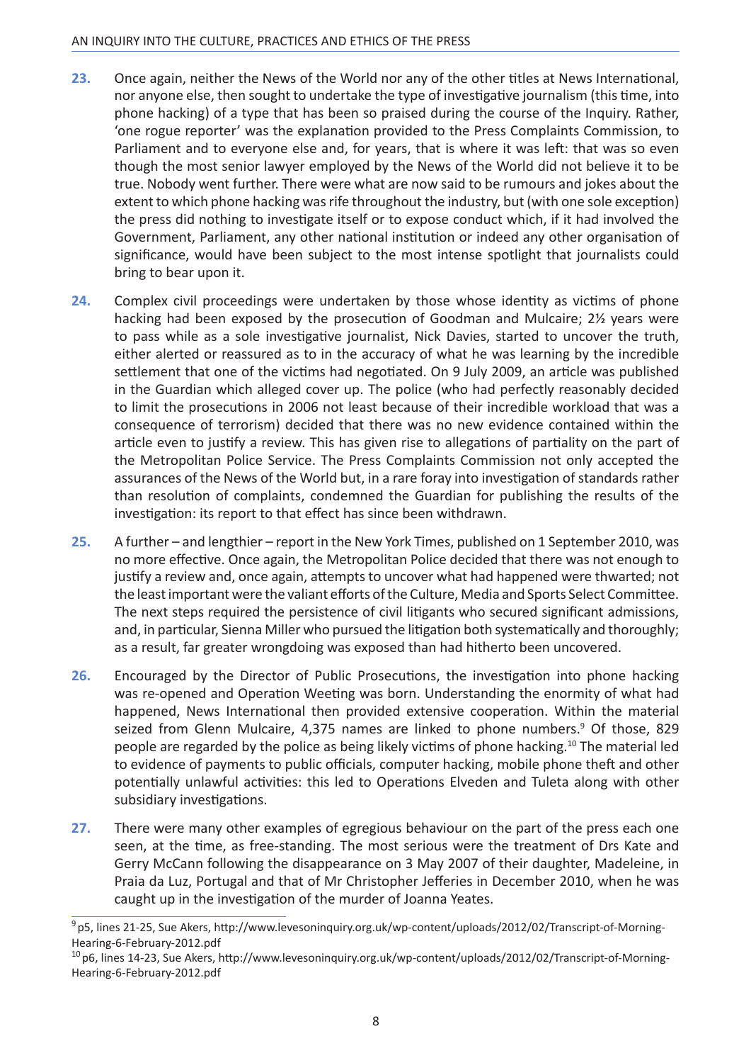**23.** Once again, neither the News of the World nor any of the other titles at News International, nor anyone else, then sought to undertake the type of investigative journalism (this time, into phone hacking) of a type that has been so praised during the course of the Inquiry. Rather, 'one rogue reporter' was the explanation provided to the Press Complaints Commission, to Parliament and to everyone else and, for years, that is where it was left: that was so even though the most senior lawyer employed by the News of the World did not believe it to be true. Nobody went further. There were what are now said to be rumours and jokes about the extent to which phone hacking was rife throughout the industry, but (with one sole exception) the press did nothing to investigate itself or to expose conduct which, if it had involved the Government, Parliament, any other national institution or indeed any other organisation of significance, would have been subject to the most intense spotlight that journalists could bring to bear upon it.

**24.** Complex civil proceedings were undertaken by those whose identity as victims of phone hacking had been exposed by the prosecution of Goodman and Mulcaire; 2½ years were to pass while as a sole investigative journalist, Nick Davies, started to uncover the truth, either alerted or reassured as to in the accuracy of what he was learning by the incredible settlement that one of the victims had negotiated. On 9 July 2009, an article was published in the Guardian which alleged cover up. The police (who had perfectly reasonably decided to limit the prosecutions in 2006 not least because of their incredible workload that was a consequence of terrorism) decided that there was no new evidence contained within the article even to justify a review. This has given rise to allegations of partiality on the part of the Metropolitan Police Service. The Press Complaints Commission not only accepted the assurances of the News of the World but, in a rare foray into investigation of standards rather than resolution of complaints, condemned the Guardian for publishing the results of the investigation: its report to that effect has since been withdrawn.

**25.** A further – and lengthier – report in the New York Times, published on 1 September 2010, was no more effective. Once again, the Metropolitan Police decided that there was not enough to justify a review and, once again, attempts to uncover what had happened were thwarted; not the least important were the valiant efforts of the Culture, Media and Sports Select Committee. The next steps required the persistence of civil litigants who secured significant admissions, and, in particular, Sienna Miller who pursued the litigation both systematically and thoroughly; as a result, far greater wrongdoing was exposed than had hitherto been uncovered.

**26.** Encouraged by the Director of Public Prosecutions, the investigation into phone hacking was re-opened and Operation Weeting was born. Understanding the enormity of what had happened, News International then provided extensive cooperation. Within the material seized from Glenn Mulcaire, 4,375 names are linked to phone numbers.[9] Of those, 829 people are regarded by the police as being likely victims of phone hacking.[10] The material led to evidence of payments to public officials, computer hacking, mobile phone theft and other potentially unlawful activities: this led to Operations Elveden and Tuleta along with other subsidiary investigations.

**27.** There were many other examples of egregious behaviour on the part of the press each one seen, at the time, as free-standing. The most serious were the treatment of Drs Kate and Gerry McCann following the disappearance on 3 May 2007 of their daughter, Madeleine, in Praia da Luz, Portugal and that of Mr Christopher Jefferies in December 2010, when he was caught up in the investigation of the murder of Joanna Yeates.

---

[9] p5, lines 21-25, Sue Akers, http://www.levesoninquiry.org.uk/wp-content/uploads/2012/02/Transcript-of-Morning-Hearing-6-February-2012.pdf

[10] p6, lines 14-23, Sue Akers, http://www.levesoninquiry.org.uk/wp-content/uploads/2012/02/Transcript-of-Morning-Hearing-6-February-2012.pdf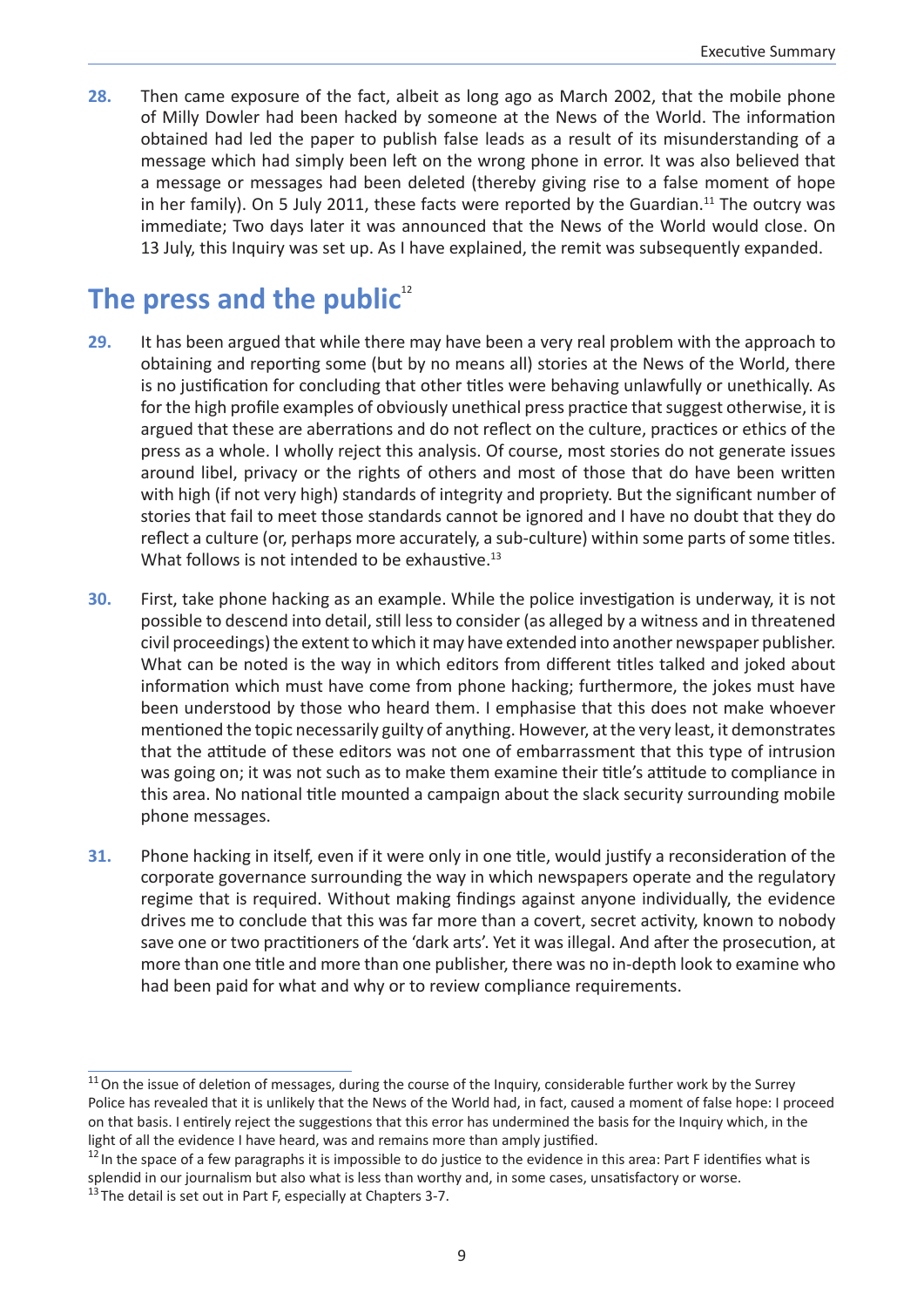**28.** Then came exposure of the fact, albeit as long ago as March 2002, that the mobile phone of Milly Dowler had been hacked by someone at the News of the World. The information obtained had led the paper to publish false leads as a result of its misunderstanding of a message which had simply been left on the wrong phone in error. It was also believed that a message or messages had been deleted (thereby giving rise to a false moment of hope in her family). On 5 July 2011, these facts were reported by the Guardian.[11] The outcry was immediate; Two days later it was announced that the News of the World would close. On 13 July, this Inquiry was set up. As I have explained, the remit was subsequently expanded.

## The press and the public[12]

**29.** It has been argued that while there may have been a very real problem with the approach to obtaining and reporting some (but by no means all) stories at the News of the World, there is no justification for concluding that other titles were behaving unlawfully or unethically. As for the high profile examples of obviously unethical press practice that suggest otherwise, it is argued that these are aberrations and do not reflect on the culture, practices or ethics of the press as a whole. I wholly reject this analysis. Of course, most stories do not generate issues around libel, privacy or the rights of others and most of those that do have been written with high (if not very high) standards of integrity and propriety. But the significant number of stories that fail to meet those standards cannot be ignored and I have no doubt that they do reflect a culture (or, perhaps more accurately, a sub-culture) within some parts of some titles. What follows is not intended to be exhaustive.[13]

**30.** First, take phone hacking as an example. While the police investigation is underway, it is not possible to descend into detail, still less to consider (as alleged by a witness and in threatened civil proceedings) the extent to which it may have extended into another newspaper publisher. What can be noted is the way in which editors from different titles talked and joked about information which must have come from phone hacking; furthermore, the jokes must have been understood by those who heard them. I emphasise that this does not make whoever mentioned the topic necessarily guilty of anything. However, at the very least, it demonstrates that the attitude of these editors was not one of embarrassment that this type of intrusion was going on; it was not such as to make them examine their title's attitude to compliance in this area. No national title mounted a campaign about the slack security surrounding mobile phone messages.

**31.** Phone hacking in itself, even if it were only in one title, would justify a reconsideration of the corporate governance surrounding the way in which newspapers operate and the regulatory regime that is required. Without making findings against anyone individually, the evidence drives me to conclude that this was far more than a covert, secret activity, known to nobody save one or two practitioners of the 'dark arts'. Yet it was illegal. And after the prosecution, at more than one title and more than one publisher, there was no in-depth look to examine who had been paid for what and why or to review compliance requirements.

---

[11] On the issue of deletion of messages, during the course of the Inquiry, considerable further work by the Surrey Police has revealed that it is unlikely that the News of the World had, in fact, caused a moment of false hope: I proceed on that basis. I entirely reject the suggestions that this error has undermined the basis for the Inquiry which, in the light of all the evidence I have heard, was and remains more than amply justified.

[12] In the space of a few paragraphs it is impossible to do justice to the evidence in this area: Part F identifies what is splendid in our journalism but also what is less than worthy and, in some cases, unsatisfactory or worse.

[13] The detail is set out in Part F, especially at Chapters 3-7.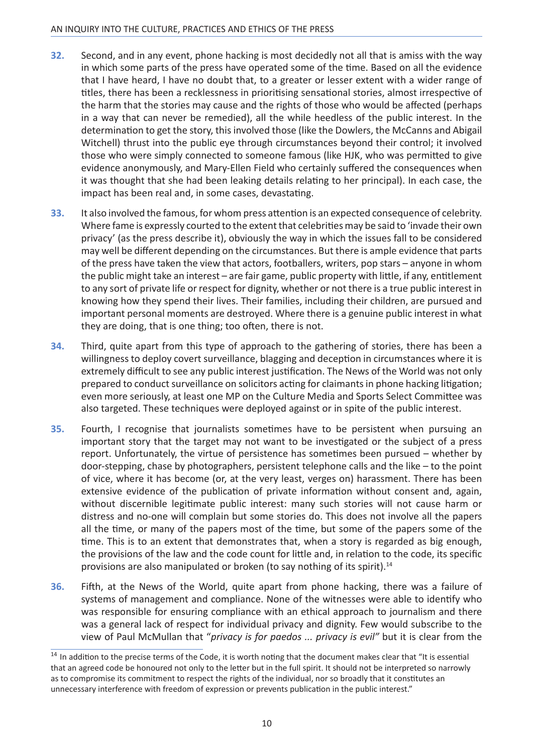**32.** Second, and in any event, phone hacking is most decidedly not all that is amiss with the way in which some parts of the press have operated some of the time. Based on all the evidence that I have heard, I have no doubt that, to a greater or lesser extent with a wider range of titles, there has been a recklessness in prioritising sensational stories, almost irrespective of the harm that the stories may cause and the rights of those who would be affected (perhaps in a way that can never be remedied), all the while heedless of the public interest. In the determination to get the story, this involved those (like the Dowlers, the McCanns and Abigail Witchell) thrust into the public eye through circumstances beyond their control; it involved those who were simply connected to someone famous (like HJK, who was permitted to give evidence anonymously, and Mary-Ellen Field who certainly suffered the consequences when it was thought that she had been leaking details relating to her principal). In each case, the impact has been real and, in some cases, devastating.

**33.** It also involved the famous, for whom press attention is an expected consequence of celebrity. Where fame is expressly courted to the extent that celebrities may be said to 'invade their own privacy' (as the press describe it), obviously the way in which the issues fall to be considered may well be different depending on the circumstances. But there is ample evidence that parts of the press have taken the view that actors, footballers, writers, pop stars – anyone in whom the public might take an interest – are fair game, public property with little, if any, entitlement to any sort of private life or respect for dignity, whether or not there is a true public interest in knowing how they spend their lives. Their families, including their children, are pursued and important personal moments are destroyed. Where there is a genuine public interest in what they are doing, that is one thing; too often, there is not.

**34.** Third, quite apart from this type of approach to the gathering of stories, there has been a willingness to deploy covert surveillance, blagging and deception in circumstances where it is extremely difficult to see any public interest justification. The News of the World was not only prepared to conduct surveillance on solicitors acting for claimants in phone hacking litigation; even more seriously, at least one MP on the Culture Media and Sports Select Committee was also targeted. These techniques were deployed against or in spite of the public interest.

**35.** Fourth, I recognise that journalists sometimes have to be persistent when pursuing an important story that the target may not want to be investigated or the subject of a press report. Unfortunately, the virtue of persistence has sometimes been pursued – whether by door-stepping, chase by photographers, persistent telephone calls and the like – to the point of vice, where it has become (or, at the very least, verges on) harassment. There has been extensive evidence of the publication of private information without consent and, again, without discernible legitimate public interest: many such stories will not cause harm or distress and no-one will complain but some stories do. This does not involve all the papers all the time, or many of the papers most of the time, but some of the papers some of the time. This is to an extent that demonstrates that, when a story is regarded as big enough, the provisions of the law and the code count for little and, in relation to the code, its specific provisions are also manipulated or broken (to say nothing of its spirit).[14]

**36.** Fifth, at the News of the World, quite apart from phone hacking, there was a failure of systems of management and compliance. None of the witnesses were able to identify who was responsible for ensuring compliance with an ethical approach to journalism and there was a general lack of respect for individual privacy and dignity. Few would subscribe to the view of Paul McMullan that "*privacy is for paedos ... privacy is evil*" but it is clear from the

[14] In addition to the precise terms of the Code, it is worth noting that the document makes clear that "It is essential that an agreed code be honoured not only to the letter but in the full spirit. It should not be interpreted so narrowly as to compromise its commitment to respect the rights of the individual, nor so broadly that it constitutes an unnecessary interference with freedom of expression or prevents publication in the public interest."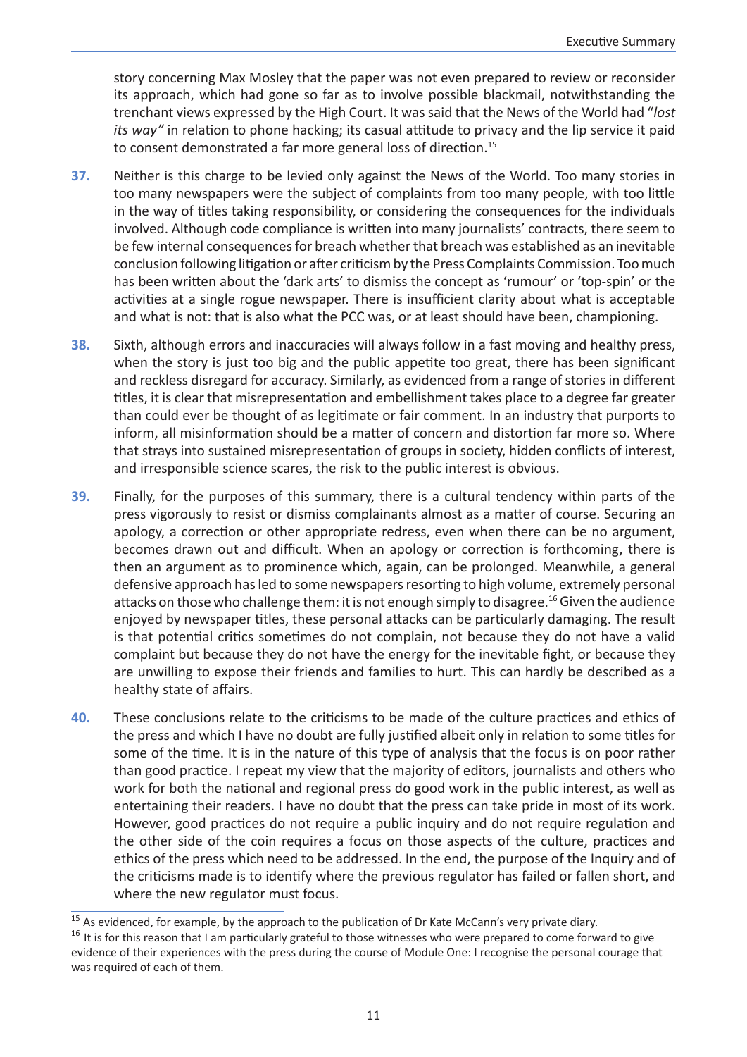story concerning Max Mosley that the paper was not even prepared to review or reconsider its approach, which had gone so far as to involve possible blackmail, notwithstanding the trenchant views expressed by the High Court. It was said that the News of the World had "*lost its way"* in relation to phone hacking; its casual attitude to privacy and the lip service it paid to consent demonstrated a far more general loss of direction.[15]

**37.** Neither is this charge to be levied only against the News of the World. Too many stories in too many newspapers were the subject of complaints from too many people, with too little in the way of titles taking responsibility, or considering the consequences for the individuals involved. Although code compliance is written into many journalists' contracts, there seem to be few internal consequences for breach whether that breach was established as an inevitable conclusion following litigation or after criticism by the Press Complaints Commission. Too much has been written about the 'dark arts' to dismiss the concept as 'rumour' or 'top-spin' or the activities at a single rogue newspaper. There is insufficient clarity about what is acceptable and what is not: that is also what the PCC was, or at least should have been, championing.

**38.** Sixth, although errors and inaccuracies will always follow in a fast moving and healthy press, when the story is just too big and the public appetite too great, there has been significant and reckless disregard for accuracy. Similarly, as evidenced from a range of stories in different titles, it is clear that misrepresentation and embellishment takes place to a degree far greater than could ever be thought of as legitimate or fair comment. In an industry that purports to inform, all misinformation should be a matter of concern and distortion far more so. Where that strays into sustained misrepresentation of groups in society, hidden conflicts of interest, and irresponsible science scares, the risk to the public interest is obvious.

**39.** Finally, for the purposes of this summary, there is a cultural tendency within parts of the press vigorously to resist or dismiss complainants almost as a matter of course. Securing an apology, a correction or other appropriate redress, even when there can be no argument, becomes drawn out and difficult. When an apology or correction is forthcoming, there is then an argument as to prominence which, again, can be prolonged. Meanwhile, a general defensive approach has led to some newspapers resorting to high volume, extremely personal attacks on those who challenge them: it is not enough simply to disagree.[16] Given the audience enjoyed by newspaper titles, these personal attacks can be particularly damaging. The result is that potential critics sometimes do not complain, not because they do not have a valid complaint but because they do not have the energy for the inevitable fight, or because they are unwilling to expose their friends and families to hurt. This can hardly be described as a healthy state of affairs.

**40.** These conclusions relate to the criticisms to be made of the culture practices and ethics of the press and which I have no doubt are fully justified albeit only in relation to some titles for some of the time. It is in the nature of this type of analysis that the focus is on poor rather than good practice. I repeat my view that the majority of editors, journalists and others who work for both the national and regional press do good work in the public interest, as well as entertaining their readers. I have no doubt that the press can take pride in most of its work. However, good practices do not require a public inquiry and do not require regulation and the other side of the coin requires a focus on those aspects of the culture, practices and ethics of the press which need to be addressed. In the end, the purpose of the Inquiry and of the criticisms made is to identify where the previous regulator has failed or fallen short, and where the new regulator must focus.

---

[15] As evidenced, for example, by the approach to the publication of Dr Kate McCann's very private diary.

[16] It is for this reason that I am particularly grateful to those witnesses who were prepared to come forward to give evidence of their experiences with the press during the course of Module One: I recognise the personal courage that was required of each of them.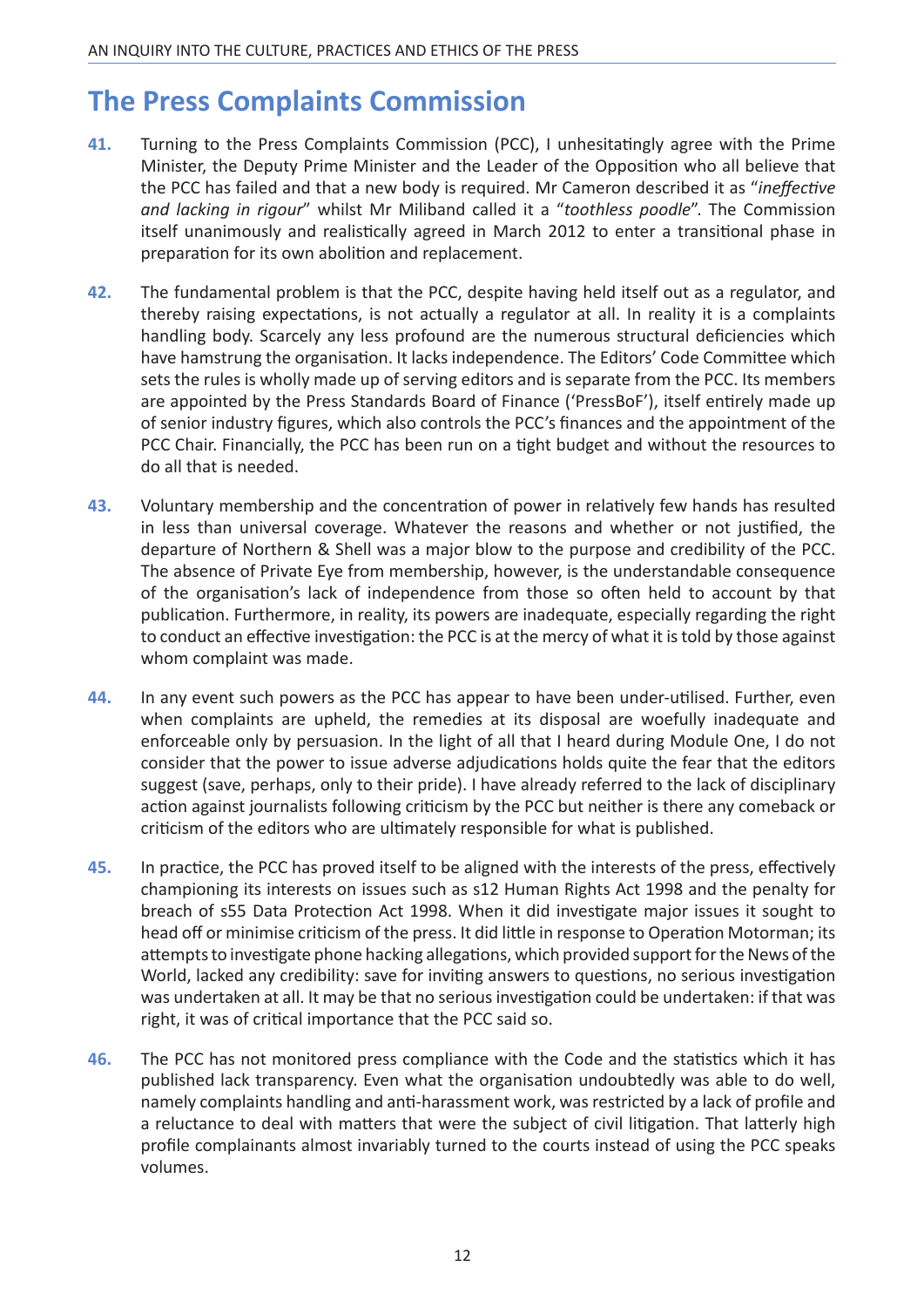## The Press Complaints Commission

**41.** Turning to the Press Complaints Commission (PCC), I unhesitatingly agree with the Prime Minister, the Deputy Prime Minister and the Leader of the Opposition who all believe that the PCC has failed and that a new body is required. Mr Cameron described it as "*ineffective and lacking in rigour*" whilst Mr Miliband called it a "*toothless poodle*". The Commission itself unanimously and realistically agreed in March 2012 to enter a transitional phase in preparation for its own abolition and replacement.

**42.** The fundamental problem is that the PCC, despite having held itself out as a regulator, and thereby raising expectations, is not actually a regulator at all. In reality it is a complaints handling body. Scarcely any less profound are the numerous structural deficiencies which have hamstrung the organisation. It lacks independence. The Editors' Code Committee which sets the rules is wholly made up of serving editors and is separate from the PCC. Its members are appointed by the Press Standards Board of Finance ('PressBoF'), itself entirely made up of senior industry figures, which also controls the PCC's finances and the appointment of the PCC Chair. Financially, the PCC has been run on a tight budget and without the resources to do all that is needed.

**43.** Voluntary membership and the concentration of power in relatively few hands has resulted in less than universal coverage. Whatever the reasons and whether or not justified, the departure of Northern & Shell was a major blow to the purpose and credibility of the PCC. The absence of Private Eye from membership, however, is the understandable consequence of the organisation's lack of independence from those so often held to account by that publication. Furthermore, in reality, its powers are inadequate, especially regarding the right to conduct an effective investigation: the PCC is at the mercy of what it is told by those against whom complaint was made.

**44.** In any event such powers as the PCC has appear to have been under-utilised. Further, even when complaints are upheld, the remedies at its disposal are woefully inadequate and enforceable only by persuasion. In the light of all that I heard during Module One, I do not consider that the power to issue adverse adjudications holds quite the fear that the editors suggest (save, perhaps, only to their pride). I have already referred to the lack of disciplinary action against journalists following criticism by the PCC but neither is there any comeback or criticism of the editors who are ultimately responsible for what is published.

**45.** In practice, the PCC has proved itself to be aligned with the interests of the press, effectively championing its interests on issues such as s12 Human Rights Act 1998 and the penalty for breach of s55 Data Protection Act 1998. When it did investigate major issues it sought to head off or minimise criticism of the press. It did little in response to Operation Motorman; its attempts to investigate phone hacking allegations, which provided support for the News of the World, lacked any credibility: save for inviting answers to questions, no serious investigation was undertaken at all. It may be that no serious investigation could be undertaken: if that was right, it was of critical importance that the PCC said so.

**46.** The PCC has not monitored press compliance with the Code and the statistics which it has published lack transparency. Even what the organisation undoubtedly was able to do well, namely complaints handling and anti-harassment work, was restricted by a lack of profile and a reluctance to deal with matters that were the subject of civil litigation. That latterly high profile complainants almost invariably turned to the courts instead of using the PCC speaks volumes.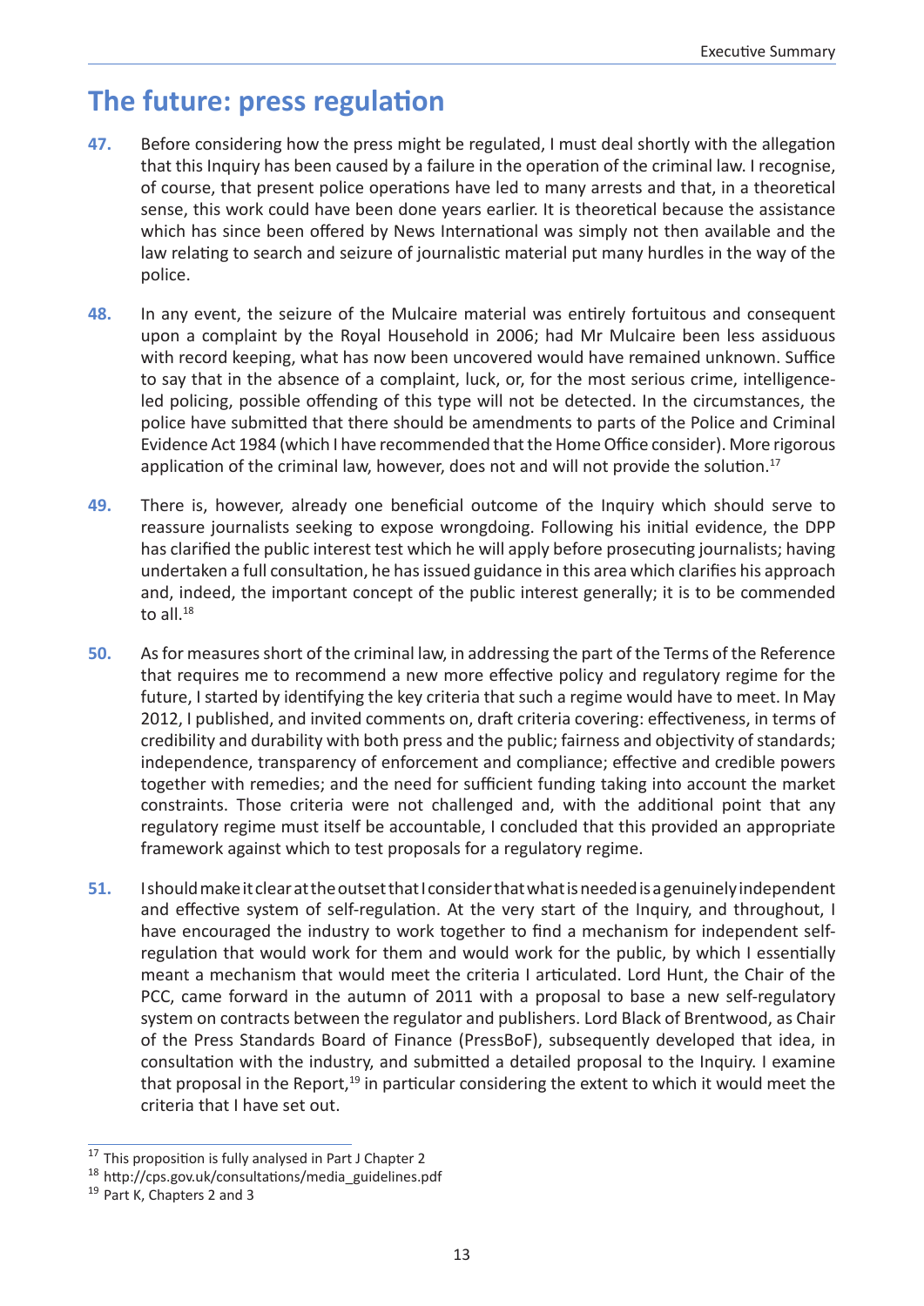## The future: press regulation

**47.** Before considering how the press might be regulated, I must deal shortly with the allegation that this Inquiry has been caused by a failure in the operation of the criminal law. I recognise, of course, that present police operations have led to many arrests and that, in a theoretical sense, this work could have been done years earlier. It is theoretical because the assistance which has since been offered by News International was simply not then available and the law relating to search and seizure of journalistic material put many hurdles in the way of the police.

**48.** In any event, the seizure of the Mulcaire material was entirely fortuitous and consequent upon a complaint by the Royal Household in 2006; had Mr Mulcaire been less assiduous with record keeping, what has now been uncovered would have remained unknown. Suffice to say that in the absence of a complaint, luck, or, for the most serious crime, intelligence-led policing, possible offending of this type will not be detected. In the circumstances, the police have submitted that there should be amendments to parts of the Police and Criminal Evidence Act 1984 (which I have recommended that the Home Office consider). More rigorous application of the criminal law, however, does not and will not provide the solution.[17]

**49.** There is, however, already one beneficial outcome of the Inquiry which should serve to reassure journalists seeking to expose wrongdoing. Following his initial evidence, the DPP has clarified the public interest test which he will apply before prosecuting journalists; having undertaken a full consultation, he has issued guidance in this area which clarifies his approach and, indeed, the important concept of the public interest generally; it is to be commended to all.[18]

**50.** As for measures short of the criminal law, in addressing the part of the Terms of the Reference that requires me to recommend a new more effective policy and regulatory regime for the future, I started by identifying the key criteria that such a regime would have to meet. In May 2012, I published, and invited comments on, draft criteria covering: effectiveness, in terms of credibility and durability with both press and the public; fairness and objectivity of standards; independence, transparency of enforcement and compliance; effective and credible powers together with remedies; and the need for sufficient funding taking into account the market constraints. Those criteria were not challenged and, with the additional point that any regulatory regime must itself be accountable, I concluded that this provided an appropriate framework against which to test proposals for a regulatory regime.

**51.** I should make it clear at the outset that I consider that what is needed is a genuinely independent and effective system of self-regulation. At the very start of the Inquiry, and throughout, I have encouraged the industry to work together to find a mechanism for independent self-regulation that would work for them and would work for the public, by which I essentially meant a mechanism that would meet the criteria I articulated. Lord Hunt, the Chair of the PCC, came forward in the autumn of 2011 with a proposal to base a new self-regulatory system on contracts between the regulator and publishers. Lord Black of Brentwood, as Chair of the Press Standards Board of Finance (PressBoF), subsequently developed that idea, in consultation with the industry, and submitted a detailed proposal to the Inquiry. I examine that proposal in the Report,[19] in particular considering the extent to which it would meet the criteria that I have set out.

---

[17] This proposition is fully analysed in Part J Chapter 2

[18] http://cps.gov.uk/consultations/media_guidelines.pdf

[19] Part K, Chapters 2 and 3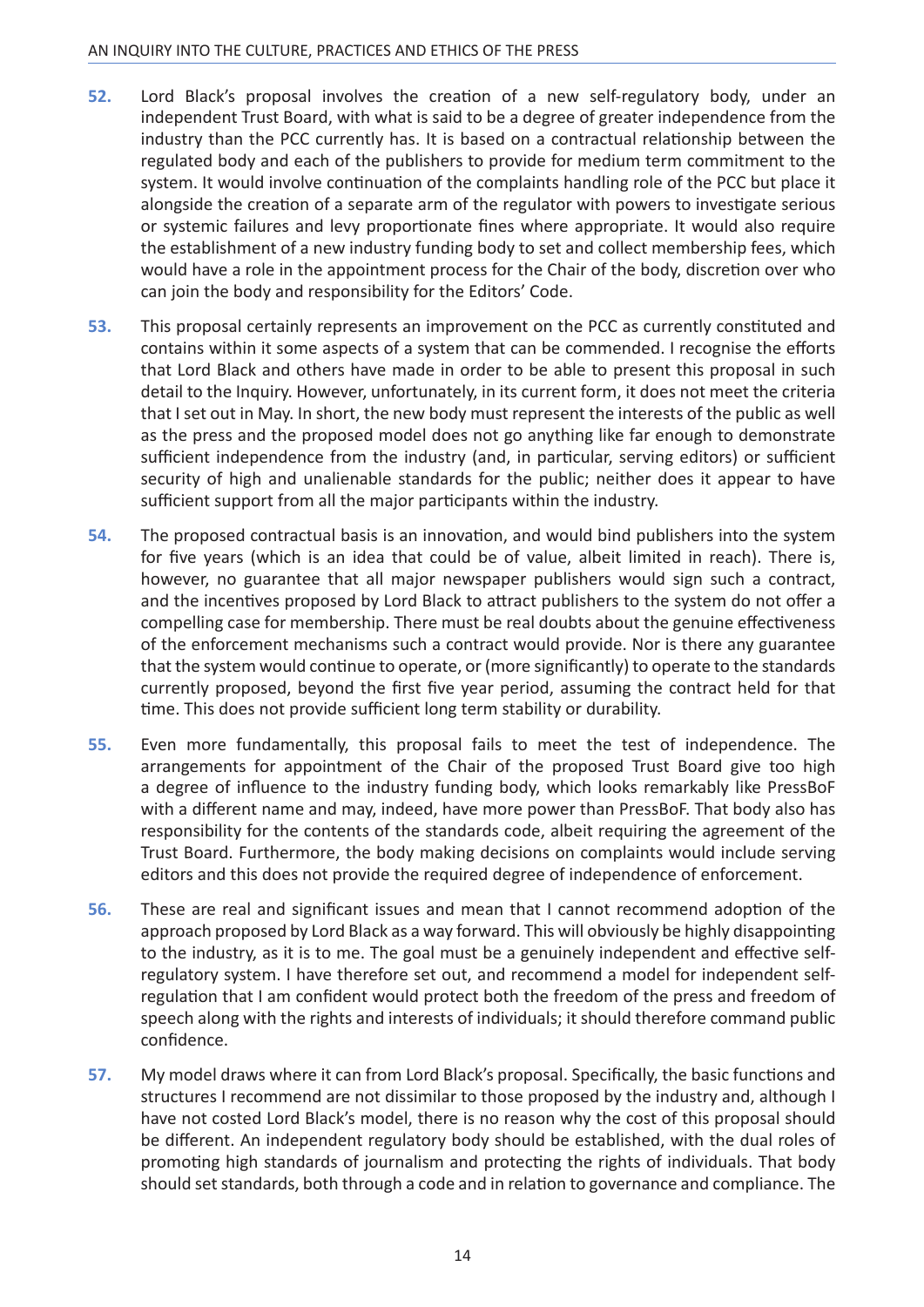**52.** Lord Black's proposal involves the creation of a new self-regulatory body, under an independent Trust Board, with what is said to be a degree of greater independence from the industry than the PCC currently has. It is based on a contractual relationship between the regulated body and each of the publishers to provide for medium term commitment to the system. It would involve continuation of the complaints handling role of the PCC but place it alongside the creation of a separate arm of the regulator with powers to investigate serious or systemic failures and levy proportionate fines where appropriate. It would also require the establishment of a new industry funding body to set and collect membership fees, which would have a role in the appointment process for the Chair of the body, discretion over who can join the body and responsibility for the Editors' Code.

**53.** This proposal certainly represents an improvement on the PCC as currently constituted and contains within it some aspects of a system that can be commended. I recognise the efforts that Lord Black and others have made in order to be able to present this proposal in such detail to the Inquiry. However, unfortunately, in its current form, it does not meet the criteria that I set out in May. In short, the new body must represent the interests of the public as well as the press and the proposed model does not go anything like far enough to demonstrate sufficient independence from the industry (and, in particular, serving editors) or sufficient security of high and unalienable standards for the public; neither does it appear to have sufficient support from all the major participants within the industry.

**54.** The proposed contractual basis is an innovation, and would bind publishers into the system for five years (which is an idea that could be of value, albeit limited in reach). There is, however, no guarantee that all major newspaper publishers would sign such a contract, and the incentives proposed by Lord Black to attract publishers to the system do not offer a compelling case for membership. There must be real doubts about the genuine effectiveness of the enforcement mechanisms such a contract would provide. Nor is there any guarantee that the system would continue to operate, or (more significantly) to operate to the standards currently proposed, beyond the first five year period, assuming the contract held for that time. This does not provide sufficient long term stability or durability.

**55.** Even more fundamentally, this proposal fails to meet the test of independence. The arrangements for appointment of the Chair of the proposed Trust Board give too high a degree of influence to the industry funding body, which looks remarkably like PressBoF with a different name and may, indeed, have more power than PressBoF. That body also has responsibility for the contents of the standards code, albeit requiring the agreement of the Trust Board. Furthermore, the body making decisions on complaints would include serving editors and this does not provide the required degree of independence of enforcement.

**56.** These are real and significant issues and mean that I cannot recommend adoption of the approach proposed by Lord Black as a way forward. This will obviously be highly disappointing to the industry, as it is to me. The goal must be a genuinely independent and effective self-regulatory system. I have therefore set out, and recommend a model for independent self-regulation that I am confident would protect both the freedom of the press and freedom of speech along with the rights and interests of individuals; it should therefore command public confidence.

**57.** My model draws where it can from Lord Black's proposal. Specifically, the basic functions and structures I recommend are not dissimilar to those proposed by the industry and, although I have not costed Lord Black's model, there is no reason why the cost of this proposal should be different. An independent regulatory body should be established, with the dual roles of promoting high standards of journalism and protecting the rights of individuals. That body should set standards, both through a code and in relation to governance and compliance. The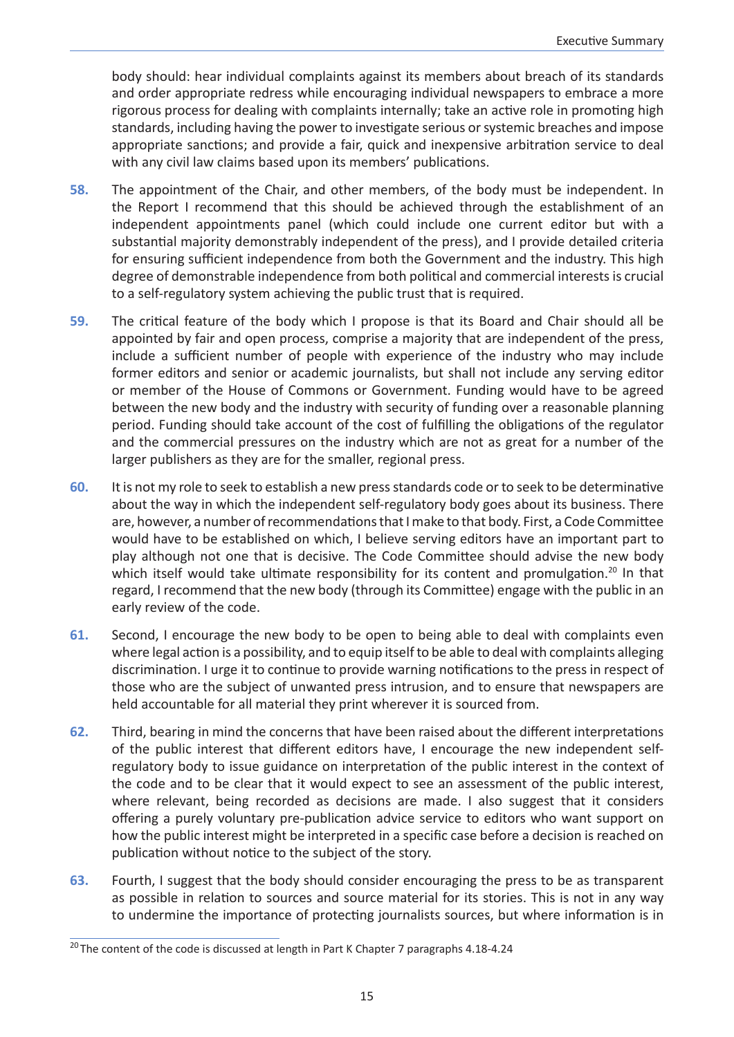body should: hear individual complaints against its members about breach of its standards and order appropriate redress while encouraging individual newspapers to embrace a more rigorous process for dealing with complaints internally; take an active role in promoting high standards, including having the power to investigate serious or systemic breaches and impose appropriate sanctions; and provide a fair, quick and inexpensive arbitration service to deal with any civil law claims based upon its members' publications.

**58.** The appointment of the Chair, and other members, of the body must be independent. In the Report I recommend that this should be achieved through the establishment of an independent appointments panel (which could include one current editor but with a substantial majority demonstrably independent of the press), and I provide detailed criteria for ensuring sufficient independence from both the Government and the industry. This high degree of demonstrable independence from both political and commercial interests is crucial to a self-regulatory system achieving the public trust that is required.

**59.** The critical feature of the body which I propose is that its Board and Chair should all be appointed by fair and open process, comprise a majority that are independent of the press, include a sufficient number of people with experience of the industry who may include former editors and senior or academic journalists, but shall not include any serving editor or member of the House of Commons or Government. Funding would have to be agreed between the new body and the industry with security of funding over a reasonable planning period. Funding should take account of the cost of fulfilling the obligations of the regulator and the commercial pressures on the industry which are not as great for a number of the larger publishers as they are for the smaller, regional press.

**60.** It is not my role to seek to establish a new press standards code or to seek to be determinative about the way in which the independent self-regulatory body goes about its business. There are, however, a number of recommendations that I make to that body. First, a Code Committee would have to be established on which, I believe serving editors have an important part to play although not one that is decisive. The Code Committee should advise the new body which itself would take ultimate responsibility for its content and promulgation.[20] In that regard, I recommend that the new body (through its Committee) engage with the public in an early review of the code.

**61.** Second, I encourage the new body to be open to being able to deal with complaints even where legal action is a possibility, and to equip itself to be able to deal with complaints alleging discrimination. I urge it to continue to provide warning notifications to the press in respect of those who are the subject of unwanted press intrusion, and to ensure that newspapers are held accountable for all material they print wherever it is sourced from.

**62.** Third, bearing in mind the concerns that have been raised about the different interpretations of the public interest that different editors have, I encourage the new independent self-regulatory body to issue guidance on interpretation of the public interest in the context of the code and to be clear that it would expect to see an assessment of the public interest, where relevant, being recorded as decisions are made. I also suggest that it considers offering a purely voluntary pre-publication advice service to editors who want support on how the public interest might be interpreted in a specific case before a decision is reached on publication without notice to the subject of the story.

**63.** Fourth, I suggest that the body should consider encouraging the press to be as transparent as possible in relation to sources and source material for its stories. This is not in any way to undermine the importance of protecting journalists sources, but where information is in

---

[20] The content of the code is discussed at length in Part K Chapter 7 paragraphs 4.18-4.24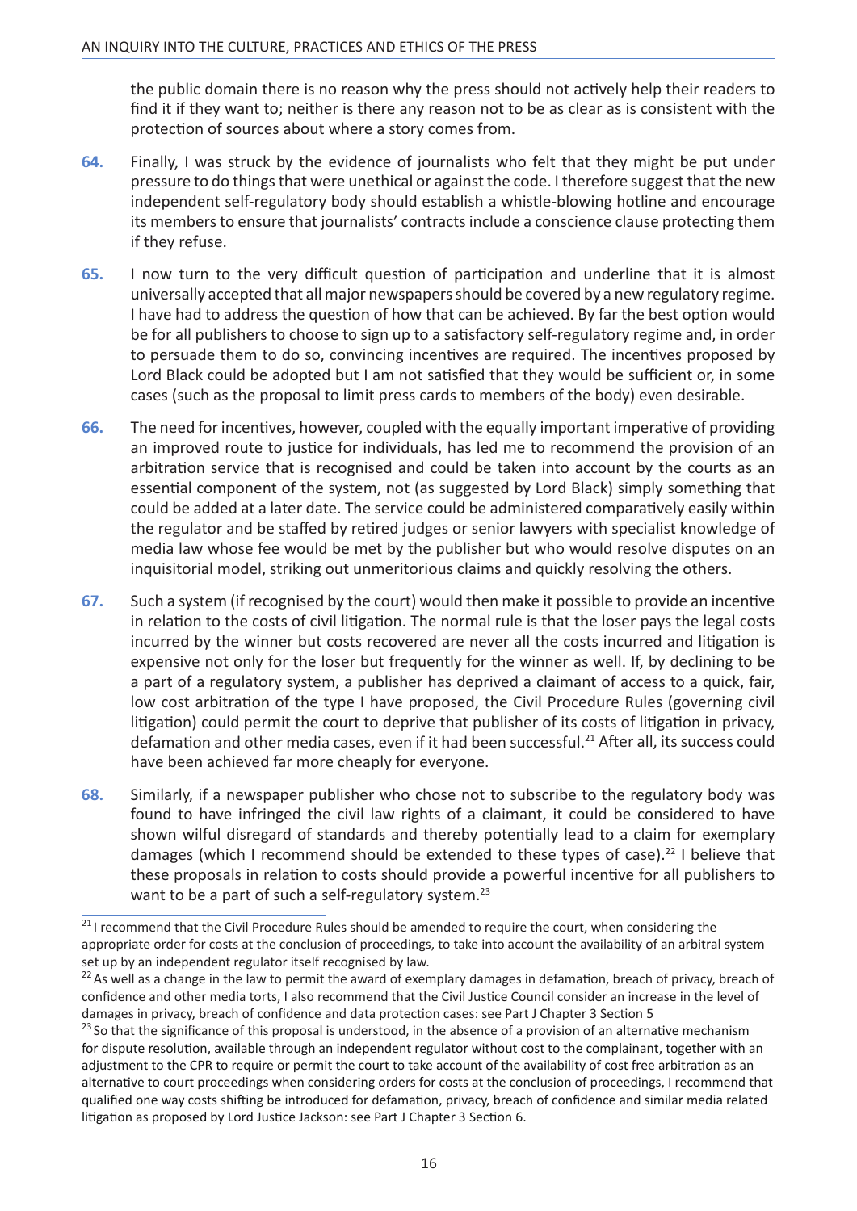the public domain there is no reason why the press should not actively help their readers to find it if they want to; neither is there any reason not to be as clear as is consistent with the protection of sources about where a story comes from.

**64.** Finally, I was struck by the evidence of journalists who felt that they might be put under pressure to do things that were unethical or against the code. I therefore suggest that the new independent self-regulatory body should establish a whistle-blowing hotline and encourage its members to ensure that journalists' contracts include a conscience clause protecting them if they refuse.

**65.** I now turn to the very difficult question of participation and underline that it is almost universally accepted that all major newspapers should be covered by a new regulatory regime. I have had to address the question of how that can be achieved. By far the best option would be for all publishers to choose to sign up to a satisfactory self-regulatory regime and, in order to persuade them to do so, convincing incentives are required. The incentives proposed by Lord Black could be adopted but I am not satisfied that they would be sufficient or, in some cases (such as the proposal to limit press cards to members of the body) even desirable.

**66.** The need for incentives, however, coupled with the equally important imperative of providing an improved route to justice for individuals, has led me to recommend the provision of an arbitration service that is recognised and could be taken into account by the courts as an essential component of the system, not (as suggested by Lord Black) simply something that could be added at a later date. The service could be administered comparatively easily within the regulator and be staffed by retired judges or senior lawyers with specialist knowledge of media law whose fee would be met by the publisher but who would resolve disputes on an inquisitorial model, striking out unmeritorious claims and quickly resolving the others.

**67.** Such a system (if recognised by the court) would then make it possible to provide an incentive in relation to the costs of civil litigation. The normal rule is that the loser pays the legal costs incurred by the winner but costs recovered are never all the costs incurred and litigation is expensive not only for the loser but frequently for the winner as well. If, by declining to be a part of a regulatory system, a publisher has deprived a claimant of access to a quick, fair, low cost arbitration of the type I have proposed, the Civil Procedure Rules (governing civil litigation) could permit the court to deprive that publisher of its costs of litigation in privacy, defamation and other media cases, even if it had been successful.[21] After all, its success could have been achieved far more cheaply for everyone.

**68.** Similarly, if a newspaper publisher who chose not to subscribe to the regulatory body was found to have infringed the civil law rights of a claimant, it could be considered to have shown wilful disregard of standards and thereby potentially lead to a claim for exemplary damages (which I recommend should be extended to these types of case).[22] I believe that these proposals in relation to costs should provide a powerful incentive for all publishers to want to be a part of such a self-regulatory system.[23]

---

[21] I recommend that the Civil Procedure Rules should be amended to require the court, when considering the appropriate order for costs at the conclusion of proceedings, to take into account the availability of an arbitral system set up by an independent regulator itself recognised by law.

[22] As well as a change in the law to permit the award of exemplary damages in defamation, breach of privacy, breach of confidence and other media torts, I also recommend that the Civil Justice Council consider an increase in the level of damages in privacy, breach of confidence and data protection cases: see Part J Chapter 3 Section 5

[23] So that the significance of this proposal is understood, in the absence of a provision of an alternative mechanism for dispute resolution, available through an independent regulator without cost to the complainant, together with an adjustment to the CPR to require or permit the court to take account of the availability of cost free arbitration as an alternative to court proceedings when considering orders for costs at the conclusion of proceedings, I recommend that qualified one way costs shifting be introduced for defamation, privacy, breach of confidence and similar media related litigation as proposed by Lord Justice Jackson: see Part J Chapter 3 Section 6.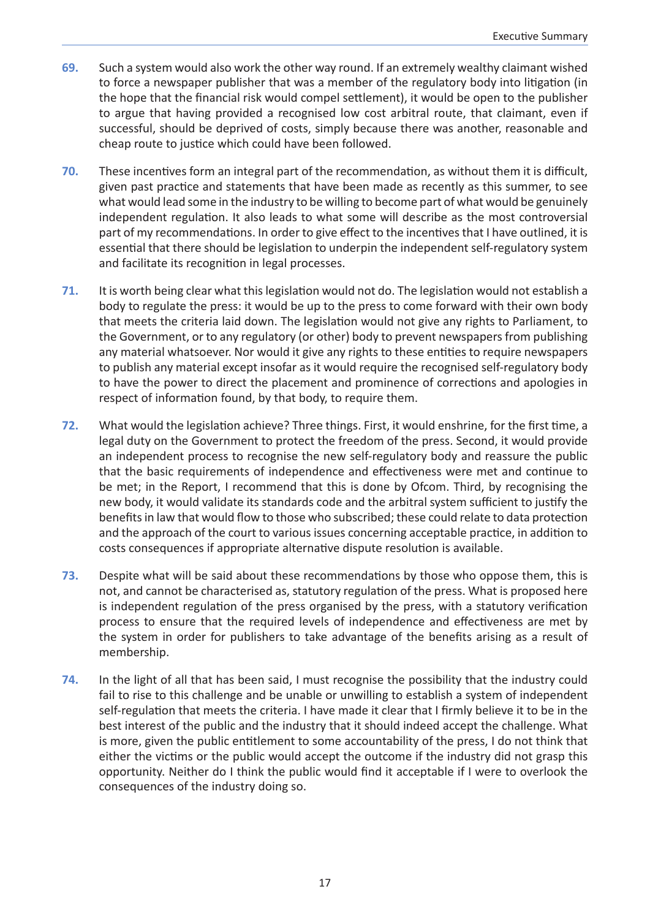**69.** Such a system would also work the other way round. If an extremely wealthy claimant wished to force a newspaper publisher that was a member of the regulatory body into litigation (in the hope that the financial risk would compel settlement), it would be open to the publisher to argue that having provided a recognised low cost arbitral route, that claimant, even if successful, should be deprived of costs, simply because there was another, reasonable and cheap route to justice which could have been followed.

**70.** These incentives form an integral part of the recommendation, as without them it is difficult, given past practice and statements that have been made as recently as this summer, to see what would lead some in the industry to be willing to become part of what would be genuinely independent regulation. It also leads to what some will describe as the most controversial part of my recommendations. In order to give effect to the incentives that I have outlined, it is essential that there should be legislation to underpin the independent self-regulatory system and facilitate its recognition in legal processes.

**71.** It is worth being clear what this legislation would not do. The legislation would not establish a body to regulate the press: it would be up to the press to come forward with their own body that meets the criteria laid down. The legislation would not give any rights to Parliament, to the Government, or to any regulatory (or other) body to prevent newspapers from publishing any material whatsoever. Nor would it give any rights to these entities to require newspapers to publish any material except insofar as it would require the recognised self-regulatory body to have the power to direct the placement and prominence of corrections and apologies in respect of information found, by that body, to require them.

**72.** What would the legislation achieve? Three things. First, it would enshrine, for the first time, a legal duty on the Government to protect the freedom of the press. Second, it would provide an independent process to recognise the new self-regulatory body and reassure the public that the basic requirements of independence and effectiveness were met and continue to be met; in the Report, I recommend that this is done by Ofcom. Third, by recognising the new body, it would validate its standards code and the arbitral system sufficient to justify the benefits in law that would flow to those who subscribed; these could relate to data protection and the approach of the court to various issues concerning acceptable practice, in addition to costs consequences if appropriate alternative dispute resolution is available.

**73.** Despite what will be said about these recommendations by those who oppose them, this is not, and cannot be characterised as, statutory regulation of the press. What is proposed here is independent regulation of the press organised by the press, with a statutory verification process to ensure that the required levels of independence and effectiveness are met by the system in order for publishers to take advantage of the benefits arising as a result of membership.

**74.** In the light of all that has been said, I must recognise the possibility that the industry could fail to rise to this challenge and be unable or unwilling to establish a system of independent self-regulation that meets the criteria. I have made it clear that I firmly believe it to be in the best interest of the public and the industry that it should indeed accept the challenge. What is more, given the public entitlement to some accountability of the press, I do not think that either the victims or the public would accept the outcome if the industry did not grasp this opportunity. Neither do I think the public would find it acceptable if I were to overlook the consequences of the industry doing so.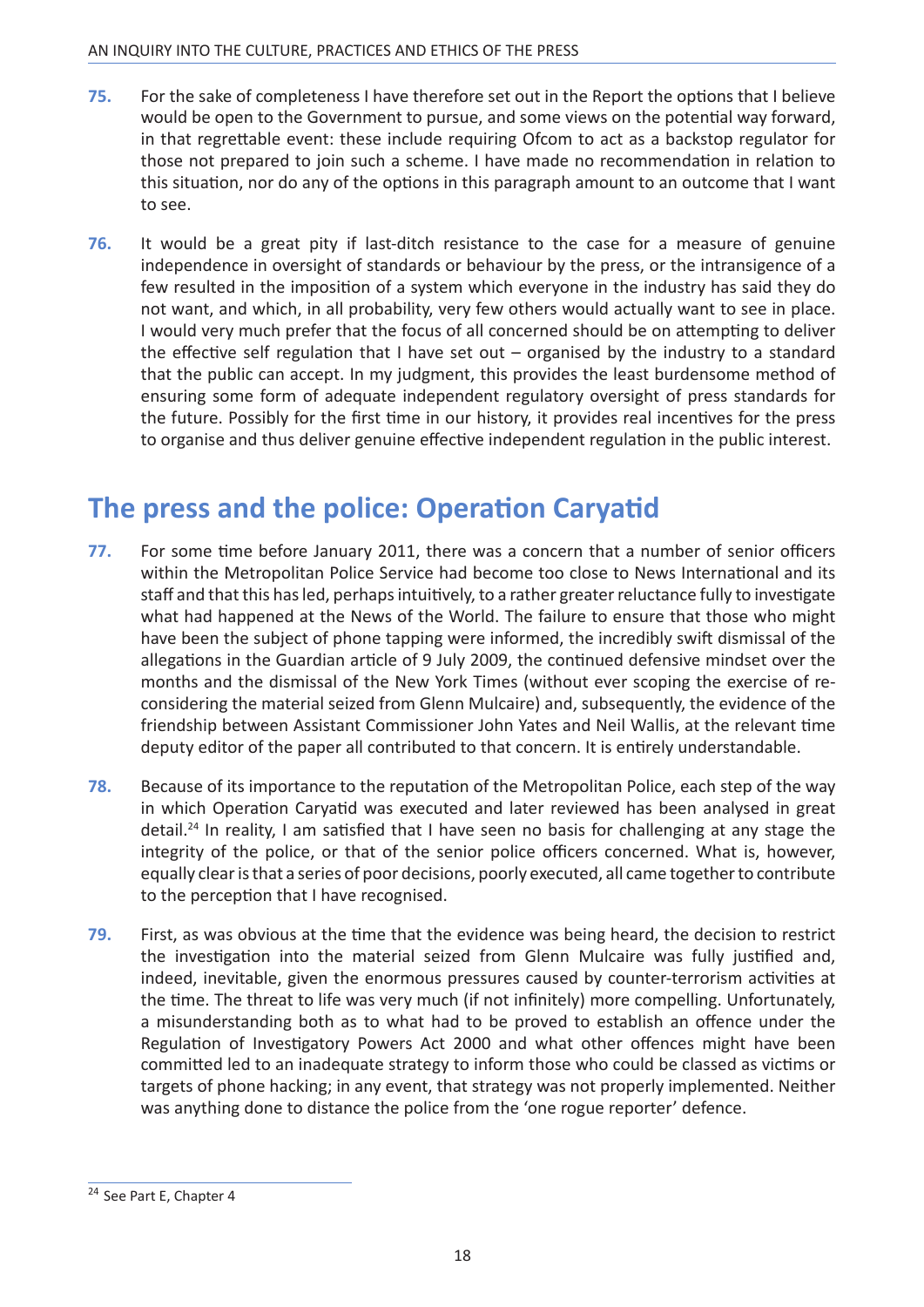**75.** For the sake of completeness I have therefore set out in the Report the options that I believe would be open to the Government to pursue, and some views on the potential way forward, in that regrettable event: these include requiring Ofcom to act as a backstop regulator for those not prepared to join such a scheme. I have made no recommendation in relation to this situation, nor do any of the options in this paragraph amount to an outcome that I want to see.

**76.** It would be a great pity if last-ditch resistance to the case for a measure of genuine independence in oversight of standards or behaviour by the press, or the intransigence of a few resulted in the imposition of a system which everyone in the industry has said they do not want, and which, in all probability, very few others would actually want to see in place. I would very much prefer that the focus of all concerned should be on attempting to deliver the effective self regulation that I have set out – organised by the industry to a standard that the public can accept. In my judgment, this provides the least burdensome method of ensuring some form of adequate independent regulatory oversight of press standards for the future. Possibly for the first time in our history, it provides real incentives for the press to organise and thus deliver genuine effective independent regulation in the public interest.

## The press and the police: Operation Caryatid

**77.** For some time before January 2011, there was a concern that a number of senior officers within the Metropolitan Police Service had become too close to News International and its staff and that this has led, perhaps intuitively, to a rather greater reluctance fully to investigate what had happened at the News of the World. The failure to ensure that those who might have been the subject of phone tapping were informed, the incredibly swift dismissal of the allegations in the Guardian article of 9 July 2009, the continued defensive mindset over the months and the dismissal of the New York Times (without ever scoping the exercise of re-considering the material seized from Glenn Mulcaire) and, subsequently, the evidence of the friendship between Assistant Commissioner John Yates and Neil Wallis, at the relevant time deputy editor of the paper all contributed to that concern. It is entirely understandable.

**78.** Because of its importance to the reputation of the Metropolitan Police, each step of the way in which Operation Caryatid was executed and later reviewed has been analysed in great detail.[24] In reality, I am satisfied that I have seen no basis for challenging at any stage the integrity of the police, or that of the senior police officers concerned. What is, however, equally clear is that a series of poor decisions, poorly executed, all came together to contribute to the perception that I have recognised.

**79.** First, as was obvious at the time that the evidence was being heard, the decision to restrict the investigation into the material seized from Glenn Mulcaire was fully justified and, indeed, inevitable, given the enormous pressures caused by counter-terrorism activities at the time. The threat to life was very much (if not infinitely) more compelling. Unfortunately, a misunderstanding both as to what had to be proved to establish an offence under the Regulation of Investigatory Powers Act 2000 and what other offences might have been committed led to an inadequate strategy to inform those who could be classed as victims or targets of phone hacking; in any event, that strategy was not properly implemented. Neither was anything done to distance the police from the 'one rogue reporter' defence.

---

[24] See Part E, Chapter 4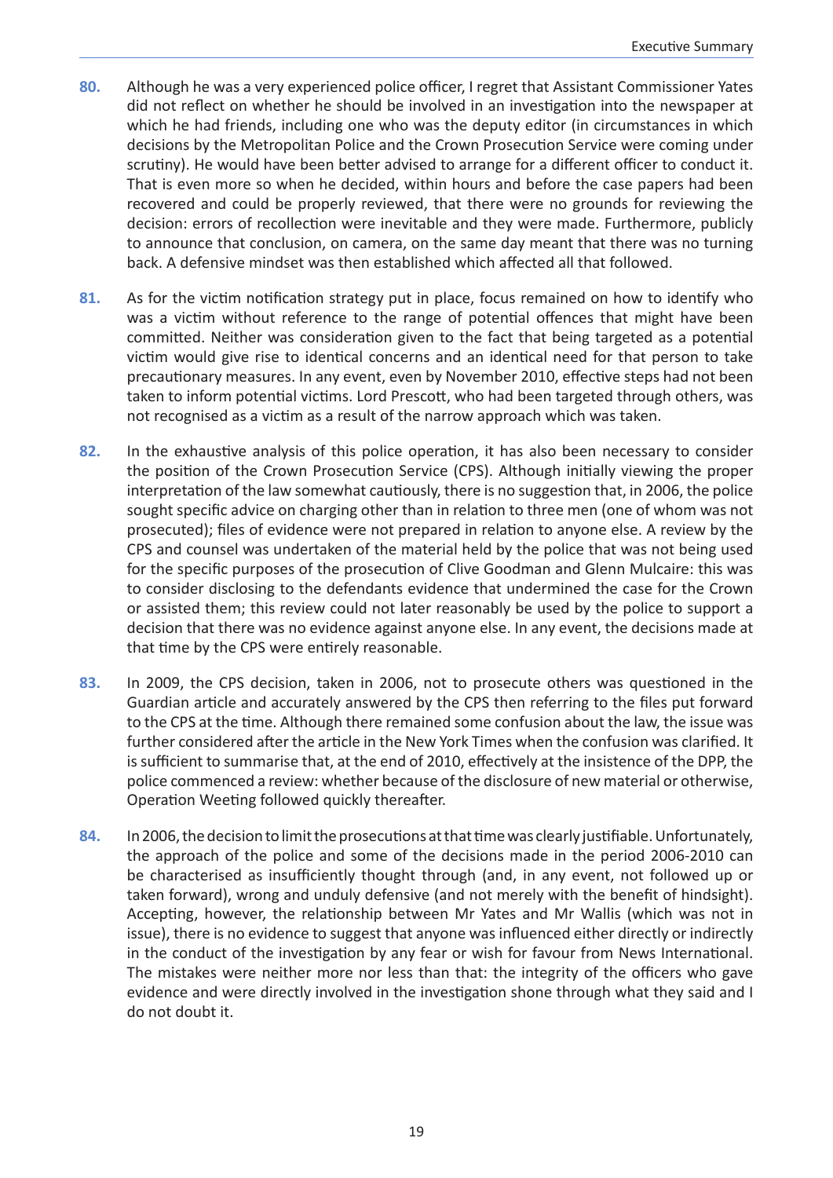**80.** Although he was a very experienced police officer, I regret that Assistant Commissioner Yates did not reflect on whether he should be involved in an investigation into the newspaper at which he had friends, including one who was the deputy editor (in circumstances in which decisions by the Metropolitan Police and the Crown Prosecution Service were coming under scrutiny). He would have been better advised to arrange for a different officer to conduct it. That is even more so when he decided, within hours and before the case papers had been recovered and could be properly reviewed, that there were no grounds for reviewing the decision: errors of recollection were inevitable and they were made. Furthermore, publicly to announce that conclusion, on camera, on the same day meant that there was no turning back. A defensive mindset was then established which affected all that followed.

**81.** As for the victim notification strategy put in place, focus remained on how to identify who was a victim without reference to the range of potential offences that might have been committed. Neither was consideration given to the fact that being targeted as a potential victim would give rise to identical concerns and an identical need for that person to take precautionary measures. In any event, even by November 2010, effective steps had not been taken to inform potential victims. Lord Prescott, who had been targeted through others, was not recognised as a victim as a result of the narrow approach which was taken.

**82.** In the exhaustive analysis of this police operation, it has also been necessary to consider the position of the Crown Prosecution Service (CPS). Although initially viewing the proper interpretation of the law somewhat cautiously, there is no suggestion that, in 2006, the police sought specific advice on charging other than in relation to three men (one of whom was not prosecuted); files of evidence were not prepared in relation to anyone else. A review by the CPS and counsel was undertaken of the material held by the police that was not being used for the specific purposes of the prosecution of Clive Goodman and Glenn Mulcaire: this was to consider disclosing to the defendants evidence that undermined the case for the Crown or assisted them; this review could not later reasonably be used by the police to support a decision that there was no evidence against anyone else. In any event, the decisions made at that time by the CPS were entirely reasonable.

**83.** In 2009, the CPS decision, taken in 2006, not to prosecute others was questioned in the Guardian article and accurately answered by the CPS then referring to the files put forward to the CPS at the time. Although there remained some confusion about the law, the issue was further considered after the article in the New York Times when the confusion was clarified. It is sufficient to summarise that, at the end of 2010, effectively at the insistence of the DPP, the police commenced a review: whether because of the disclosure of new material or otherwise, Operation Weeting followed quickly thereafter.

**84.** In 2006, the decision to limit the prosecutions at that time was clearly justifiable. Unfortunately, the approach of the police and some of the decisions made in the period 2006-2010 can be characterised as insufficiently thought through (and, in any event, not followed up or taken forward), wrong and unduly defensive (and not merely with the benefit of hindsight). Accepting, however, the relationship between Mr Yates and Mr Wallis (which was not in issue), there is no evidence to suggest that anyone was influenced either directly or indirectly in the conduct of the investigation by any fear or wish for favour from News International. The mistakes were neither more nor less than that: the integrity of the officers who gave evidence and were directly involved in the investigation shone through what they said and I do not doubt it.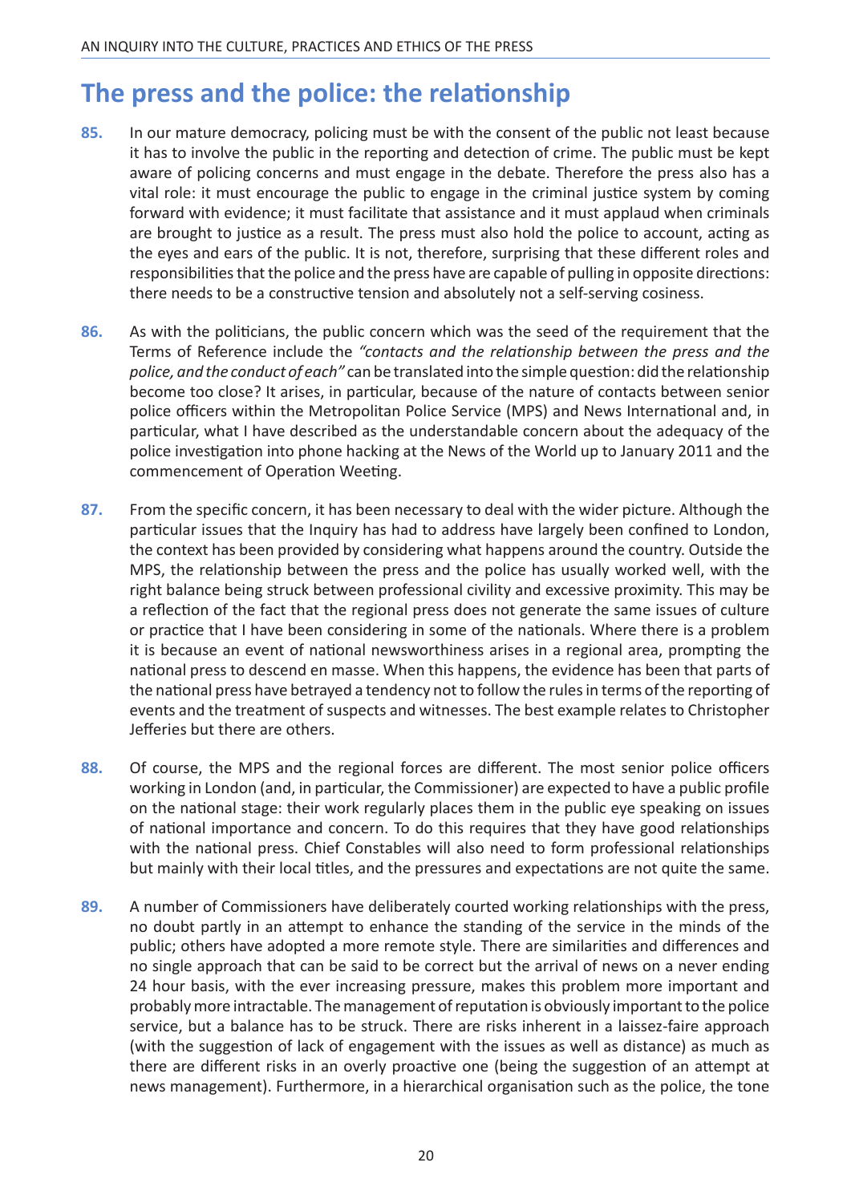## The press and the police: the relationship

**85.** In our mature democracy, policing must be with the consent of the public not least because it has to involve the public in the reporting and detection of crime. The public must be kept aware of policing concerns and must engage in the debate. Therefore the press also has a vital role: it must encourage the public to engage in the criminal justice system by coming forward with evidence; it must facilitate that assistance and it must applaud when criminals are brought to justice as a result. The press must also hold the police to account, acting as the eyes and ears of the public. It is not, therefore, surprising that these different roles and responsibilities that the police and the press have are capable of pulling in opposite directions: there needs to be a constructive tension and absolutely not a self-serving cosiness.

**86.** As with the politicians, the public concern which was the seed of the requirement that the Terms of Reference include the *"contacts and the relationship between the press and the police, and the conduct of each"* can be translated into the simple question: did the relationship become too close? It arises, in particular, because of the nature of contacts between senior police officers within the Metropolitan Police Service (MPS) and News International and, in particular, what I have described as the understandable concern about the adequacy of the police investigation into phone hacking at the News of the World up to January 2011 and the commencement of Operation Weeting.

**87.** From the specific concern, it has been necessary to deal with the wider picture. Although the particular issues that the Inquiry has had to address have largely been confined to London, the context has been provided by considering what happens around the country. Outside the MPS, the relationship between the press and the police has usually worked well, with the right balance being struck between professional civility and excessive proximity. This may be a reflection of the fact that the regional press does not generate the same issues of culture or practice that I have been considering in some of the nationals. Where there is a problem it is because an event of national newsworthiness arises in a regional area, prompting the national press to descend en masse. When this happens, the evidence has been that parts of the national press have betrayed a tendency not to follow the rules in terms of the reporting of events and the treatment of suspects and witnesses. The best example relates to Christopher Jefferies but there are others.

**88.** Of course, the MPS and the regional forces are different. The most senior police officers working in London (and, in particular, the Commissioner) are expected to have a public profile on the national stage: their work regularly places them in the public eye speaking on issues of national importance and concern. To do this requires that they have good relationships with the national press. Chief Constables will also need to form professional relationships but mainly with their local titles, and the pressures and expectations are not quite the same.

**89.** A number of Commissioners have deliberately courted working relationships with the press, no doubt partly in an attempt to enhance the standing of the service in the minds of the public; others have adopted a more remote style. There are similarities and differences and no single approach that can be said to be correct but the arrival of news on a never ending 24 hour basis, with the ever increasing pressure, makes this problem more important and probably more intractable. The management of reputation is obviously important to the police service, but a balance has to be struck. There are risks inherent in a laissez-faire approach (with the suggestion of lack of engagement with the issues as well as distance) as much as there are different risks in an overly proactive one (being the suggestion of an attempt at news management). Furthermore, in a hierarchical organisation such as the police, the tone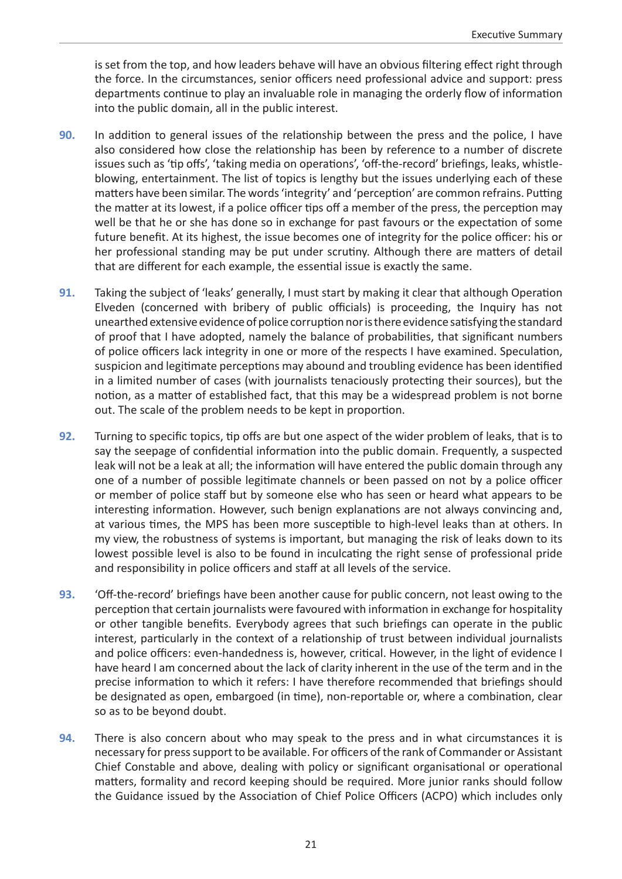is set from the top, and how leaders behave will have an obvious filtering effect right through the force. In the circumstances, senior officers need professional advice and support: press departments continue to play an invaluable role in managing the orderly flow of information into the public domain, all in the public interest.

**90.** In addition to general issues of the relationship between the press and the police, I have also considered how close the relationship has been by reference to a number of discrete issues such as 'tip offs', 'taking media on operations', 'off-the-record' briefings, leaks, whistle-blowing, entertainment. The list of topics is lengthy but the issues underlying each of these matters have been similar. The words 'integrity' and 'perception' are common refrains. Putting the matter at its lowest, if a police officer tips off a member of the press, the perception may well be that he or she has done so in exchange for past favours or the expectation of some future benefit. At its highest, the issue becomes one of integrity for the police officer: his or her professional standing may be put under scrutiny. Although there are matters of detail that are different for each example, the essential issue is exactly the same.

**91.** Taking the subject of 'leaks' generally, I must start by making it clear that although Operation Elveden (concerned with bribery of public officials) is proceeding, the Inquiry has not unearthed extensive evidence of police corruption nor is there evidence satisfying the standard of proof that I have adopted, namely the balance of probabilities, that significant numbers of police officers lack integrity in one or more of the respects I have examined. Speculation, suspicion and legitimate perceptions may abound and troubling evidence has been identified in a limited number of cases (with journalists tenaciously protecting their sources), but the notion, as a matter of established fact, that this may be a widespread problem is not borne out. The scale of the problem needs to be kept in proportion.

**92.** Turning to specific topics, tip offs are but one aspect of the wider problem of leaks, that is to say the seepage of confidential information into the public domain. Frequently, a suspected leak will not be a leak at all; the information will have entered the public domain through any one of a number of possible legitimate channels or been passed on not by a police officer or member of police staff but by someone else who has seen or heard what appears to be interesting information. However, such benign explanations are not always convincing and, at various times, the MPS has been more susceptible to high-level leaks than at others. In my view, the robustness of systems is important, but managing the risk of leaks down to its lowest possible level is also to be found in inculcating the right sense of professional pride and responsibility in police officers and staff at all levels of the service.

**93.** 'Off-the-record' briefings have been another cause for public concern, not least owing to the perception that certain journalists were favoured with information in exchange for hospitality or other tangible benefits. Everybody agrees that such briefings can operate in the public interest, particularly in the context of a relationship of trust between individual journalists and police officers: even-handedness is, however, critical. However, in the light of evidence I have heard I am concerned about the lack of clarity inherent in the use of the term and in the precise information to which it refers: I have therefore recommended that briefings should be designated as open, embargoed (in time), non-reportable or, where a combination, clear so as to be beyond doubt.

**94.** There is also concern about who may speak to the press and in what circumstances it is necessary for press support to be available. For officers of the rank of Commander or Assistant Chief Constable and above, dealing with policy or significant organisational or operational matters, formality and record keeping should be required. More junior ranks should follow the Guidance issued by the Association of Chief Police Officers (ACPO) which includes only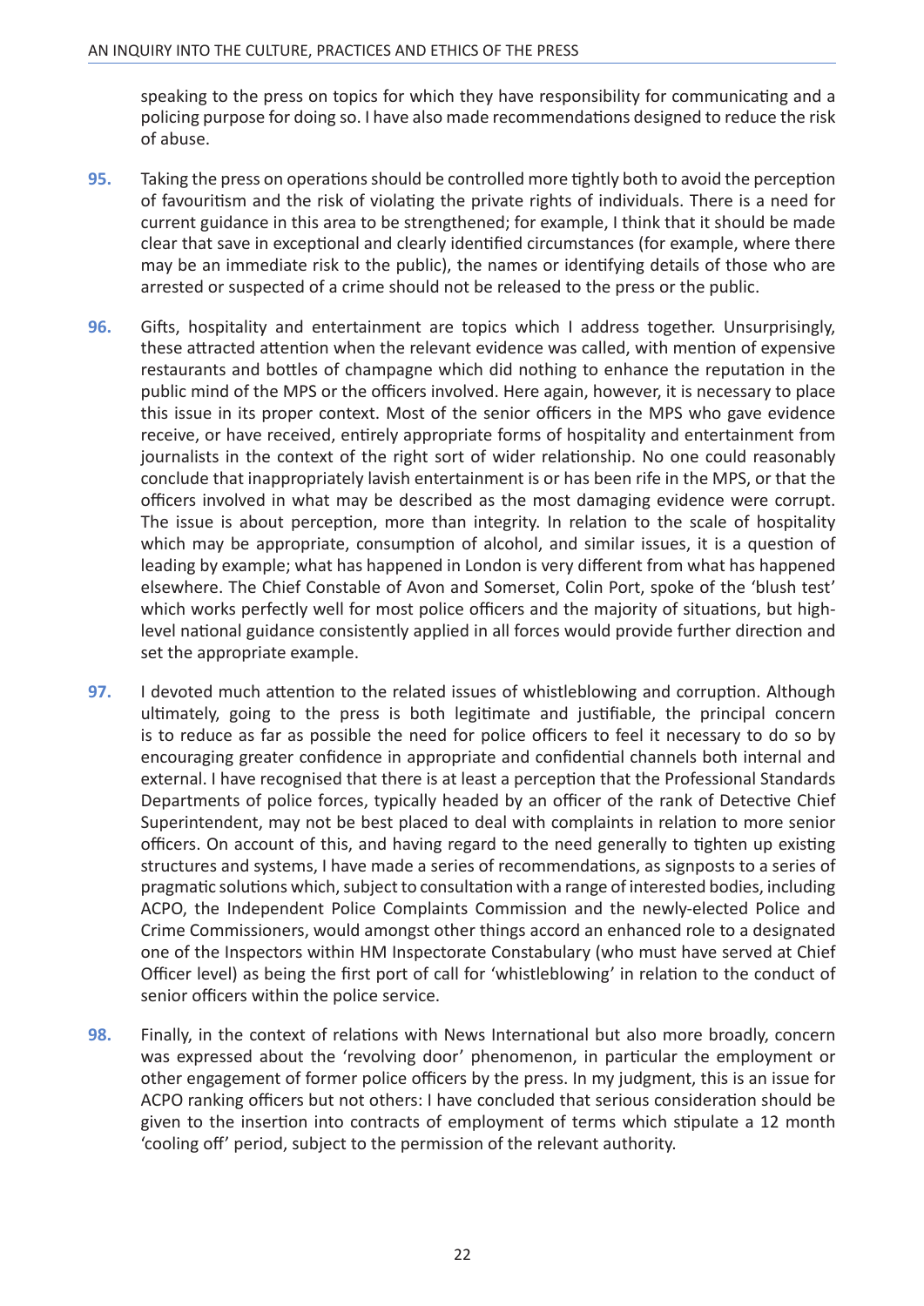speaking to the press on topics for which they have responsibility for communicating and a policing purpose for doing so. I have also made recommendations designed to reduce the risk of abuse.

**95.** Taking the press on operations should be controlled more tightly both to avoid the perception of favouritism and the risk of violating the private rights of individuals. There is a need for current guidance in this area to be strengthened; for example, I think that it should be made clear that save in exceptional and clearly identified circumstances (for example, where there may be an immediate risk to the public), the names or identifying details of those who are arrested or suspected of a crime should not be released to the press or the public.

**96.** Gifts, hospitality and entertainment are topics which I address together. Unsurprisingly, these attracted attention when the relevant evidence was called, with mention of expensive restaurants and bottles of champagne which did nothing to enhance the reputation in the public mind of the MPS or the officers involved. Here again, however, it is necessary to place this issue in its proper context. Most of the senior officers in the MPS who gave evidence receive, or have received, entirely appropriate forms of hospitality and entertainment from journalists in the context of the right sort of wider relationship. No one could reasonably conclude that inappropriately lavish entertainment is or has been rife in the MPS, or that the officers involved in what may be described as the most damaging evidence were corrupt. The issue is about perception, more than integrity. In relation to the scale of hospitality which may be appropriate, consumption of alcohol, and similar issues, it is a question of leading by example; what has happened in London is very different from what has happened elsewhere. The Chief Constable of Avon and Somerset, Colin Port, spoke of the 'blush test' which works perfectly well for most police officers and the majority of situations, but high-level national guidance consistently applied in all forces would provide further direction and set the appropriate example.

**97.** I devoted much attention to the related issues of whistleblowing and corruption. Although ultimately, going to the press is both legitimate and justifiable, the principal concern is to reduce as far as possible the need for police officers to feel it necessary to do so by encouraging greater confidence in appropriate and confidential channels both internal and external. I have recognised that there is at least a perception that the Professional Standards Departments of police forces, typically headed by an officer of the rank of Detective Chief Superintendent, may not be best placed to deal with complaints in relation to more senior officers. On account of this, and having regard to the need generally to tighten up existing structures and systems, I have made a series of recommendations, as signposts to a series of pragmatic solutions which, subject to consultation with a range of interested bodies, including ACPO, the Independent Police Complaints Commission and the newly-elected Police and Crime Commissioners, would amongst other things accord an enhanced role to a designated one of the Inspectors within HM Inspectorate Constabulary (who must have served at Chief Officer level) as being the first port of call for 'whistleblowing' in relation to the conduct of senior officers within the police service.

**98.** Finally, in the context of relations with News International but also more broadly, concern was expressed about the 'revolving door' phenomenon, in particular the employment or other engagement of former police officers by the press. In my judgment, this is an issue for ACPO ranking officers but not others: I have concluded that serious consideration should be given to the insertion into contracts of employment of terms which stipulate a 12 month 'cooling off' period, subject to the permission of the relevant authority.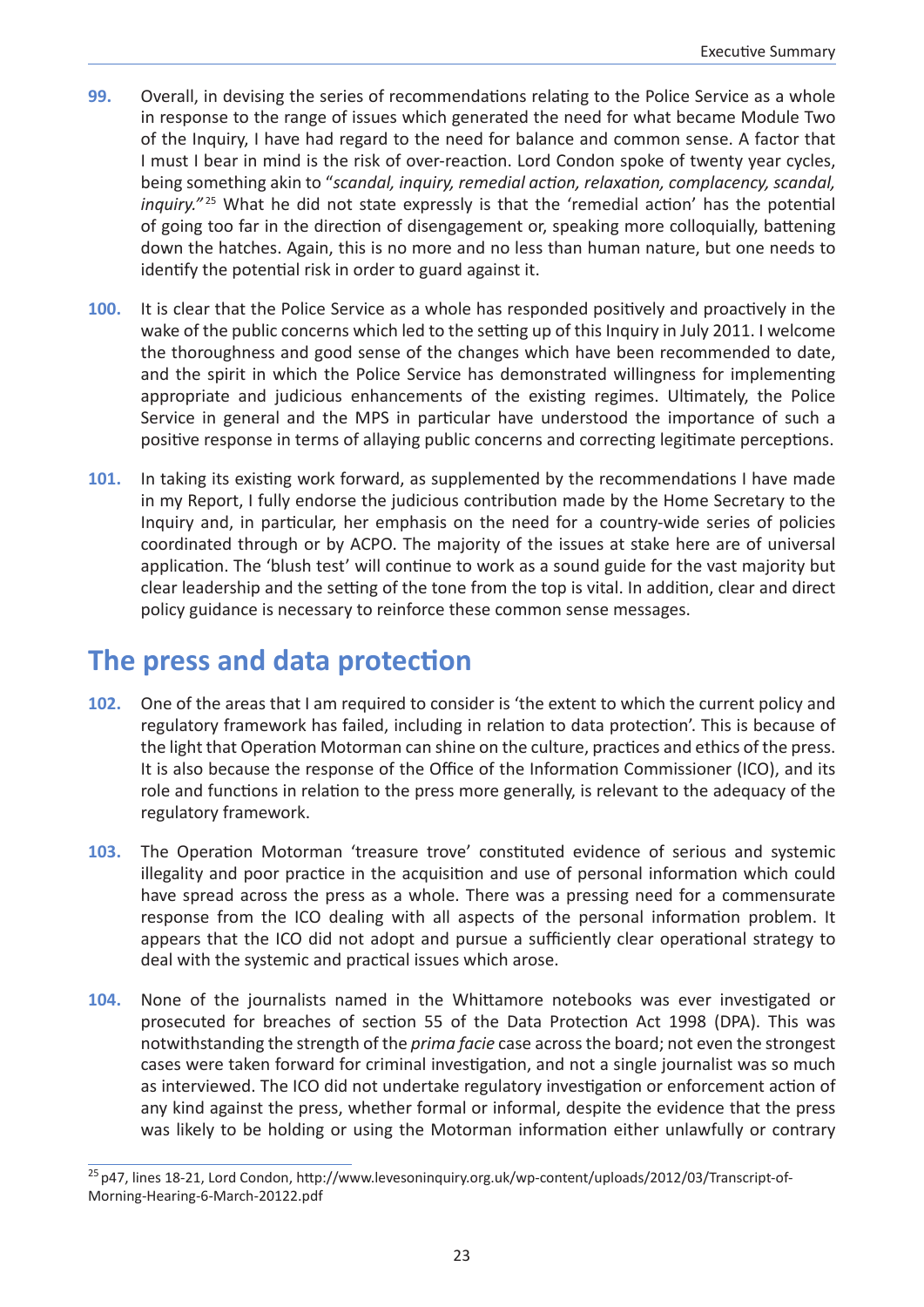**99.** Overall, in devising the series of recommendations relating to the Police Service as a whole in response to the range of issues which generated the need for what became Module Two of the Inquiry, I have had regard to the need for balance and common sense. A factor that I must I bear in mind is the risk of over-reaction. Lord Condon spoke of twenty year cycles, being something akin to "*scandal, inquiry, remedial action, relaxation, complacency, scandal, inquiry.*"[25] What he did not state expressly is that the 'remedial action' has the potential of going too far in the direction of disengagement or, speaking more colloquially, battening down the hatches. Again, this is no more and no less than human nature, but one needs to identify the potential risk in order to guard against it.

**100.** It is clear that the Police Service as a whole has responded positively and proactively in the wake of the public concerns which led to the setting up of this Inquiry in July 2011. I welcome the thoroughness and good sense of the changes which have been recommended to date, and the spirit in which the Police Service has demonstrated willingness for implementing appropriate and judicious enhancements of the existing regimes. Ultimately, the Police Service in general and the MPS in particular have understood the importance of such a positive response in terms of allaying public concerns and correcting legitimate perceptions.

**101.** In taking its existing work forward, as supplemented by the recommendations I have made in my Report, I fully endorse the judicious contribution made by the Home Secretary to the Inquiry and, in particular, her emphasis on the need for a country-wide series of policies coordinated through or by ACPO. The majority of the issues at stake here are of universal application. The 'blush test' will continue to work as a sound guide for the vast majority but clear leadership and the setting of the tone from the top is vital. In addition, clear and direct policy guidance is necessary to reinforce these common sense messages.

## The press and data protection

**102.** One of the areas that I am required to consider is 'the extent to which the current policy and regulatory framework has failed, including in relation to data protection'. This is because of the light that Operation Motorman can shine on the culture, practices and ethics of the press. It is also because the response of the Office of the Information Commissioner (ICO), and its role and functions in relation to the press more generally, is relevant to the adequacy of the regulatory framework.

**103.** The Operation Motorman 'treasure trove' constituted evidence of serious and systemic illegality and poor practice in the acquisition and use of personal information which could have spread across the press as a whole. There was a pressing need for a commensurate response from the ICO dealing with all aspects of the personal information problem. It appears that the ICO did not adopt and pursue a sufficiently clear operational strategy to deal with the systemic and practical issues which arose.

**104.** None of the journalists named in the Whittamore notebooks was ever investigated or prosecuted for breaches of section 55 of the Data Protection Act 1998 (DPA). This was notwithstanding the strength of the *prima facie* case across the board; not even the strongest cases were taken forward for criminal investigation, and not a single journalist was so much as interviewed. The ICO did not undertake regulatory investigation or enforcement action of any kind against the press, whether formal or informal, despite the evidence that the press was likely to be holding or using the Motorman information either unlawfully or contrary

[25] p47, lines 18-21, Lord Condon, http://www.levesoninquiry.org.uk/wp-content/uploads/2012/03/Transcript-of-Morning-Hearing-6-March-20122.pdf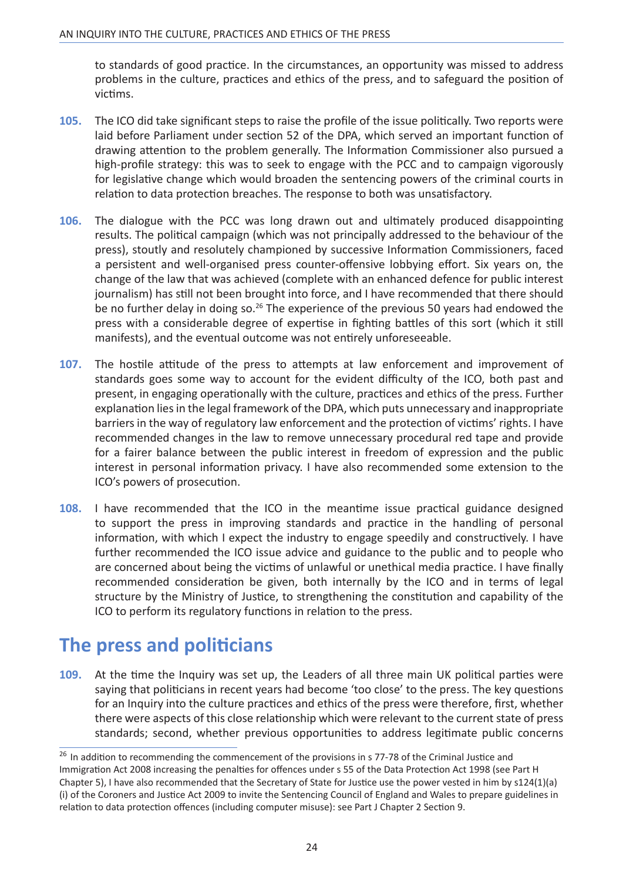to standards of good practice. In the circumstances, an opportunity was missed to address problems in the culture, practices and ethics of the press, and to safeguard the position of victims.

**105.** The ICO did take significant steps to raise the profile of the issue politically. Two reports were laid before Parliament under section 52 of the DPA, which served an important function of drawing attention to the problem generally. The Information Commissioner also pursued a high-profile strategy: this was to seek to engage with the PCC and to campaign vigorously for legislative change which would broaden the sentencing powers of the criminal courts in relation to data protection breaches. The response to both was unsatisfactory.

**106.** The dialogue with the PCC was long drawn out and ultimately produced disappointing results. The political campaign (which was not principally addressed to the behaviour of the press), stoutly and resolutely championed by successive Information Commissioners, faced a persistent and well-organised press counter-offensive lobbying effort. Six years on, the change of the law that was achieved (complete with an enhanced defence for public interest journalism) has still not been brought into force, and I have recommended that there should be no further delay in doing so.[26] The experience of the previous 50 years had endowed the press with a considerable degree of expertise in fighting battles of this sort (which it still manifests), and the eventual outcome was not entirely unforeseeable.

**107.** The hostile attitude of the press to attempts at law enforcement and improvement of standards goes some way to account for the evident difficulty of the ICO, both past and present, in engaging operationally with the culture, practices and ethics of the press. Further explanation lies in the legal framework of the DPA, which puts unnecessary and inappropriate barriers in the way of regulatory law enforcement and the protection of victims' rights. I have recommended changes in the law to remove unnecessary procedural red tape and provide for a fairer balance between the public interest in freedom of expression and the public interest in personal information privacy. I have also recommended some extension to the ICO's powers of prosecution.

**108.** I have recommended that the ICO in the meantime issue practical guidance designed to support the press in improving standards and practice in the handling of personal information, with which I expect the industry to engage speedily and constructively. I have further recommended the ICO issue advice and guidance to the public and to people who are concerned about being the victims of unlawful or unethical media practice. I have finally recommended consideration be given, both internally by the ICO and in terms of legal structure by the Ministry of Justice, to strengthening the constitution and capability of the ICO to perform its regulatory functions in relation to the press.

## The press and politicians

**109.** At the time the Inquiry was set up, the Leaders of all three main UK political parties were saying that politicians in recent years had become 'too close' to the press. The key questions for an Inquiry into the culture practices and ethics of the press were therefore, first, whether there were aspects of this close relationship which were relevant to the current state of press standards; second, whether previous opportunities to address legitimate public concerns

[26] In addition to recommending the commencement of the provisions in s 77-78 of the Criminal Justice and Immigration Act 2008 increasing the penalties for offences under s 55 of the Data Protection Act 1998 (see Part H Chapter 5), I have also recommended that the Secretary of State for Justice use the power vested in him by s124(1)(a)(i) of the Coroners and Justice Act 2009 to invite the Sentencing Council of England and Wales to prepare guidelines in relation to data protection offences (including computer misuse): see Part J Chapter 2 Section 9.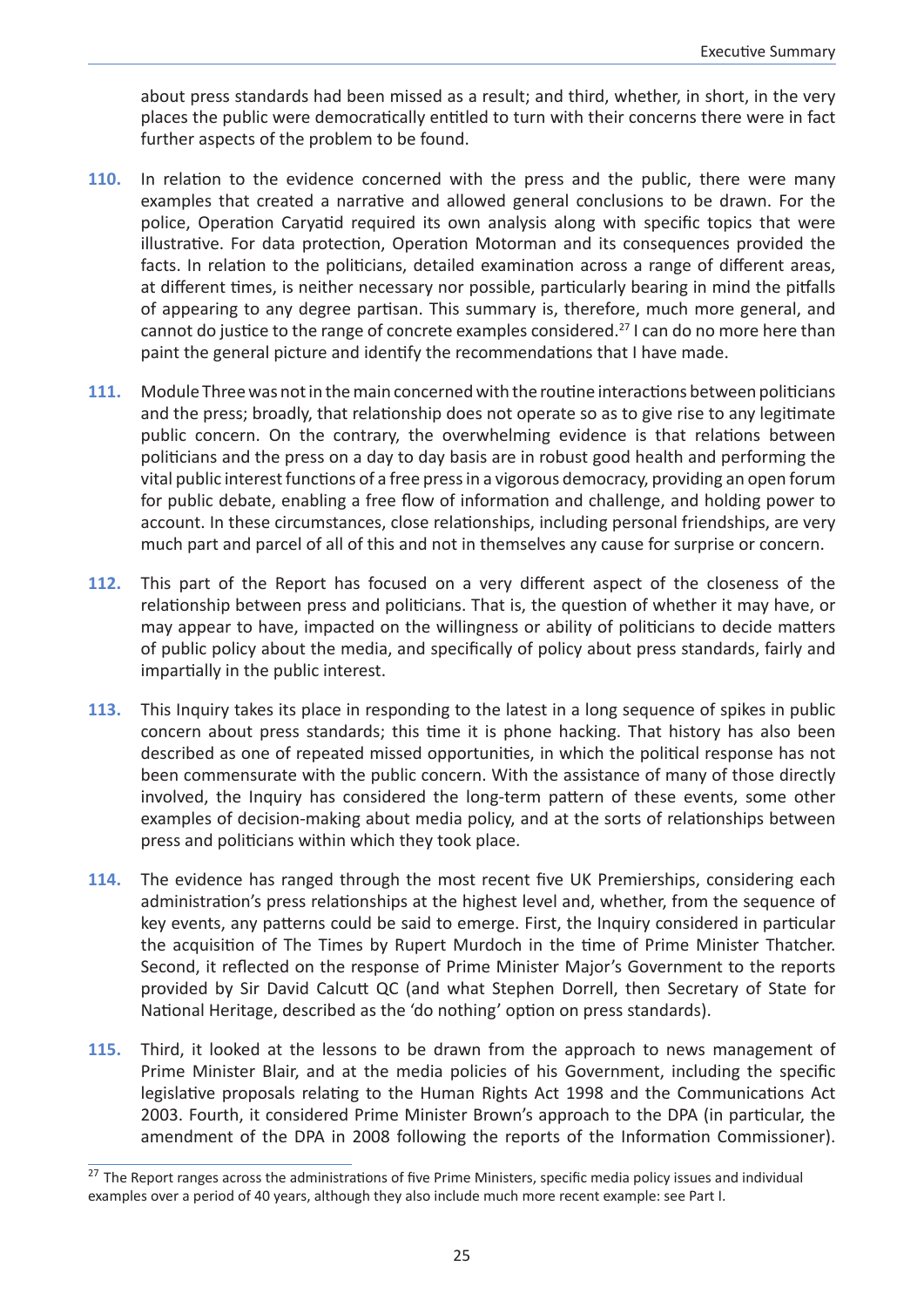about press standards had been missed as a result; and third, whether, in short, in the very places the public were democratically entitled to turn with their concerns there were in fact further aspects of the problem to be found.

**110.** In relation to the evidence concerned with the press and the public, there were many examples that created a narrative and allowed general conclusions to be drawn. For the police, Operation Caryatid required its own analysis along with specific topics that were illustrative. For data protection, Operation Motorman and its consequences provided the facts. In relation to the politicians, detailed examination across a range of different areas, at different times, is neither necessary nor possible, particularly bearing in mind the pitfalls of appearing to any degree partisan. This summary is, therefore, much more general, and cannot do justice to the range of concrete examples considered.[27] I can do no more here than paint the general picture and identify the recommendations that I have made.

**111.** Module Three was not in the main concerned with the routine interactions between politicians and the press; broadly, that relationship does not operate so as to give rise to any legitimate public concern. On the contrary, the overwhelming evidence is that relations between politicians and the press on a day to day basis are in robust good health and performing the vital public interest functions of a free press in a vigorous democracy, providing an open forum for public debate, enabling a free flow of information and challenge, and holding power to account. In these circumstances, close relationships, including personal friendships, are very much part and parcel of all of this and not in themselves any cause for surprise or concern.

**112.** This part of the Report has focused on a very different aspect of the closeness of the relationship between press and politicians. That is, the question of whether it may have, or may appear to have, impacted on the willingness or ability of politicians to decide matters of public policy about the media, and specifically of policy about press standards, fairly and impartially in the public interest.

**113.** This Inquiry takes its place in responding to the latest in a long sequence of spikes in public concern about press standards; this time it is phone hacking. That history has also been described as one of repeated missed opportunities, in which the political response has not been commensurate with the public concern. With the assistance of many of those directly involved, the Inquiry has considered the long-term pattern of these events, some other examples of decision-making about media policy, and at the sorts of relationships between press and politicians within which they took place.

**114.** The evidence has ranged through the most recent five UK Premierships, considering each administration's press relationships at the highest level and, whether, from the sequence of key events, any patterns could be said to emerge. First, the Inquiry considered in particular the acquisition of The Times by Rupert Murdoch in the time of Prime Minister Thatcher. Second, it reflected on the response of Prime Minister Major's Government to the reports provided by Sir David Calcutt QC (and what Stephen Dorrell, then Secretary of State for National Heritage, described as the 'do nothing' option on press standards).

**115.** Third, it looked at the lessons to be drawn from the approach to news management of Prime Minister Blair, and at the media policies of his Government, including the specific legislative proposals relating to the Human Rights Act 1998 and the Communications Act 2003. Fourth, it considered Prime Minister Brown's approach to the DPA (in particular, the amendment of the DPA in 2008 following the reports of the Information Commissioner).

---

[27] The Report ranges across the administrations of five Prime Ministers, specific media policy issues and individual examples over a period of 40 years, although they also include much more recent example: see Part I.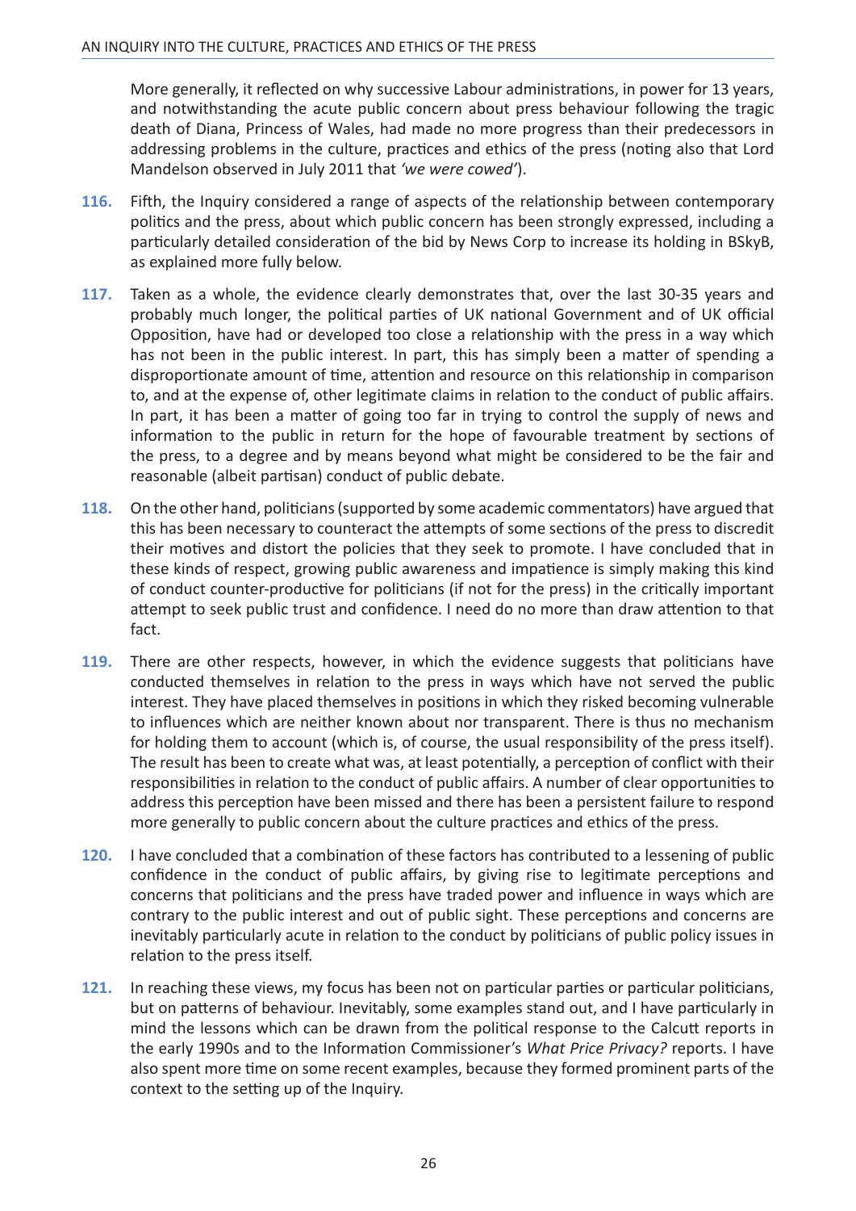More generally, it reflected on why successive Labour administrations, in power for 13 years, and notwithstanding the acute public concern about press behaviour following the tragic death of Diana, Princess of Wales, had made no more progress than their predecessors in addressing problems in the culture, practices and ethics of the press (noting also that Lord Mandelson observed in July 2011 that *'we were cowed'*).

**116.** Fifth, the Inquiry considered a range of aspects of the relationship between contemporary politics and the press, about which public concern has been strongly expressed, including a particularly detailed consideration of the bid by News Corp to increase its holding in BSkyB, as explained more fully below.

**117.** Taken as a whole, the evidence clearly demonstrates that, over the last 30-35 years and probably much longer, the political parties of UK national Government and of UK official Opposition, have had or developed too close a relationship with the press in a way which has not been in the public interest. In part, this has simply been a matter of spending a disproportionate amount of time, attention and resource on this relationship in comparison to, and at the expense of, other legitimate claims in relation to the conduct of public affairs. In part, it has been a matter of going too far in trying to control the supply of news and information to the public in return for the hope of favourable treatment by sections of the press, to a degree and by means beyond what might be considered to be the fair and reasonable (albeit partisan) conduct of public debate.

**118.** On the other hand, politicians (supported by some academic commentators) have argued that this has been necessary to counteract the attempts of some sections of the press to discredit their motives and distort the policies that they seek to promote. I have concluded that in these kinds of respect, growing public awareness and impatience is simply making this kind of conduct counter-productive for politicians (if not for the press) in the critically important attempt to seek public trust and confidence. I need do no more than draw attention to that fact.

**119.** There are other respects, however, in which the evidence suggests that politicians have conducted themselves in relation to the press in ways which have not served the public interest. They have placed themselves in positions in which they risked becoming vulnerable to influences which are neither known about nor transparent. There is thus no mechanism for holding them to account (which is, of course, the usual responsibility of the press itself). The result has been to create what was, at least potentially, a perception of conflict with their responsibilities in relation to the conduct of public affairs. A number of clear opportunities to address this perception have been missed and there has been a persistent failure to respond more generally to public concern about the culture practices and ethics of the press.

**120.** I have concluded that a combination of these factors has contributed to a lessening of public confidence in the conduct of public affairs, by giving rise to legitimate perceptions and concerns that politicians and the press have traded power and influence in ways which are contrary to the public interest and out of public sight. These perceptions and concerns are inevitably particularly acute in relation to the conduct by politicians of public policy issues in relation to the press itself.

**121.** In reaching these views, my focus has been not on particular parties or particular politicians, but on patterns of behaviour. Inevitably, some examples stand out, and I have particularly in mind the lessons which can be drawn from the political response to the Calcutt reports in the early 1990s and to the Information Commissioner's *What Price Privacy?* reports. I have also spent more time on some recent examples, because they formed prominent parts of the context to the setting up of the Inquiry.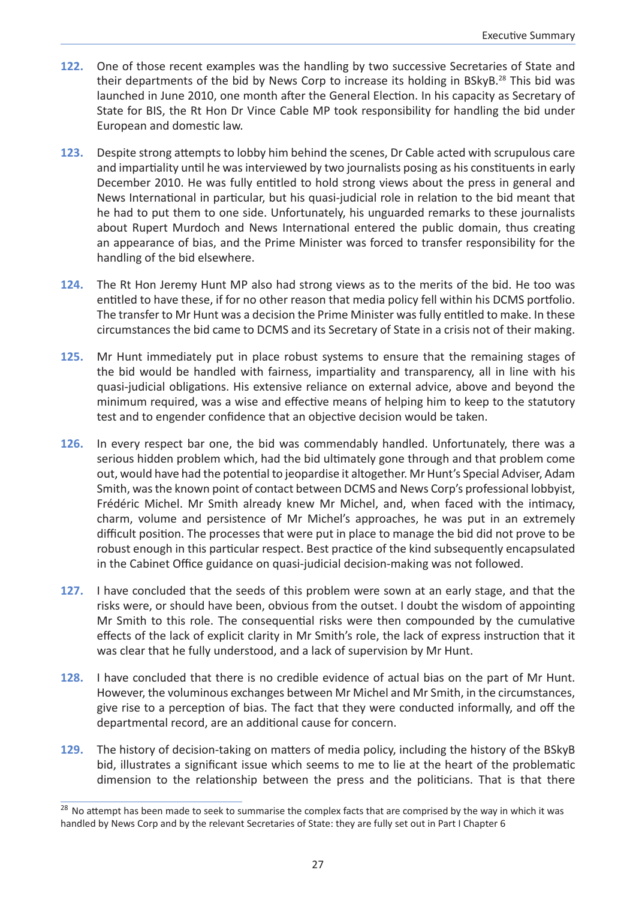**122.** One of those recent examples was the handling by two successive Secretaries of State and their departments of the bid by News Corp to increase its holding in BSkyB.[28] This bid was launched in June 2010, one month after the General Election. In his capacity as Secretary of State for BIS, the Rt Hon Dr Vince Cable MP took responsibility for handling the bid under European and domestic law.

**123.** Despite strong attempts to lobby him behind the scenes, Dr Cable acted with scrupulous care and impartiality until he was interviewed by two journalists posing as his constituents in early December 2010. He was fully entitled to hold strong views about the press in general and News International in particular, but his quasi-judicial role in relation to the bid meant that he had to put them to one side. Unfortunately, his unguarded remarks to these journalists about Rupert Murdoch and News International entered the public domain, thus creating an appearance of bias, and the Prime Minister was forced to transfer responsibility for the handling of the bid elsewhere.

**124.** The Rt Hon Jeremy Hunt MP also had strong views as to the merits of the bid. He too was entitled to have these, if for no other reason that media policy fell within his DCMS portfolio. The transfer to Mr Hunt was a decision the Prime Minister was fully entitled to make. In these circumstances the bid came to DCMS and its Secretary of State in a crisis not of their making.

**125.** Mr Hunt immediately put in place robust systems to ensure that the remaining stages of the bid would be handled with fairness, impartiality and transparency, all in line with his quasi-judicial obligations. His extensive reliance on external advice, above and beyond the minimum required, was a wise and effective means of helping him to keep to the statutory test and to engender confidence that an objective decision would be taken.

**126.** In every respect bar one, the bid was commendably handled. Unfortunately, there was a serious hidden problem which, had the bid ultimately gone through and that problem come out, would have had the potential to jeopardise it altogether. Mr Hunt's Special Adviser, Adam Smith, was the known point of contact between DCMS and News Corp's professional lobbyist, Frédéric Michel. Mr Smith already knew Mr Michel, and, when faced with the intimacy, charm, volume and persistence of Mr Michel's approaches, he was put in an extremely difficult position. The processes that were put in place to manage the bid did not prove to be robust enough in this particular respect. Best practice of the kind subsequently encapsulated in the Cabinet Office guidance on quasi-judicial decision-making was not followed.

**127.** I have concluded that the seeds of this problem were sown at an early stage, and that the risks were, or should have been, obvious from the outset. I doubt the wisdom of appointing Mr Smith to this role. The consequential risks were then compounded by the cumulative effects of the lack of explicit clarity in Mr Smith's role, the lack of express instruction that it was clear that he fully understood, and a lack of supervision by Mr Hunt.

**128.** I have concluded that there is no credible evidence of actual bias on the part of Mr Hunt. However, the voluminous exchanges between Mr Michel and Mr Smith, in the circumstances, give rise to a perception of bias. The fact that they were conducted informally, and off the departmental record, are an additional cause for concern.

**129.** The history of decision-taking on matters of media policy, including the history of the BSkyB bid, illustrates a significant issue which seems to me to lie at the heart of the problematic dimension to the relationship between the press and the politicians. That is that there

[28] No attempt has been made to seek to summarise the complex facts that are comprised by the way in which it was handled by News Corp and by the relevant Secretaries of State: they are fully set out in Part I Chapter 6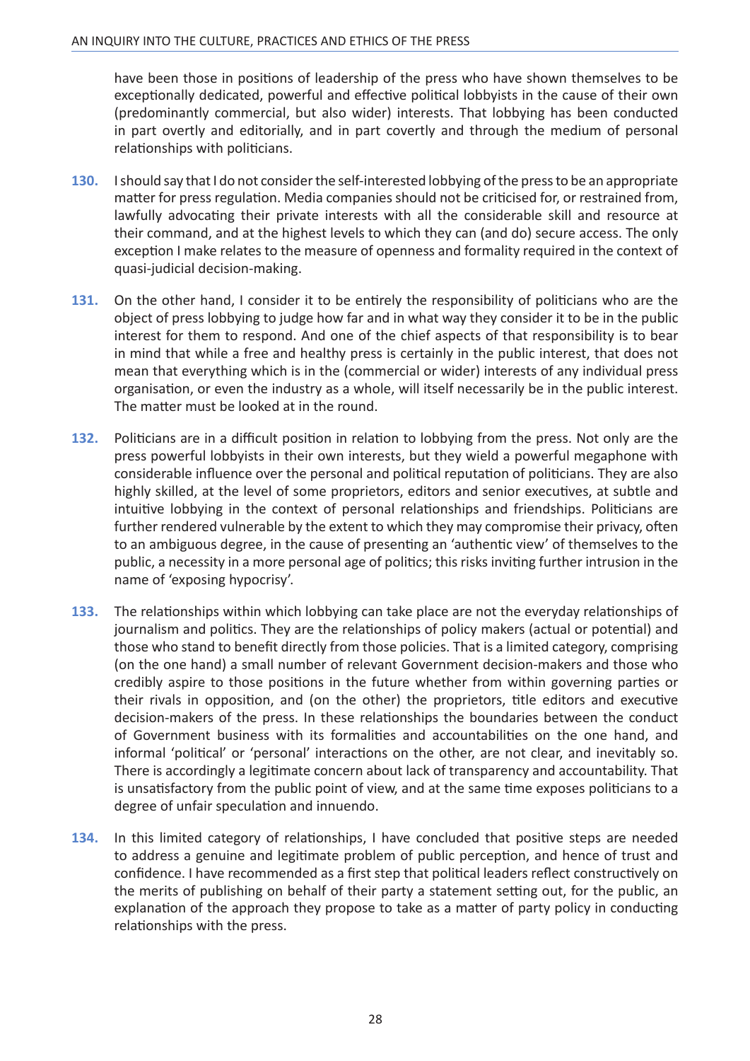have been those in positions of leadership of the press who have shown themselves to be exceptionally dedicated, powerful and effective political lobbyists in the cause of their own (predominantly commercial, but also wider) interests. That lobbying has been conducted in part overtly and editorially, and in part covertly and through the medium of personal relationships with politicians.

**130.** I should say that I do not consider the self-interested lobbying of the press to be an appropriate matter for press regulation. Media companies should not be criticised for, or restrained from, lawfully advocating their private interests with all the considerable skill and resource at their command, and at the highest levels to which they can (and do) secure access. The only exception I make relates to the measure of openness and formality required in the context of quasi-judicial decision-making.

**131.** On the other hand, I consider it to be entirely the responsibility of politicians who are the object of press lobbying to judge how far and in what way they consider it to be in the public interest for them to respond. And one of the chief aspects of that responsibility is to bear in mind that while a free and healthy press is certainly in the public interest, that does not mean that everything which is in the (commercial or wider) interests of any individual press organisation, or even the industry as a whole, will itself necessarily be in the public interest. The matter must be looked at in the round.

**132.** Politicians are in a difficult position in relation to lobbying from the press. Not only are the press powerful lobbyists in their own interests, but they wield a powerful megaphone with considerable influence over the personal and political reputation of politicians. They are also highly skilled, at the level of some proprietors, editors and senior executives, at subtle and intuitive lobbying in the context of personal relationships and friendships. Politicians are further rendered vulnerable by the extent to which they may compromise their privacy, often to an ambiguous degree, in the cause of presenting an 'authentic view' of themselves to the public, a necessity in a more personal age of politics; this risks inviting further intrusion in the name of 'exposing hypocrisy'.

**133.** The relationships within which lobbying can take place are not the everyday relationships of journalism and politics. They are the relationships of policy makers (actual or potential) and those who stand to benefit directly from those policies. That is a limited category, comprising (on the one hand) a small number of relevant Government decision-makers and those who credibly aspire to those positions in the future whether from within governing parties or their rivals in opposition, and (on the other) the proprietors, title editors and executive decision-makers of the press. In these relationships the boundaries between the conduct of Government business with its formalities and accountabilities on the one hand, and informal 'political' or 'personal' interactions on the other, are not clear, and inevitably so. There is accordingly a legitimate concern about lack of transparency and accountability. That is unsatisfactory from the public point of view, and at the same time exposes politicians to a degree of unfair speculation and innuendo.

**134.** In this limited category of relationships, I have concluded that positive steps are needed to address a genuine and legitimate problem of public perception, and hence of trust and confidence. I have recommended as a first step that political leaders reflect constructively on the merits of publishing on behalf of their party a statement setting out, for the public, an explanation of the approach they propose to take as a matter of party policy in conducting relationships with the press.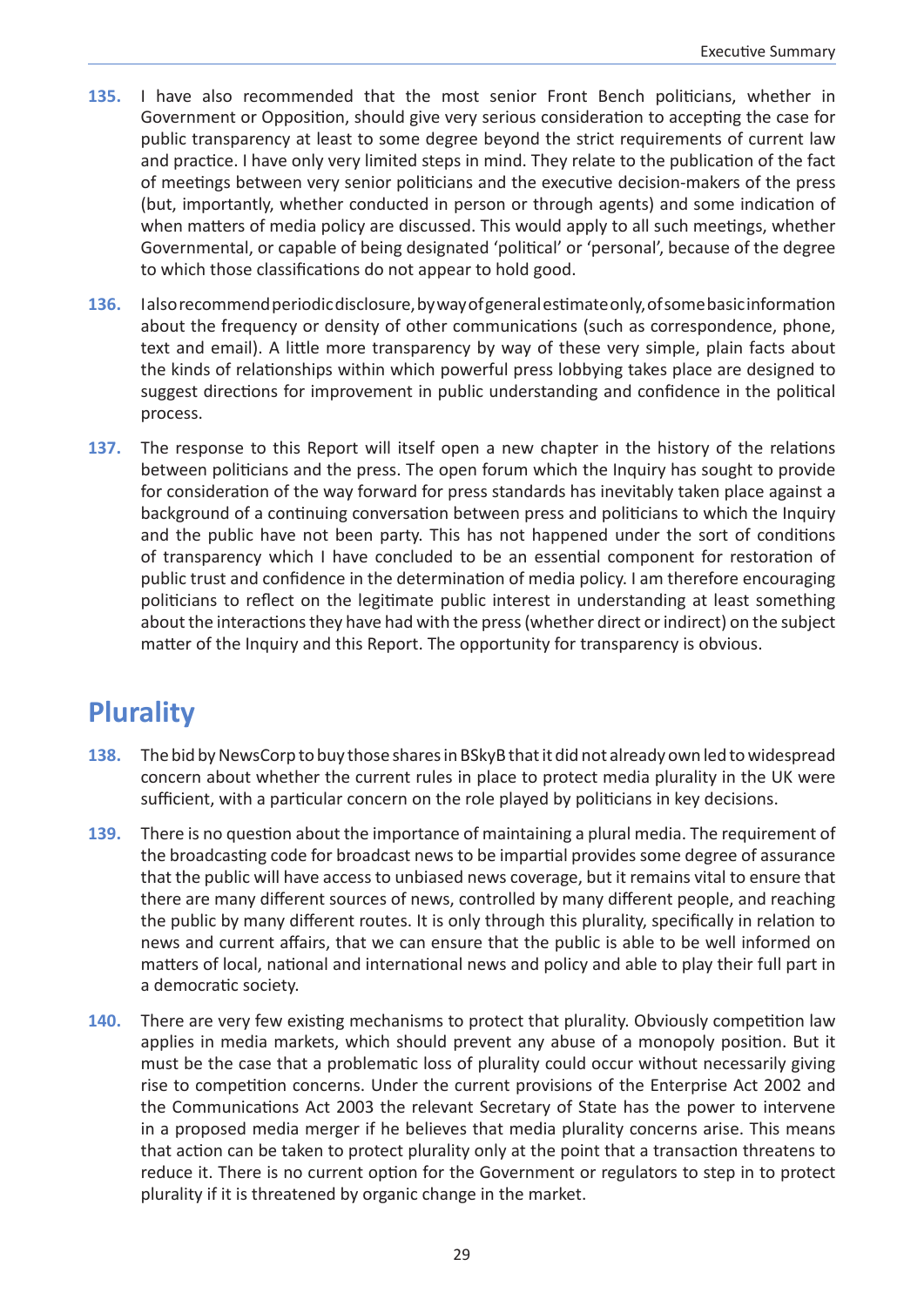**135.** I have also recommended that the most senior Front Bench politicians, whether in Government or Opposition, should give very serious consideration to accepting the case for public transparency at least to some degree beyond the strict requirements of current law and practice. I have only very limited steps in mind. They relate to the publication of the fact of meetings between very senior politicians and the executive decision-makers of the press (but, importantly, whether conducted in person or through agents) and some indication of when matters of media policy are discussed. This would apply to all such meetings, whether Governmental, or capable of being designated 'political' or 'personal', because of the degree to which those classifications do not appear to hold good.

**136.** I also recommend periodic disclosure, by way of general estimate only, of some basic information about the frequency or density of other communications (such as correspondence, phone, text and email). A little more transparency by way of these very simple, plain facts about the kinds of relationships within which powerful press lobbying takes place are designed to suggest directions for improvement in public understanding and confidence in the political process.

**137.** The response to this Report will itself open a new chapter in the history of the relations between politicians and the press. The open forum which the Inquiry has sought to provide for consideration of the way forward for press standards has inevitably taken place against a background of a continuing conversation between press and politicians to which the Inquiry and the public have not been party. This has not happened under the sort of conditions of transparency which I have concluded to be an essential component for restoration of public trust and confidence in the determination of media policy. I am therefore encouraging politicians to reflect on the legitimate public interest in understanding at least something about the interactions they have had with the press (whether direct or indirect) on the subject matter of the Inquiry and this Report. The opportunity for transparency is obvious.

## Plurality

**138.** The bid by NewsCorp to buy those shares in BSkyB that it did not already own led to widespread concern about whether the current rules in place to protect media plurality in the UK were sufficient, with a particular concern on the role played by politicians in key decisions.

**139.** There is no question about the importance of maintaining a plural media. The requirement of the broadcasting code for broadcast news to be impartial provides some degree of assurance that the public will have access to unbiased news coverage, but it remains vital to ensure that there are many different sources of news, controlled by many different people, and reaching the public by many different routes. It is only through this plurality, specifically in relation to news and current affairs, that we can ensure that the public is able to be well informed on matters of local, national and international news and policy and able to play their full part in a democratic society.

**140.** There are very few existing mechanisms to protect that plurality. Obviously competition law applies in media markets, which should prevent any abuse of a monopoly position. But it must be the case that a problematic loss of plurality could occur without necessarily giving rise to competition concerns. Under the current provisions of the Enterprise Act 2002 and the Communications Act 2003 the relevant Secretary of State has the power to intervene in a proposed media merger if he believes that media plurality concerns arise. This means that action can be taken to protect plurality only at the point that a transaction threatens to reduce it. There is no current option for the Government or regulators to step in to protect plurality if it is threatened by organic change in the market.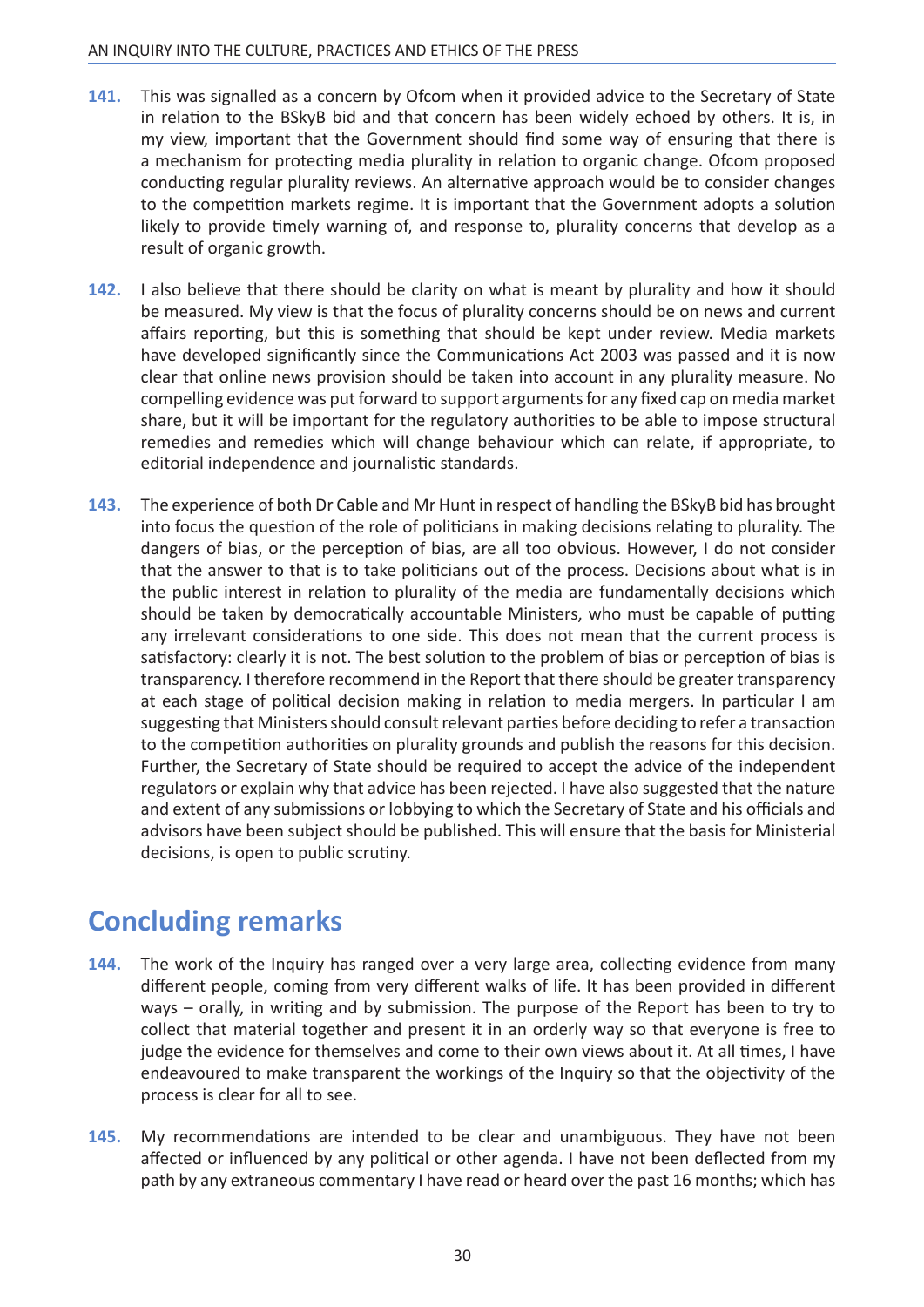**141.** This was signalled as a concern by Ofcom when it provided advice to the Secretary of State in relation to the BSkyB bid and that concern has been widely echoed by others. It is, in my view, important that the Government should find some way of ensuring that there is a mechanism for protecting media plurality in relation to organic change. Ofcom proposed conducting regular plurality reviews. An alternative approach would be to consider changes to the competition markets regime. It is important that the Government adopts a solution likely to provide timely warning of, and response to, plurality concerns that develop as a result of organic growth.

**142.** I also believe that there should be clarity on what is meant by plurality and how it should be measured. My view is that the focus of plurality concerns should be on news and current affairs reporting, but this is something that should be kept under review. Media markets have developed significantly since the Communications Act 2003 was passed and it is now clear that online news provision should be taken into account in any plurality measure. No compelling evidence was put forward to support arguments for any fixed cap on media market share, but it will be important for the regulatory authorities to be able to impose structural remedies and remedies which will change behaviour which can relate, if appropriate, to editorial independence and journalistic standards.

**143.** The experience of both Dr Cable and Mr Hunt in respect of handling the BSkyB bid has brought into focus the question of the role of politicians in making decisions relating to plurality. The dangers of bias, or the perception of bias, are all too obvious. However, I do not consider that the answer to that is to take politicians out of the process. Decisions about what is in the public interest in relation to plurality of the media are fundamentally decisions which should be taken by democratically accountable Ministers, who must be capable of putting any irrelevant considerations to one side. This does not mean that the current process is satisfactory: clearly it is not. The best solution to the problem of bias or perception of bias is transparency. I therefore recommend in the Report that there should be greater transparency at each stage of political decision making in relation to media mergers. In particular I am suggesting that Ministers should consult relevant parties before deciding to refer a transaction to the competition authorities on plurality grounds and publish the reasons for this decision. Further, the Secretary of State should be required to accept the advice of the independent regulators or explain why that advice has been rejected. I have also suggested that the nature and extent of any submissions or lobbying to which the Secretary of State and his officials and advisors have been subject should be published. This will ensure that the basis for Ministerial decisions, is open to public scrutiny.

## Concluding remarks

**144.** The work of the Inquiry has ranged over a very large area, collecting evidence from many different people, coming from very different walks of life. It has been provided in different ways – orally, in writing and by submission. The purpose of the Report has been to try to collect that material together and present it in an orderly way so that everyone is free to judge the evidence for themselves and come to their own views about it. At all times, I have endeavoured to make transparent the workings of the Inquiry so that the objectivity of the process is clear for all to see.

**145.** My recommendations are intended to be clear and unambiguous. They have not been affected or influenced by any political or other agenda. I have not been deflected from my path by any extraneous commentary I have read or heard over the past 16 months; which has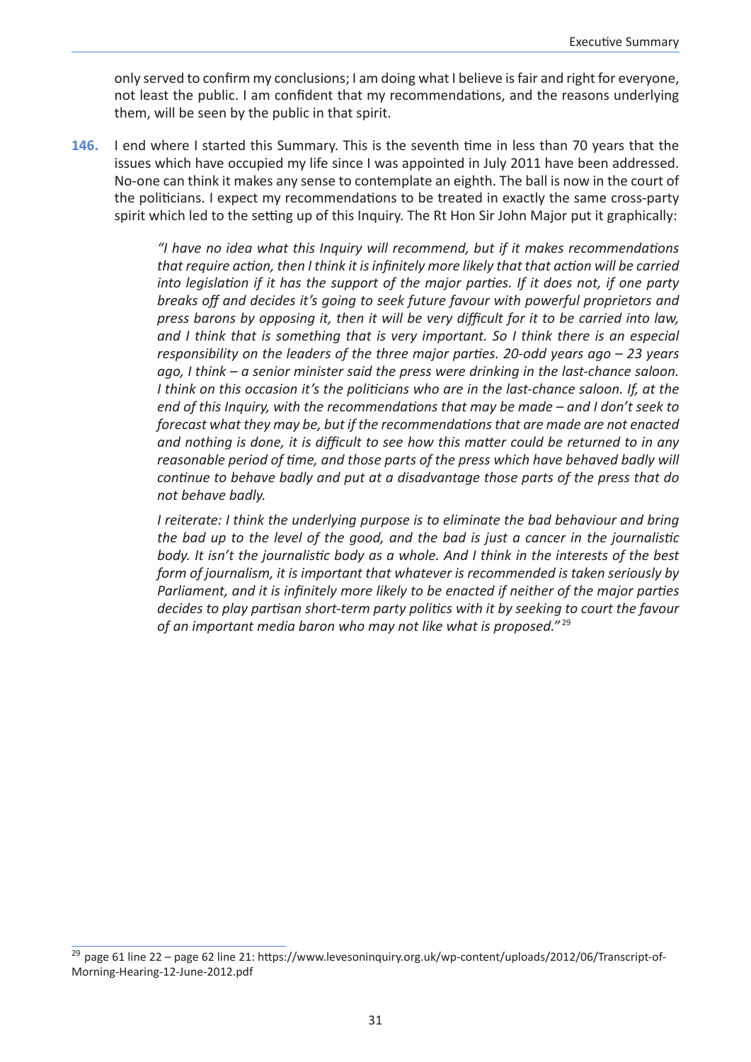only served to confirm my conclusions; I am doing what I believe is fair and right for everyone, not least the public. I am confident that my recommendations, and the reasons underlying them, will be seen by the public in that spirit.

**146.** I end where I started this Summary. This is the seventh time in less than 70 years that the issues which have occupied my life since I was appointed in July 2011 have been addressed. No-one can think it makes any sense to contemplate an eighth. The ball is now in the court of the politicians. I expect my recommendations to be treated in exactly the same cross-party spirit which led to the setting up of this Inquiry. The Rt Hon Sir John Major put it graphically:

> *"I have no idea what this Inquiry will recommend, but if it makes recommendations that require action, then I think it is infinitely more likely that that action will be carried into legislation if it has the support of the major parties. If it does not, if one party breaks off and decides it's going to seek future favour with powerful proprietors and press barons by opposing it, then it will be very difficult for it to be carried into law, and I think that is something that is very important. So I think there is an especial responsibility on the leaders of the three major parties. 20-odd years ago – 23 years ago, I think – a senior minister said the press were drinking in the last-chance saloon. I think on this occasion it's the politicians who are in the last-chance saloon. If, at the end of this Inquiry, with the recommendations that may be made – and I don't seek to forecast what they may be, but if the recommendations that are made are not enacted and nothing is done, it is difficult to see how this matter could be returned to in any reasonable period of time, and those parts of the press which have behaved badly will continue to behave badly and put at a disadvantage those parts of the press that do not behave badly.*
>
> *I reiterate: I think the underlying purpose is to eliminate the bad behaviour and bring the bad up to the level of the good, and the bad is just a cancer in the journalistic body. It isn't the journalistic body as a whole. And I think in the interests of the best form of journalism, it is important that whatever is recommended is taken seriously by Parliament, and it is infinitely more likely to be enacted if neither of the major parties decides to play partisan short-term party politics with it by seeking to court the favour of an important media baron who may not like what is proposed."*[29]

---

[29] page 61 line 22 – page 62 line 21: https://www.levesoninquiry.org.uk/wp-content/uploads/2012/06/Transcript-of-Morning-Hearing-12-June-2012.pdf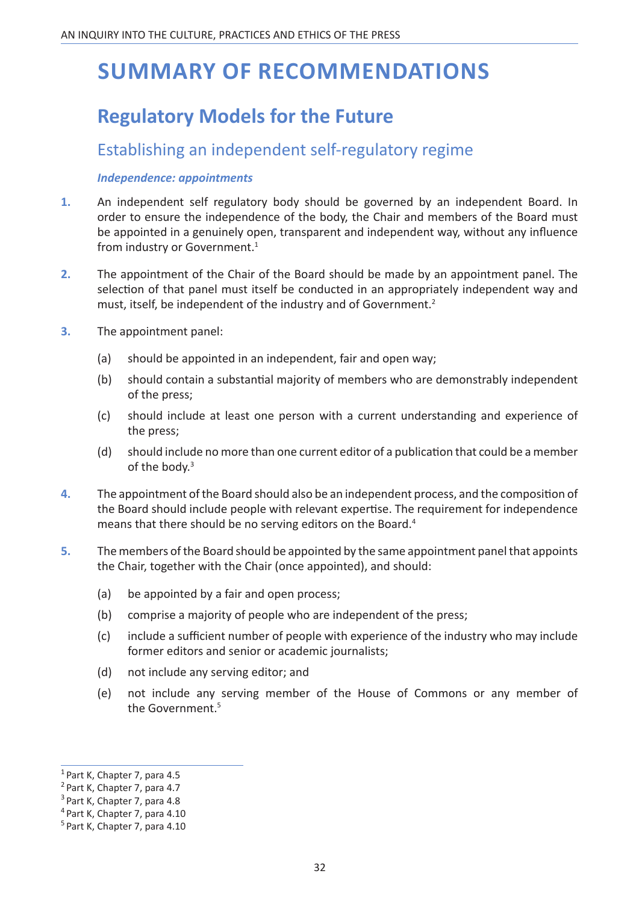# SUMMARY OF RECOMMENDATIONS

## Regulatory Models for the Future

### Establishing an independent self-regulatory regime

#### *Independence: appointments*

**1.** An independent self regulatory body should be governed by an independent Board. In order to ensure the independence of the body, the Chair and members of the Board must be appointed in a genuinely open, transparent and independent way, without any influence from industry or Government.[1]

**2.** The appointment of the Chair of the Board should be made by an appointment panel. The selection of that panel must itself be conducted in an appropriately independent way and must, itself, be independent of the industry and of Government.[2]

**3.** The appointment panel:

(a) should be appointed in an independent, fair and open way;

(b) should contain a substantial majority of members who are demonstrably independent of the press;

(c) should include at least one person with a current understanding and experience of the press;

(d) should include no more than one current editor of a publication that could be a member of the body.[3]

**4.** The appointment of the Board should also be an independent process, and the composition of the Board should include people with relevant expertise. The requirement for independence means that there should be no serving editors on the Board.[4]

**5.** The members of the Board should be appointed by the same appointment panel that appoints the Chair, together with the Chair (once appointed), and should:

(a) be appointed by a fair and open process;

(b) comprise a majority of people who are independent of the press;

(c) include a sufficient number of people with experience of the industry who may include former editors and senior or academic journalists;

(d) not include any serving editor; and

(e) not include any serving member of the House of Commons or any member of the Government.[5]

---

[1] Part K, Chapter 7, para 4.5
[2] Part K, Chapter 7, para 4.7
[3] Part K, Chapter 7, para 4.8
[4] Part K, Chapter 7, para 4.10
[5] Part K, Chapter 7, para 4.10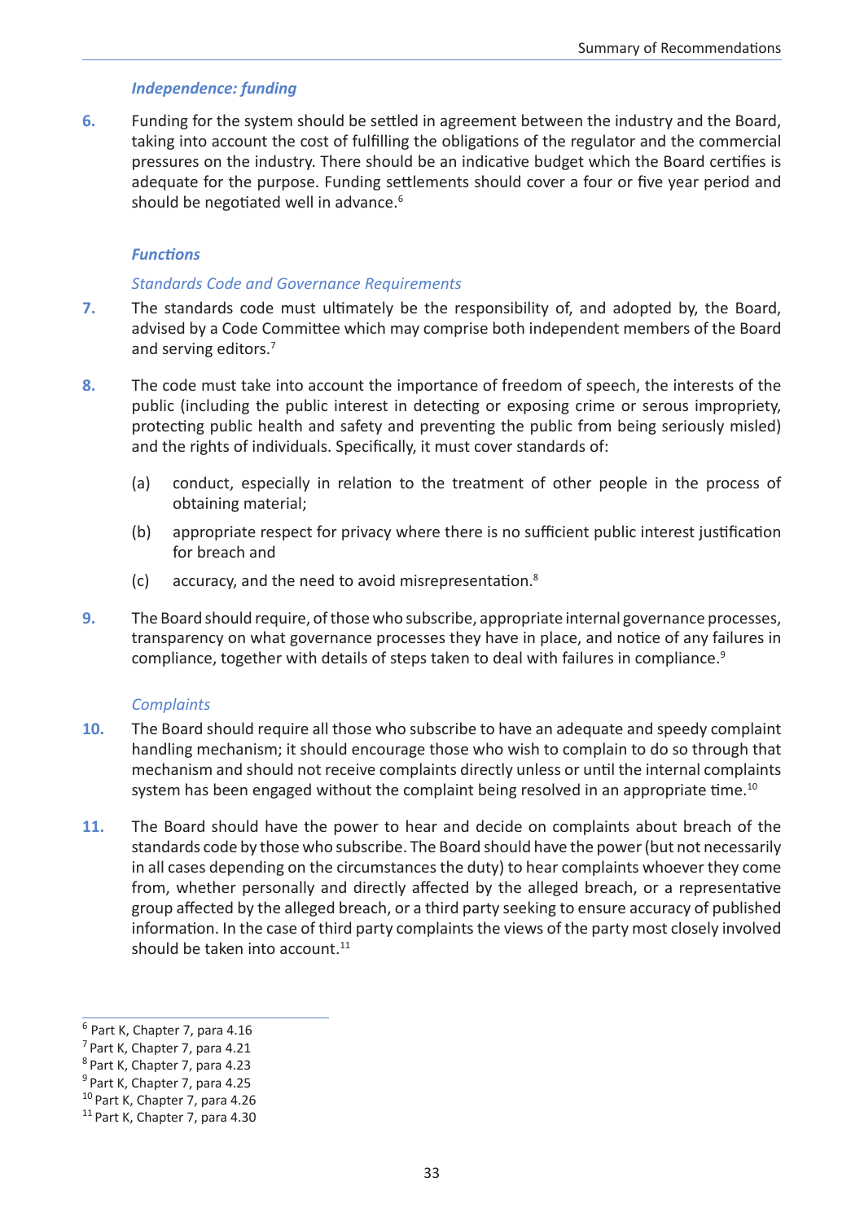### *Independence: funding*

**6.** Funding for the system should be settled in agreement between the industry and the Board, taking into account the cost of fulfilling the obligations of the regulator and the commercial pressures on the industry. There should be an indicative budget which the Board certifies is adequate for the purpose. Funding settlements should cover a four or five year period and should be negotiated well in advance.[6]

### *Functions*

#### *Standards Code and Governance Requirements*

**7.** The standards code must ultimately be the responsibility of, and adopted by, the Board, advised by a Code Committee which may comprise both independent members of the Board and serving editors.[7]

**8.** The code must take into account the importance of freedom of speech, the interests of the public (including the public interest in detecting or exposing crime or serous impropriety, protecting public health and safety and preventing the public from being seriously misled) and the rights of individuals. Specifically, it must cover standards of:

(a) conduct, especially in relation to the treatment of other people in the process of obtaining material;

(b) appropriate respect for privacy where there is no sufficient public interest justification for breach and

(c) accuracy, and the need to avoid misrepresentation.[8]

**9.** The Board should require, of those who subscribe, appropriate internal governance processes, transparency on what governance processes they have in place, and notice of any failures in compliance, together with details of steps taken to deal with failures in compliance.[9]

#### *Complaints*

**10.** The Board should require all those who subscribe to have an adequate and speedy complaint handling mechanism; it should encourage those who wish to complain to do so through that mechanism and should not receive complaints directly unless or until the internal complaints system has been engaged without the complaint being resolved in an appropriate time.[10]

**11.** The Board should have the power to hear and decide on complaints about breach of the standards code by those who subscribe. The Board should have the power (but not necessarily in all cases depending on the circumstances the duty) to hear complaints whoever they come from, whether personally and directly affected by the alleged breach, or a representative group affected by the alleged breach, or a third party seeking to ensure accuracy of published information. In the case of third party complaints the views of the party most closely involved should be taken into account.[11]

---

[6] Part K, Chapter 7, para 4.16
[7] Part K, Chapter 7, para 4.21
[8] Part K, Chapter 7, para 4.23
[9] Part K, Chapter 7, para 4.25
[10] Part K, Chapter 7, para 4.26
[11] Part K, Chapter 7, para 4.30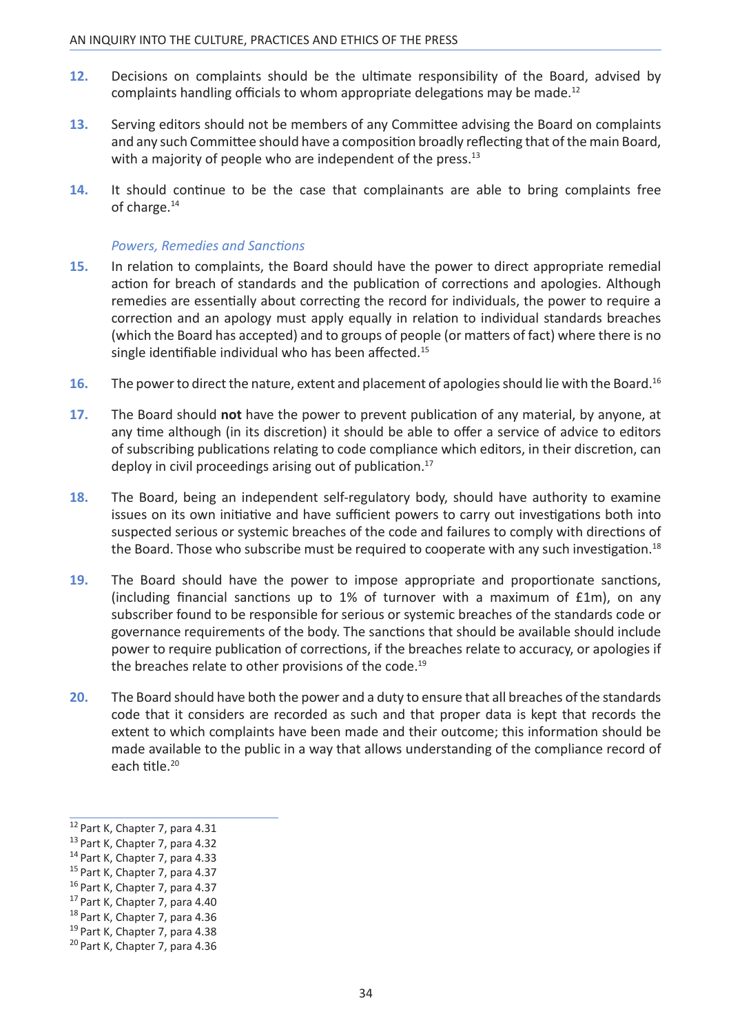12. Decisions on complaints should be the ultimate responsibility of the Board, advised by complaints handling officials to whom appropriate delegations may be made.[12]

13. Serving editors should not be members of any Committee advising the Board on complaints and any such Committee should have a composition broadly reflecting that of the main Board, with a majority of people who are independent of the press.[13]

14. It should continue to be the case that complainants are able to bring complaints free of charge.[14]

*Powers, Remedies and Sanctions*

15. In relation to complaints, the Board should have the power to direct appropriate remedial action for breach of standards and the publication of corrections and apologies. Although remedies are essentially about correcting the record for individuals, the power to require a correction and an apology must apply equally in relation to individual standards breaches (which the Board has accepted) and to groups of people (or matters of fact) where there is no single identifiable individual who has been affected.[15]

16. The power to direct the nature, extent and placement of apologies should lie with the Board.[16]

17. The Board should **not** have the power to prevent publication of any material, by anyone, at any time although (in its discretion) it should be able to offer a service of advice to editors of subscribing publications relating to code compliance which editors, in their discretion, can deploy in civil proceedings arising out of publication.[17]

18. The Board, being an independent self-regulatory body, should have authority to examine issues on its own initiative and have sufficient powers to carry out investigations both into suspected serious or systemic breaches of the code and failures to comply with directions of the Board. Those who subscribe must be required to cooperate with any such investigation.[18]

19. The Board should have the power to impose appropriate and proportionate sanctions, (including financial sanctions up to 1% of turnover with a maximum of £1m), on any subscriber found to be responsible for serious or systemic breaches of the standards code or governance requirements of the body. The sanctions that should be available should include power to require publication of corrections, if the breaches relate to accuracy, or apologies if the breaches relate to other provisions of the code.[19]

20. The Board should have both the power and a duty to ensure that all breaches of the standards code that it considers are recorded as such and that proper data is kept that records the extent to which complaints have been made and their outcome; this information should be made available to the public in a way that allows understanding of the compliance record of each title.[20]

---

[12] Part K, Chapter 7, para 4.31
[13] Part K, Chapter 7, para 4.32
[14] Part K, Chapter 7, para 4.33
[15] Part K, Chapter 7, para 4.37
[16] Part K, Chapter 7, para 4.37
[17] Part K, Chapter 7, para 4.40
[18] Part K, Chapter 7, para 4.36
[19] Part K, Chapter 7, para 4.38
[20] Part K, Chapter 7, para 4.36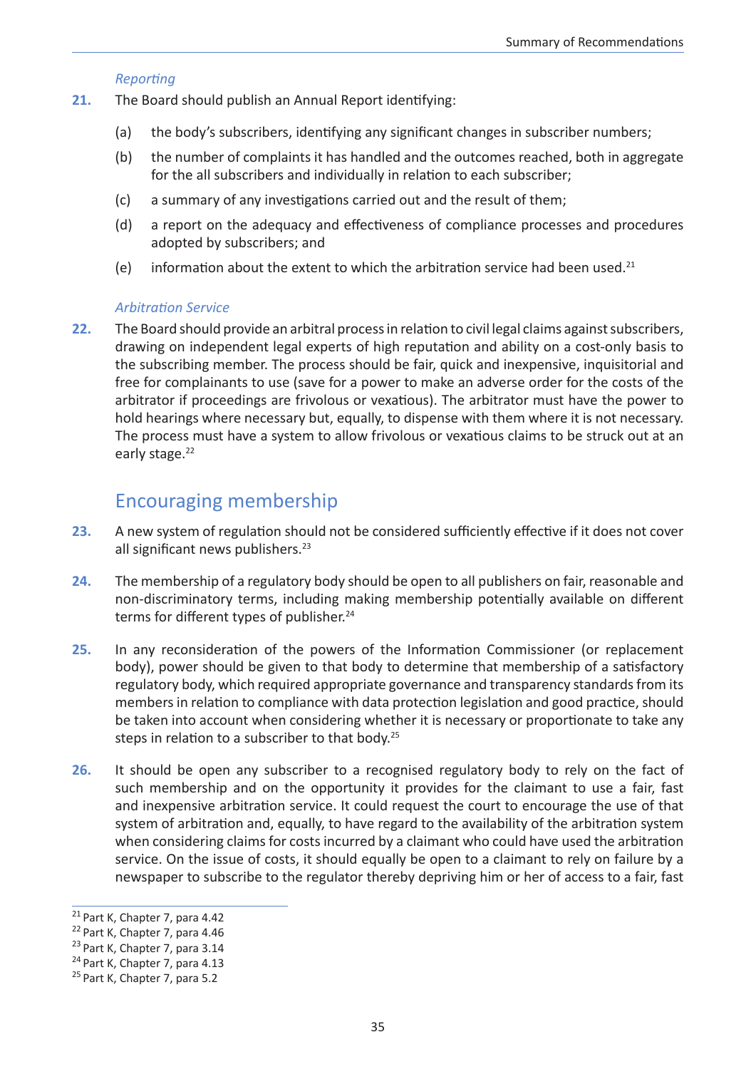*Reporting*

**21.** The Board should publish an Annual Report identifying:

(a) the body's subscribers, identifying any significant changes in subscriber numbers;

(b) the number of complaints it has handled and the outcomes reached, both in aggregate for the all subscribers and individually in relation to each subscriber;

(c) a summary of any investigations carried out and the result of them;

(d) a report on the adequacy and effectiveness of compliance processes and procedures adopted by subscribers; and

(e) information about the extent to which the arbitration service had been used.[21]

*Arbitration Service*

**22.** The Board should provide an arbitral process in relation to civil legal claims against subscribers, drawing on independent legal experts of high reputation and ability on a cost-only basis to the subscribing member. The process should be fair, quick and inexpensive, inquisitorial and free for complainants to use (save for a power to make an adverse order for the costs of the arbitrator if proceedings are frivolous or vexatious). The arbitrator must have the power to hold hearings where necessary but, equally, to dispense with them where it is not necessary. The process must have a system to allow frivolous or vexatious claims to be struck out at an early stage.[22]

## Encouraging membership

**23.** A new system of regulation should not be considered sufficiently effective if it does not cover all significant news publishers.[23]

**24.** The membership of a regulatory body should be open to all publishers on fair, reasonable and non-discriminatory terms, including making membership potentially available on different terms for different types of publisher.[24]

**25.** In any reconsideration of the powers of the Information Commissioner (or replacement body), power should be given to that body to determine that membership of a satisfactory regulatory body, which required appropriate governance and transparency standards from its members in relation to compliance with data protection legislation and good practice, should be taken into account when considering whether it is necessary or proportionate to take any steps in relation to a subscriber to that body.[25]

**26.** It should be open any subscriber to a recognised regulatory body to rely on the fact of such membership and on the opportunity it provides for the claimant to use a fair, fast and inexpensive arbitration service. It could request the court to encourage the use of that system of arbitration and, equally, to have regard to the availability of the arbitration system when considering claims for costs incurred by a claimant who could have used the arbitration service. On the issue of costs, it should equally be open to a claimant to rely on failure by a newspaper to subscribe to the regulator thereby depriving him or her of access to a fair, fast

---

[21] Part K, Chapter 7, para 4.42
[22] Part K, Chapter 7, para 4.46
[23] Part K, Chapter 7, para 3.14
[24] Part K, Chapter 7, para 4.13
[25] Part K, Chapter 7, para 5.2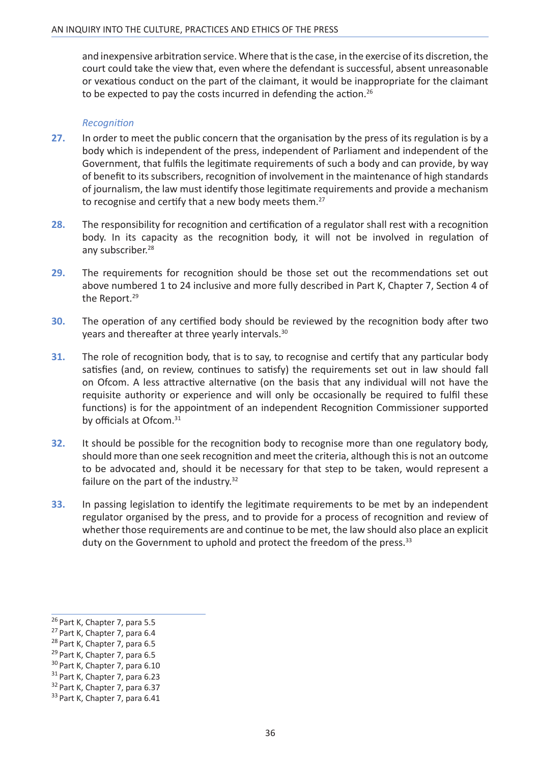and inexpensive arbitration service. Where that is the case, in the exercise of its discretion, the court could take the view that, even where the defendant is successful, absent unreasonable or vexatious conduct on the part of the claimant, it would be inappropriate for the claimant to be expected to pay the costs incurred in defending the action.[26]

*Recognition*

**27.** In order to meet the public concern that the organisation by the press of its regulation is by a body which is independent of the press, independent of Parliament and independent of the Government, that fulfils the legitimate requirements of such a body and can provide, by way of benefit to its subscribers, recognition of involvement in the maintenance of high standards of journalism, the law must identify those legitimate requirements and provide a mechanism to recognise and certify that a new body meets them.[27]

**28.** The responsibility for recognition and certification of a regulator shall rest with a recognition body. In its capacity as the recognition body, it will not be involved in regulation of any subscriber.[28]

**29.** The requirements for recognition should be those set out the recommendations set out above numbered 1 to 24 inclusive and more fully described in Part K, Chapter 7, Section 4 of the Report.[29]

**30.** The operation of any certified body should be reviewed by the recognition body after two years and thereafter at three yearly intervals.[30]

**31.** The role of recognition body, that is to say, to recognise and certify that any particular body satisfies (and, on review, continues to satisfy) the requirements set out in law should fall on Ofcom. A less attractive alternative (on the basis that any individual will not have the requisite authority or experience and will only be occasionally be required to fulfil these functions) is for the appointment of an independent Recognition Commissioner supported by officials at Ofcom.[31]

**32.** It should be possible for the recognition body to recognise more than one regulatory body, should more than one seek recognition and meet the criteria, although this is not an outcome to be advocated and, should it be necessary for that step to be taken, would represent a failure on the part of the industry.[32]

**33.** In passing legislation to identify the legitimate requirements to be met by an independent regulator organised by the press, and to provide for a process of recognition and review of whether those requirements are and continue to be met, the law should also place an explicit duty on the Government to uphold and protect the freedom of the press.[33]

---

[26] Part K, Chapter 7, para 5.5
[27] Part K, Chapter 7, para 6.4
[28] Part K, Chapter 7, para 6.5
[29] Part K, Chapter 7, para 6.5
[30] Part K, Chapter 7, para 6.10
[31] Part K, Chapter 7, para 6.23
[32] Part K, Chapter 7, para 6.37
[33] Part K, Chapter 7, para 6.41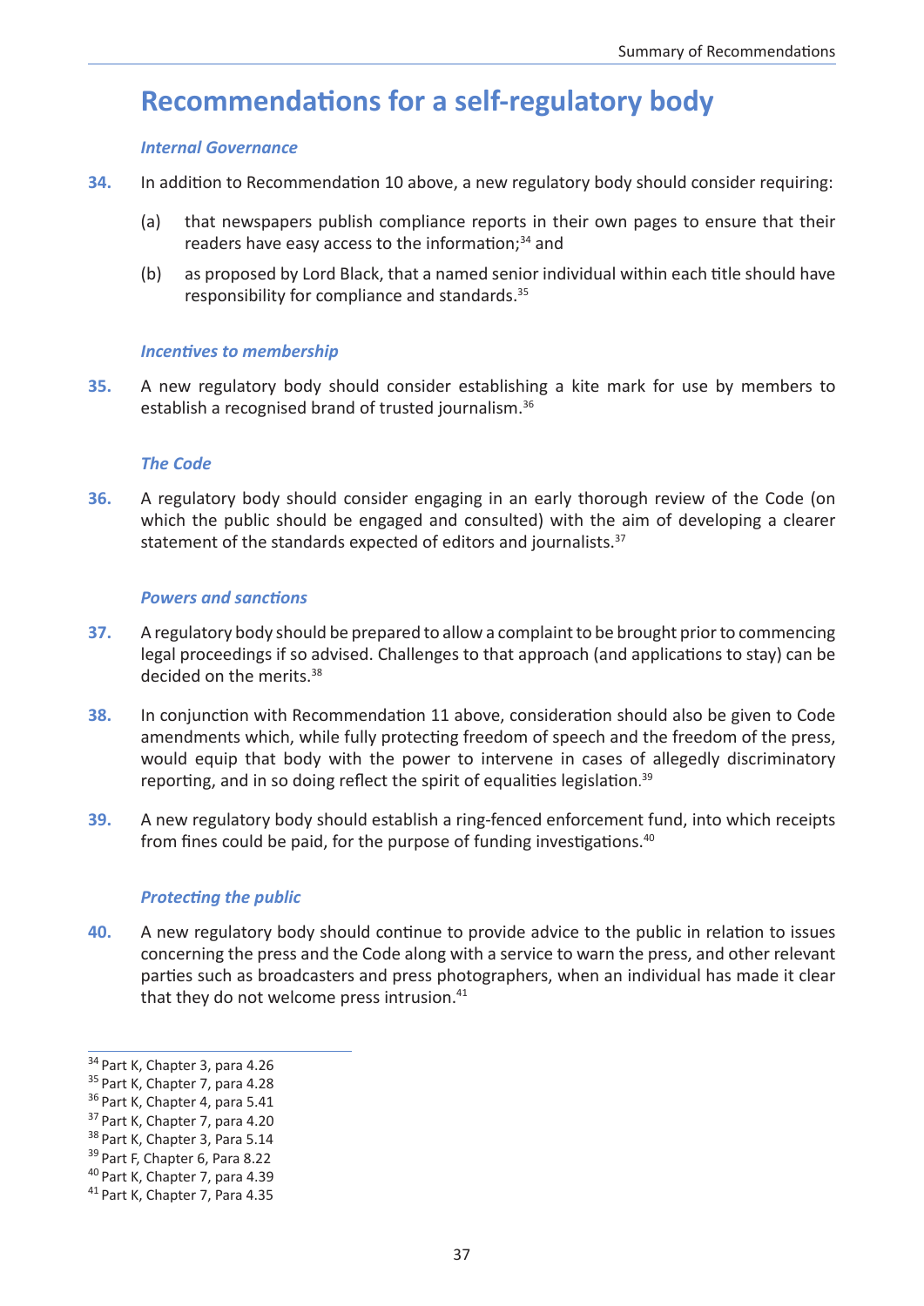# Recommendations for a self-regulatory body

### *Internal Governance*

**34.** In addition to Recommendation 10 above, a new regulatory body should consider requiring:

(a) that newspapers publish compliance reports in their own pages to ensure that their readers have easy access to the information;[34] and

(b) as proposed by Lord Black, that a named senior individual within each title should have responsibility for compliance and standards.[35]

### *Incentives to membership*

**35.** A new regulatory body should consider establishing a kite mark for use by members to establish a recognised brand of trusted journalism.[36]

### *The Code*

**36.** A regulatory body should consider engaging in an early thorough review of the Code (on which the public should be engaged and consulted) with the aim of developing a clearer statement of the standards expected of editors and journalists.[37]

### *Powers and sanctions*

**37.** A regulatory body should be prepared to allow a complaint to be brought prior to commencing legal proceedings if so advised. Challenges to that approach (and applications to stay) can be decided on the merits.[38]

**38.** In conjunction with Recommendation 11 above, consideration should also be given to Code amendments which, while fully protecting freedom of speech and the freedom of the press, would equip that body with the power to intervene in cases of allegedly discriminatory reporting, and in so doing reflect the spirit of equalities legislation.[39]

**39.** A new regulatory body should establish a ring-fenced enforcement fund, into which receipts from fines could be paid, for the purpose of funding investigations.[40]

### *Protecting the public*

**40.** A new regulatory body should continue to provide advice to the public in relation to issues concerning the press and the Code along with a service to warn the press, and other relevant parties such as broadcasters and press photographers, when an individual has made it clear that they do not welcome press intrusion.[41]

---

[34] Part K, Chapter 3, para 4.26
[35] Part K, Chapter 7, para 4.28
[36] Part K, Chapter 4, para 5.41
[37] Part K, Chapter 7, para 4.20
[38] Part K, Chapter 3, Para 5.14
[39] Part F, Chapter 6, Para 8.22
[40] Part K, Chapter 7, para 4.39
[41] Part K, Chapter 7, Para 4.35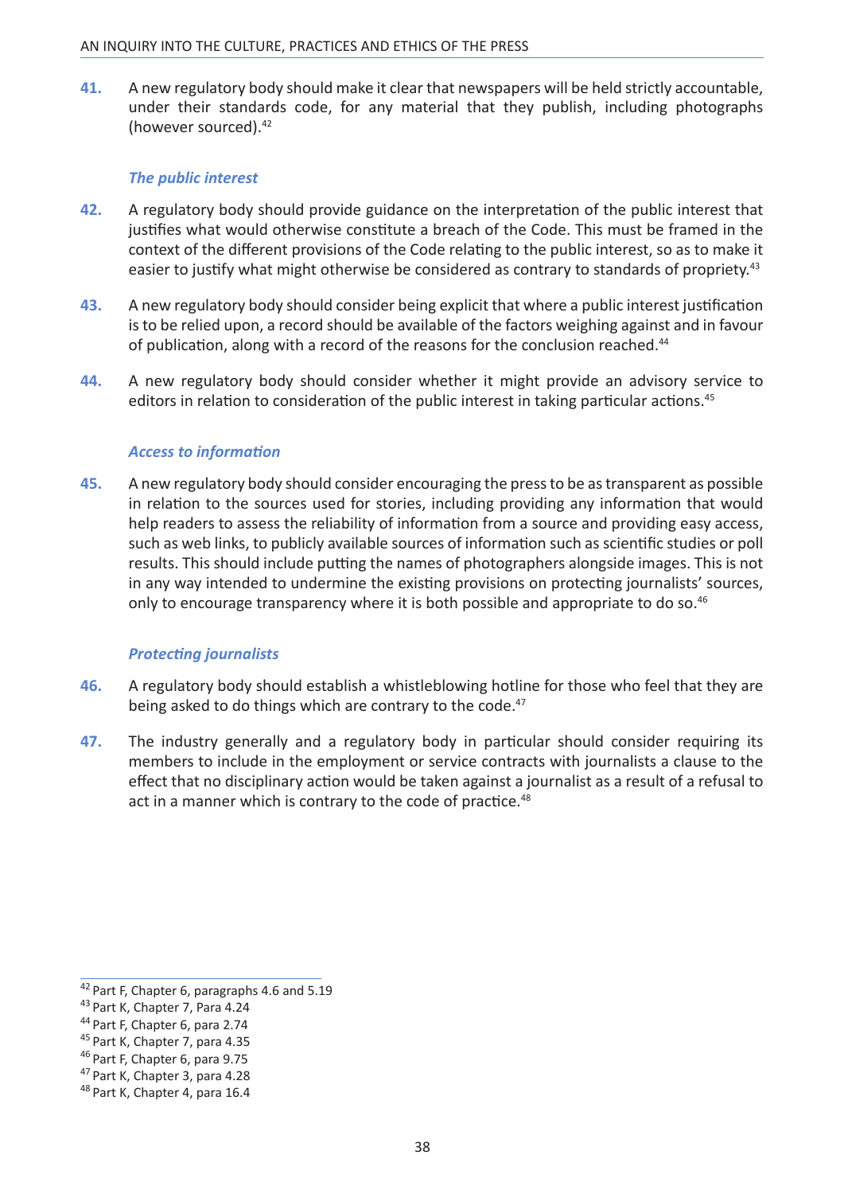**41.** A new regulatory body should make it clear that newspapers will be held strictly accountable, under their standards code, for any material that they publish, including photographs (however sourced).[42]

### *The public interest*

**42.** A regulatory body should provide guidance on the interpretation of the public interest that justifies what would otherwise constitute a breach of the Code. This must be framed in the context of the different provisions of the Code relating to the public interest, so as to make it easier to justify what might otherwise be considered as contrary to standards of propriety.[43]

**43.** A new regulatory body should consider being explicit that where a public interest justification is to be relied upon, a record should be available of the factors weighing against and in favour of publication, along with a record of the reasons for the conclusion reached.[44]

**44.** A new regulatory body should consider whether it might provide an advisory service to editors in relation to consideration of the public interest in taking particular actions.[45]

### *Access to information*

**45.** A new regulatory body should consider encouraging the press to be as transparent as possible in relation to the sources used for stories, including providing any information that would help readers to assess the reliability of information from a source and providing easy access, such as web links, to publicly available sources of information such as scientific studies or poll results. This should include putting the names of photographers alongside images. This is not in any way intended to undermine the existing provisions on protecting journalists' sources, only to encourage transparency where it is both possible and appropriate to do so.[46]

### *Protecting journalists*

**46.** A regulatory body should establish a whistleblowing hotline for those who feel that they are being asked to do things which are contrary to the code.[47]

**47.** The industry generally and a regulatory body in particular should consider requiring its members to include in the employment or service contracts with journalists a clause to the effect that no disciplinary action would be taken against a journalist as a result of a refusal to act in a manner which is contrary to the code of practice.[48]

---

[42] Part F, Chapter 6, paragraphs 4.6 and 5.19
[43] Part K, Chapter 7, Para 4.24
[44] Part F, Chapter 6, para 2.74
[45] Part K, Chapter 7, para 4.35
[46] Part F, Chapter 6, para 9.75
[47] Part K, Chapter 3, para 4.28
[48] Part K, Chapter 4, para 16.4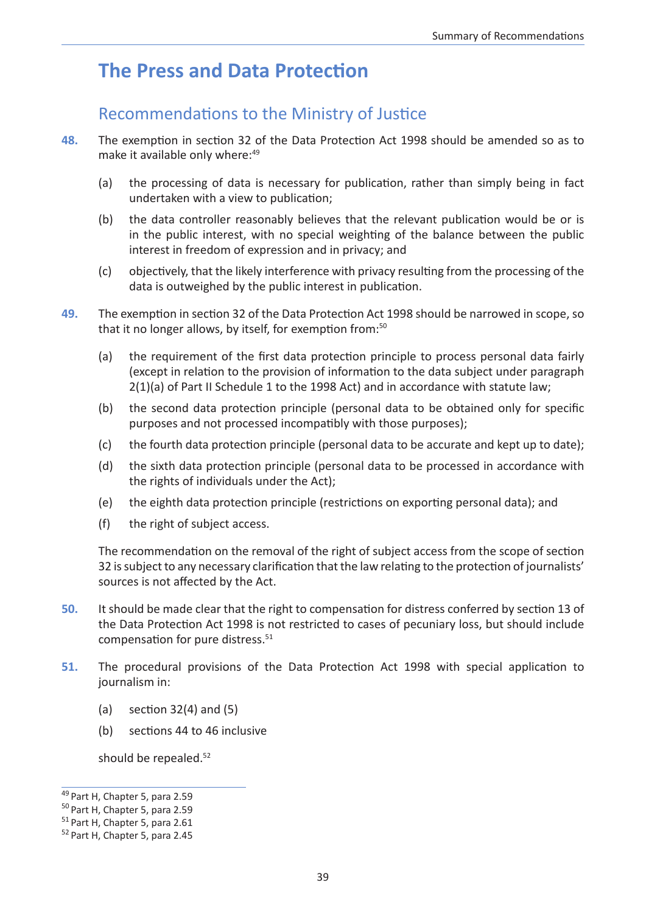# The Press and Data Protection

## Recommendations to the Ministry of Justice

**48.** The exemption in section 32 of the Data Protection Act 1998 should be amended so as to make it available only where:[49]

(a) the processing of data is necessary for publication, rather than simply being in fact undertaken with a view to publication;

(b) the data controller reasonably believes that the relevant publication would be or is in the public interest, with no special weighting of the balance between the public interest in freedom of expression and in privacy; and

(c) objectively, that the likely interference with privacy resulting from the processing of the data is outweighed by the public interest in publication.

**49.** The exemption in section 32 of the Data Protection Act 1998 should be narrowed in scope, so that it no longer allows, by itself, for exemption from:[50]

(a) the requirement of the first data protection principle to process personal data fairly (except in relation to the provision of information to the data subject under paragraph 2(1)(a) of Part II Schedule 1 to the 1998 Act) and in accordance with statute law;

(b) the second data protection principle (personal data to be obtained only for specific purposes and not processed incompatibly with those purposes);

(c) the fourth data protection principle (personal data to be accurate and kept up to date);

(d) the sixth data protection principle (personal data to be processed in accordance with the rights of individuals under the Act);

(e) the eighth data protection principle (restrictions on exporting personal data); and

(f) the right of subject access.

The recommendation on the removal of the right of subject access from the scope of section 32 is subject to any necessary clarification that the law relating to the protection of journalists' sources is not affected by the Act.

**50.** It should be made clear that the right to compensation for distress conferred by section 13 of the Data Protection Act 1998 is not restricted to cases of pecuniary loss, but should include compensation for pure distress.[51]

**51.** The procedural provisions of the Data Protection Act 1998 with special application to journalism in:

(a) section 32(4) and (5)

(b) sections 44 to 46 inclusive

should be repealed.[52]

---

[49] Part H, Chapter 5, para 2.59

[50] Part H, Chapter 5, para 2.59

[51] Part H, Chapter 5, para 2.61

[52] Part H, Chapter 5, para 2.45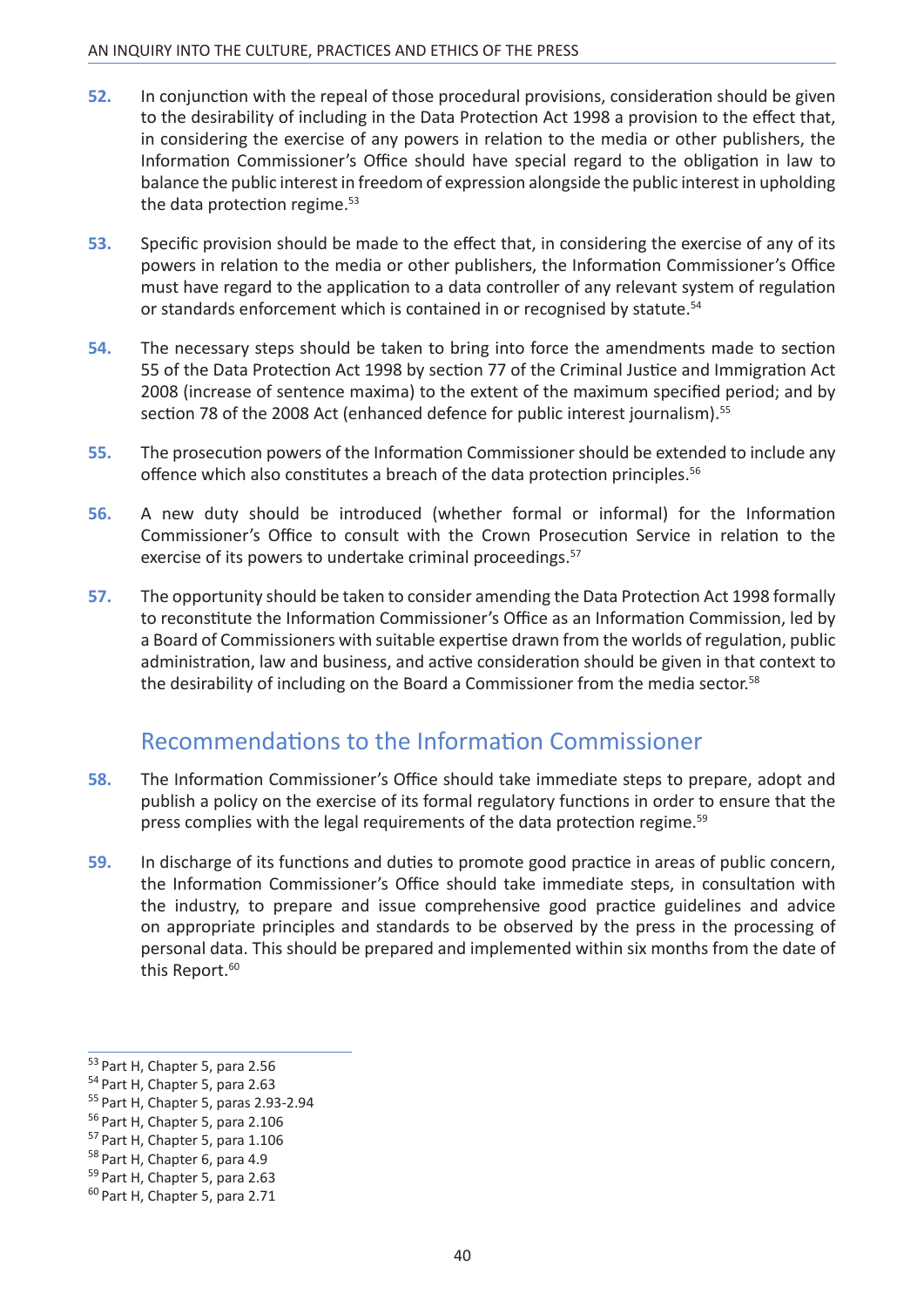**52.** In conjunction with the repeal of those procedural provisions, consideration should be given to the desirability of including in the Data Protection Act 1998 a provision to the effect that, in considering the exercise of any powers in relation to the media or other publishers, the Information Commissioner's Office should have special regard to the obligation in law to balance the public interest in freedom of expression alongside the public interest in upholding the data protection regime.[53]

**53.** Specific provision should be made to the effect that, in considering the exercise of any of its powers in relation to the media or other publishers, the Information Commissioner's Office must have regard to the application to a data controller of any relevant system of regulation or standards enforcement which is contained in or recognised by statute.[54]

**54.** The necessary steps should be taken to bring into force the amendments made to section 55 of the Data Protection Act 1998 by section 77 of the Criminal Justice and Immigration Act 2008 (increase of sentence maxima) to the extent of the maximum specified period; and by section 78 of the 2008 Act (enhanced defence for public interest journalism).[55]

**55.** The prosecution powers of the Information Commissioner should be extended to include any offence which also constitutes a breach of the data protection principles.[56]

**56.** A new duty should be introduced (whether formal or informal) for the Information Commissioner's Office to consult with the Crown Prosecution Service in relation to the exercise of its powers to undertake criminal proceedings.[57]

**57.** The opportunity should be taken to consider amending the Data Protection Act 1998 formally to reconstitute the Information Commissioner's Office as an Information Commission, led by a Board of Commissioners with suitable expertise drawn from the worlds of regulation, public administration, law and business, and active consideration should be given in that context to the desirability of including on the Board a Commissioner from the media sector.[58]

## Recommendations to the Information Commissioner

**58.** The Information Commissioner's Office should take immediate steps to prepare, adopt and publish a policy on the exercise of its formal regulatory functions in order to ensure that the press complies with the legal requirements of the data protection regime.[59]

**59.** In discharge of its functions and duties to promote good practice in areas of public concern, the Information Commissioner's Office should take immediate steps, in consultation with the industry, to prepare and issue comprehensive good practice guidelines and advice on appropriate principles and standards to be observed by the press in the processing of personal data. This should be prepared and implemented within six months from the date of this Report.[60]

---

[53] Part H, Chapter 5, para 2.56
[54] Part H, Chapter 5, para 2.63
[55] Part H, Chapter 5, paras 2.93-2.94
[56] Part H, Chapter 5, para 2.106
[57] Part H, Chapter 5, para 1.106
[58] Part H, Chapter 6, para 4.9
[59] Part H, Chapter 5, para 2.63
[60] Part H, Chapter 5, para 2.71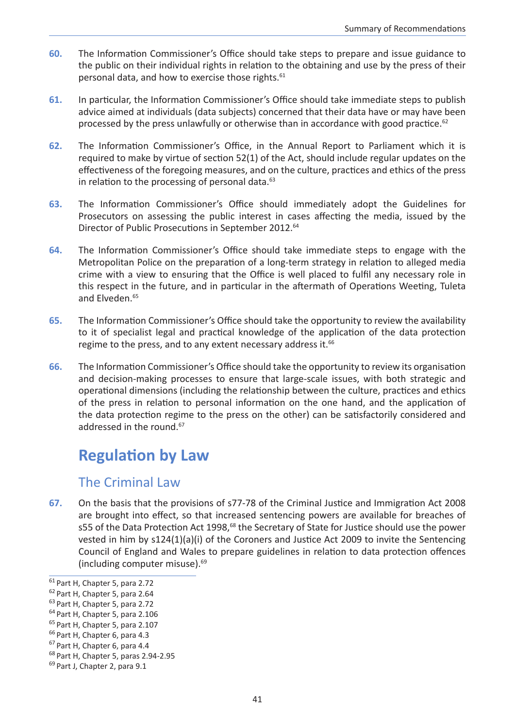**60.** The Information Commissioner's Office should take steps to prepare and issue guidance to the public on their individual rights in relation to the obtaining and use by the press of their personal data, and how to exercise those rights.[61]

**61.** In particular, the Information Commissioner's Office should take immediate steps to publish advice aimed at individuals (data subjects) concerned that their data have or may have been processed by the press unlawfully or otherwise than in accordance with good practice.[62]

**62.** The Information Commissioner's Office, in the Annual Report to Parliament which it is required to make by virtue of section 52(1) of the Act, should include regular updates on the effectiveness of the foregoing measures, and on the culture, practices and ethics of the press in relation to the processing of personal data.[63]

**63.** The Information Commissioner's Office should immediately adopt the Guidelines for Prosecutors on assessing the public interest in cases affecting the media, issued by the Director of Public Prosecutions in September 2012.[64]

**64.** The Information Commissioner's Office should take immediate steps to engage with the Metropolitan Police on the preparation of a long-term strategy in relation to alleged media crime with a view to ensuring that the Office is well placed to fulfil any necessary role in this respect in the future, and in particular in the aftermath of Operations Weeting, Tuleta and Elveden.[65]

**65.** The Information Commissioner's Office should take the opportunity to review the availability to it of specialist legal and practical knowledge of the application of the data protection regime to the press, and to any extent necessary address it.[66]

**66.** The Information Commissioner's Office should take the opportunity to review its organisation and decision-making processes to ensure that large-scale issues, with both strategic and operational dimensions (including the relationship between the culture, practices and ethics of the press in relation to personal information on the one hand, and the application of the data protection regime to the press on the other) can be satisfactorily considered and addressed in the round.[67]

## Regulation by Law

### The Criminal Law

**67.** On the basis that the provisions of s77-78 of the Criminal Justice and Immigration Act 2008 are brought into effect, so that increased sentencing powers are available for breaches of s55 of the Data Protection Act 1998,[68] the Secretary of State for Justice should use the power vested in him by s124(1)(a)(i) of the Coroners and Justice Act 2009 to invite the Sentencing Council of England and Wales to prepare guidelines in relation to data protection offences (including computer misuse).[69]

---

[61] Part H, Chapter 5, para 2.72
[62] Part H, Chapter 5, para 2.64
[63] Part H, Chapter 5, para 2.72
[64] Part H, Chapter 5, para 2.106
[65] Part H, Chapter 5, para 2.107
[66] Part H, Chapter 6, para 4.3
[67] Part H, Chapter 6, para 4.4
[68] Part H, Chapter 5, paras 2.94-2.95
[69] Part J, Chapter 2, para 9.1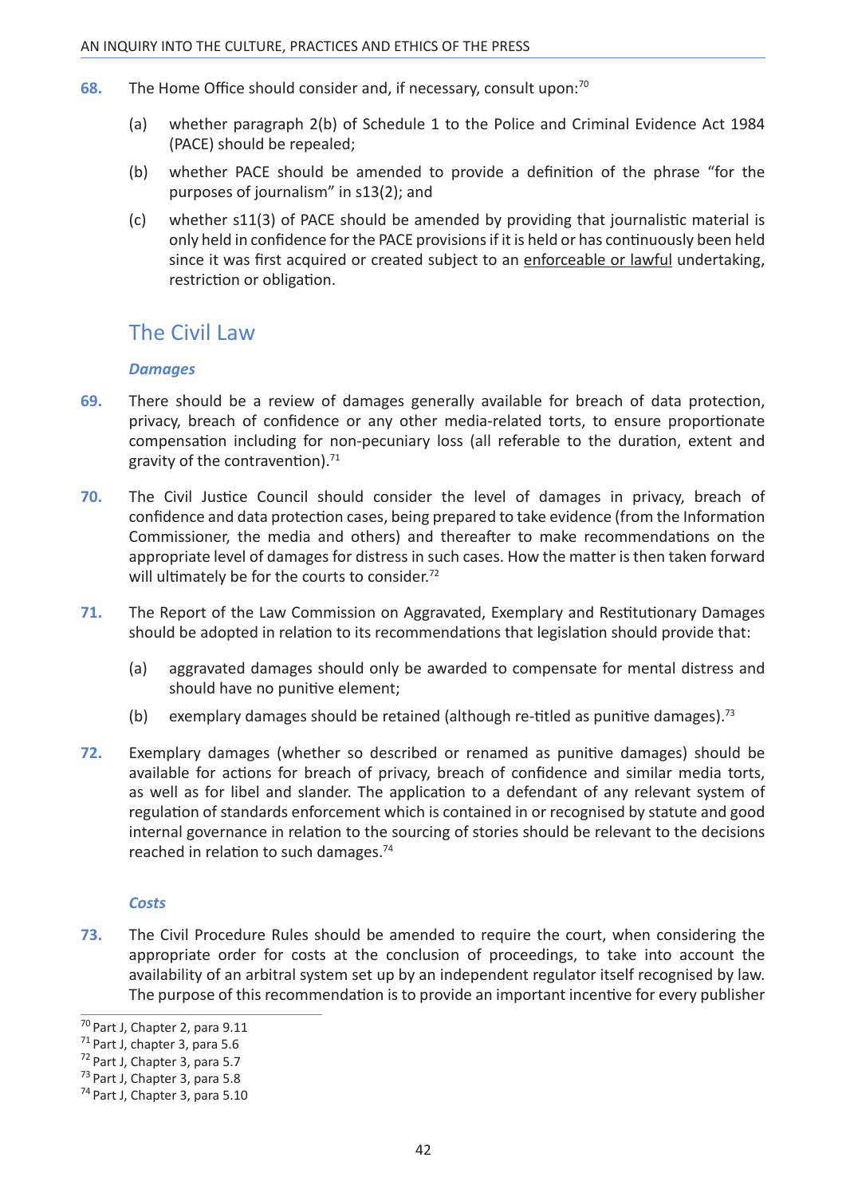**68.** The Home Office should consider and, if necessary, consult upon:[70]

(a) whether paragraph 2(b) of Schedule 1 to the Police and Criminal Evidence Act 1984 (PACE) should be repealed;

(b) whether PACE should be amended to provide a definition of the phrase "for the purposes of journalism" in s13(2); and

(c) whether s11(3) of PACE should be amended by providing that journalistic material is only held in confidence for the PACE provisions if it is held or has continuously been held since it was first acquired or created subject to an <u>enforceable or lawful</u> undertaking, restriction or obligation.

## The Civil Law

### *Damages*

**69.** There should be a review of damages generally available for breach of data protection, privacy, breach of confidence or any other media-related torts, to ensure proportionate compensation including for non-pecuniary loss (all referable to the duration, extent and gravity of the contravention).[71]

**70.** The Civil Justice Council should consider the level of damages in privacy, breach of confidence and data protection cases, being prepared to take evidence (from the Information Commissioner, the media and others) and thereafter to make recommendations on the appropriate level of damages for distress in such cases. How the matter is then taken forward will ultimately be for the courts to consider.[72]

**71.** The Report of the Law Commission on Aggravated, Exemplary and Restitutionary Damages should be adopted in relation to its recommendations that legislation should provide that:

(a) aggravated damages should only be awarded to compensate for mental distress and should have no punitive element;

(b) exemplary damages should be retained (although re-titled as punitive damages).[73]

**72.** Exemplary damages (whether so described or renamed as punitive damages) should be available for actions for breach of privacy, breach of confidence and similar media torts, as well as for libel and slander. The application to a defendant of any relevant system of regulation of standards enforcement which is contained in or recognised by statute and good internal governance in relation to the sourcing of stories should be relevant to the decisions reached in relation to such damages.[74]

### *Costs*

**73.** The Civil Procedure Rules should be amended to require the court, when considering the appropriate order for costs at the conclusion of proceedings, to take into account the availability of an arbitral system set up by an independent regulator itself recognised by law. The purpose of this recommendation is to provide an important incentive for every publisher

---

[70] Part J, Chapter 2, para 9.11

[71] Part J, chapter 3, para 5.6

[72] Part J, Chapter 3, para 5.7

[73] Part J, Chapter 3, para 5.8

[74] Part J, Chapter 3, para 5.10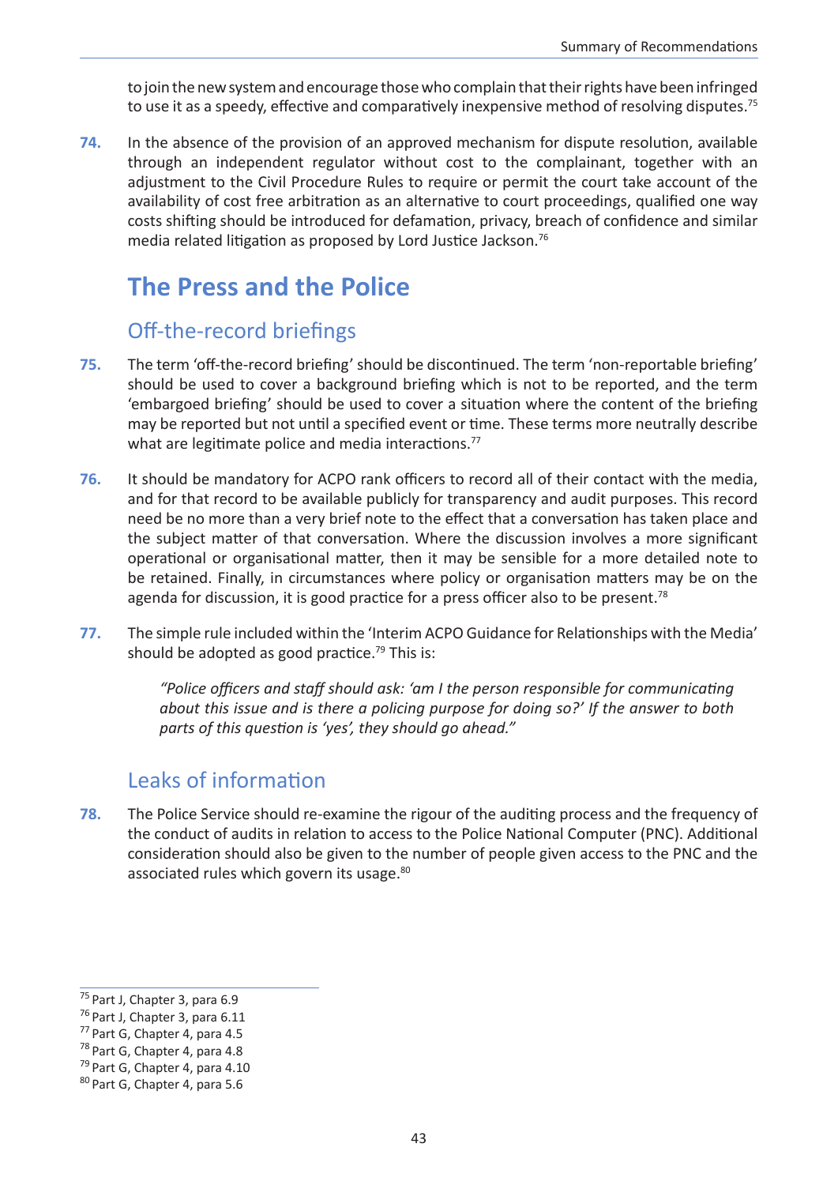to join the new system and encourage those who complain that their rights have been infringed to use it as a speedy, effective and comparatively inexpensive method of resolving disputes.[75]

**74.** In the absence of the provision of an approved mechanism for dispute resolution, available through an independent regulator without cost to the complainant, together with an adjustment to the Civil Procedure Rules to require or permit the court take account of the availability of cost free arbitration as an alternative to court proceedings, qualified one way costs shifting should be introduced for defamation, privacy, breach of confidence and similar media related litigation as proposed by Lord Justice Jackson.[76]

## The Press and the Police

### Off-the-record briefings

**75.** The term 'off-the-record briefing' should be discontinued. The term 'non-reportable briefing' should be used to cover a background briefing which is not to be reported, and the term 'embargoed briefing' should be used to cover a situation where the content of the briefing may be reported but not until a specified event or time. These terms more neutrally describe what are legitimate police and media interactions.[77]

**76.** It should be mandatory for ACPO rank officers to record all of their contact with the media, and for that record to be available publicly for transparency and audit purposes. This record need be no more than a very brief note to the effect that a conversation has taken place and the subject matter of that conversation. Where the discussion involves a more significant operational or organisational matter, then it may be sensible for a more detailed note to be retained. Finally, in circumstances where policy or organisation matters may be on the agenda for discussion, it is good practice for a press officer also to be present.[78]

**77.** The simple rule included within the 'Interim ACPO Guidance for Relationships with the Media' should be adopted as good practice.[79] This is:

> *"Police officers and staff should ask: 'am I the person responsible for communicating about this issue and is there a policing purpose for doing so?' If the answer to both parts of this question is 'yes', they should go ahead."*

### Leaks of information

**78.** The Police Service should re-examine the rigour of the auditing process and the frequency of the conduct of audits in relation to access to the Police National Computer (PNC). Additional consideration should also be given to the number of people given access to the PNC and the associated rules which govern its usage.[80]

---

[75] Part J, Chapter 3, para 6.9
[76] Part J, Chapter 3, para 6.11
[77] Part G, Chapter 4, para 4.5
[78] Part G, Chapter 4, para 4.8
[79] Part G, Chapter 4, para 4.10
[80] Part G, Chapter 4, para 5.6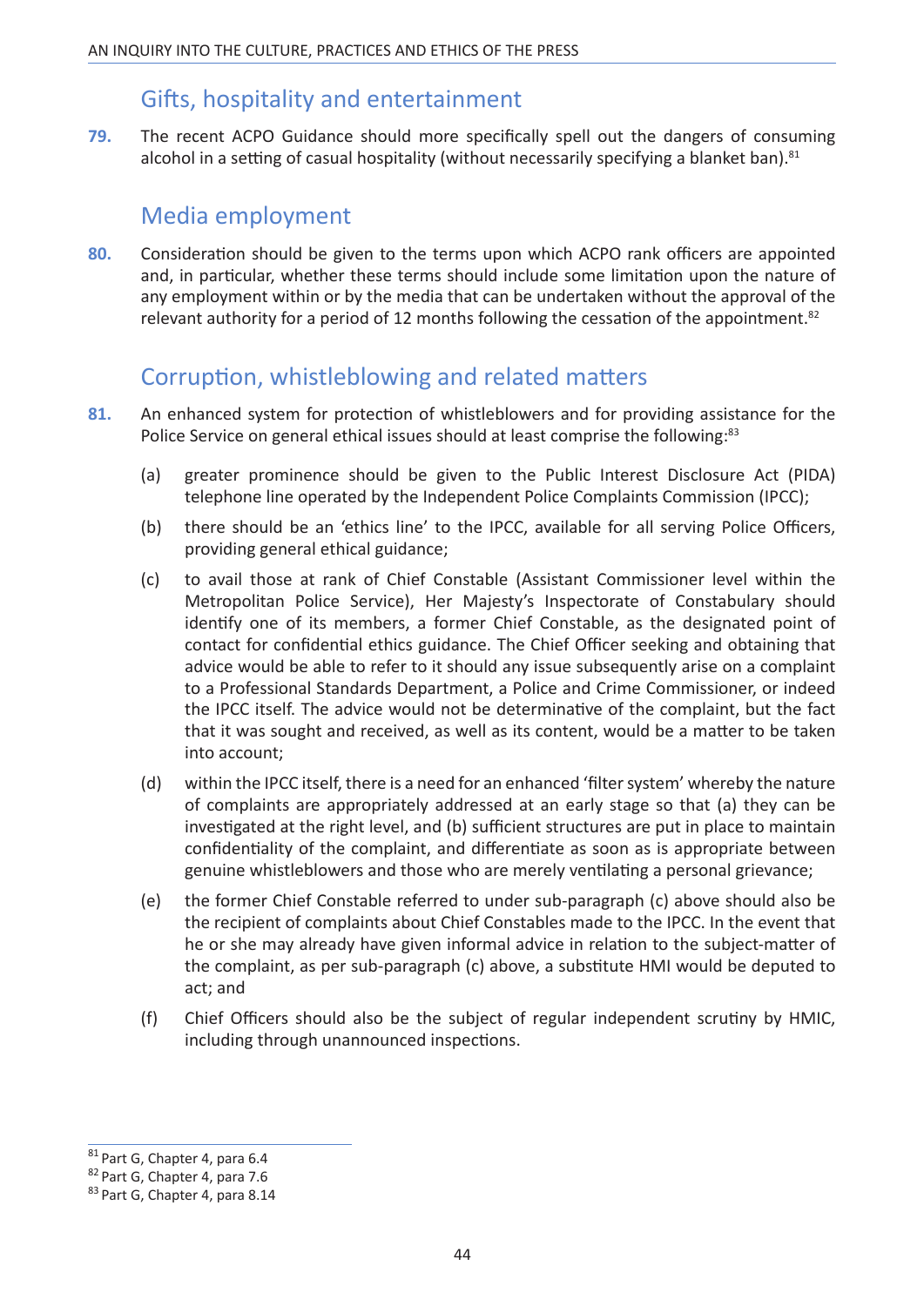## Gifts, hospitality and entertainment

**79.** The recent ACPO Guidance should more specifically spell out the dangers of consuming alcohol in a setting of casual hospitality (without necessarily specifying a blanket ban).[81]

## Media employment

**80.** Consideration should be given to the terms upon which ACPO rank officers are appointed and, in particular, whether these terms should include some limitation upon the nature of any employment within or by the media that can be undertaken without the approval of the relevant authority for a period of 12 months following the cessation of the appointment.[82]

## Corruption, whistleblowing and related matters

**81.** An enhanced system for protection of whistleblowers and for providing assistance for the Police Service on general ethical issues should at least comprise the following:[83]

(a) greater prominence should be given to the Public Interest Disclosure Act (PIDA) telephone line operated by the Independent Police Complaints Commission (IPCC);

(b) there should be an 'ethics line' to the IPCC, available for all serving Police Officers, providing general ethical guidance;

(c) to avail those at rank of Chief Constable (Assistant Commissioner level within the Metropolitan Police Service), Her Majesty's Inspectorate of Constabulary should identify one of its members, a former Chief Constable, as the designated point of contact for confidential ethics guidance. The Chief Officer seeking and obtaining that advice would be able to refer to it should any issue subsequently arise on a complaint to a Professional Standards Department, a Police and Crime Commissioner, or indeed the IPCC itself. The advice would not be determinative of the complaint, but the fact that it was sought and received, as well as its content, would be a matter to be taken into account;

(d) within the IPCC itself, there is a need for an enhanced 'filter system' whereby the nature of complaints are appropriately addressed at an early stage so that (a) they can be investigated at the right level, and (b) sufficient structures are put in place to maintain confidentiality of the complaint, and differentiate as soon as is appropriate between genuine whistleblowers and those who are merely ventilating a personal grievance;

(e) the former Chief Constable referred to under sub-paragraph (c) above should also be the recipient of complaints about Chief Constables made to the IPCC. In the event that he or she may already have given informal advice in relation to the subject-matter of the complaint, as per sub-paragraph (c) above, a substitute HMI would be deputed to act; and

(f) Chief Officers should also be the subject of regular independent scrutiny by HMIC, including through unannounced inspections.

[81] Part G, Chapter 4, para 6.4

[82] Part G, Chapter 4, para 7.6

[83] Part G, Chapter 4, para 8.14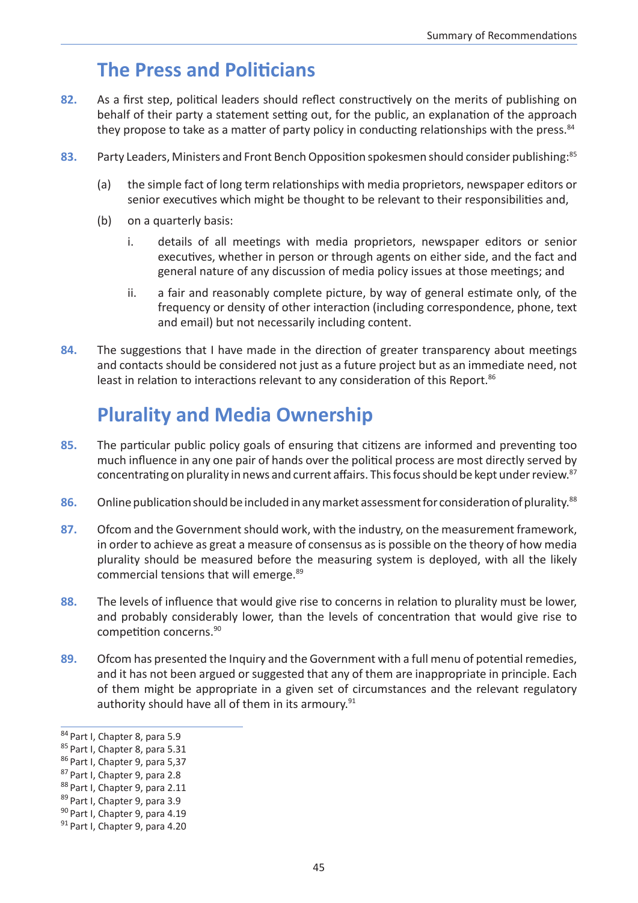## The Press and Politicians

**82.** As a first step, political leaders should reflect constructively on the merits of publishing on behalf of their party a statement setting out, for the public, an explanation of the approach they propose to take as a matter of party policy in conducting relationships with the press.[84]

**83.** Party Leaders, Ministers and Front Bench Opposition spokesmen should consider publishing:[85]

(a) the simple fact of long term relationships with media proprietors, newspaper editors or senior executives which might be thought to be relevant to their responsibilities and,

(b) on a quarterly basis:

i. details of all meetings with media proprietors, newspaper editors or senior executives, whether in person or through agents on either side, and the fact and general nature of any discussion of media policy issues at those meetings; and

ii. a fair and reasonably complete picture, by way of general estimate only, of the frequency or density of other interaction (including correspondence, phone, text and email) but not necessarily including content.

**84.** The suggestions that I have made in the direction of greater transparency about meetings and contacts should be considered not just as a future project but as an immediate need, not least in relation to interactions relevant to any consideration of this Report.[86]

## Plurality and Media Ownership

**85.** The particular public policy goals of ensuring that citizens are informed and preventing too much influence in any one pair of hands over the political process are most directly served by concentrating on plurality in news and current affairs. This focus should be kept under review.[87]

**86.** Online publication should be included in any market assessment for consideration of plurality.[88]

**87.** Ofcom and the Government should work, with the industry, on the measurement framework, in order to achieve as great a measure of consensus as is possible on the theory of how media plurality should be measured before the measuring system is deployed, with all the likely commercial tensions that will emerge.[89]

**88.** The levels of influence that would give rise to concerns in relation to plurality must be lower, and probably considerably lower, than the levels of concentration that would give rise to competition concerns.[90]

**89.** Ofcom has presented the Inquiry and the Government with a full menu of potential remedies, and it has not been argued or suggested that any of them are inappropriate in principle. Each of them might be appropriate in a given set of circumstances and the relevant regulatory authority should have all of them in its armoury.[91]

---

[84] Part I, Chapter 8, para 5.9
[85] Part I, Chapter 8, para 5.31
[86] Part I, Chapter 9, para 5,37
[87] Part I, Chapter 9, para 2.8
[88] Part I, Chapter 9, para 2.11
[89] Part I, Chapter 9, para 3.9
[90] Part I, Chapter 9, para 4.19
[91] Part I, Chapter 9, para 4.20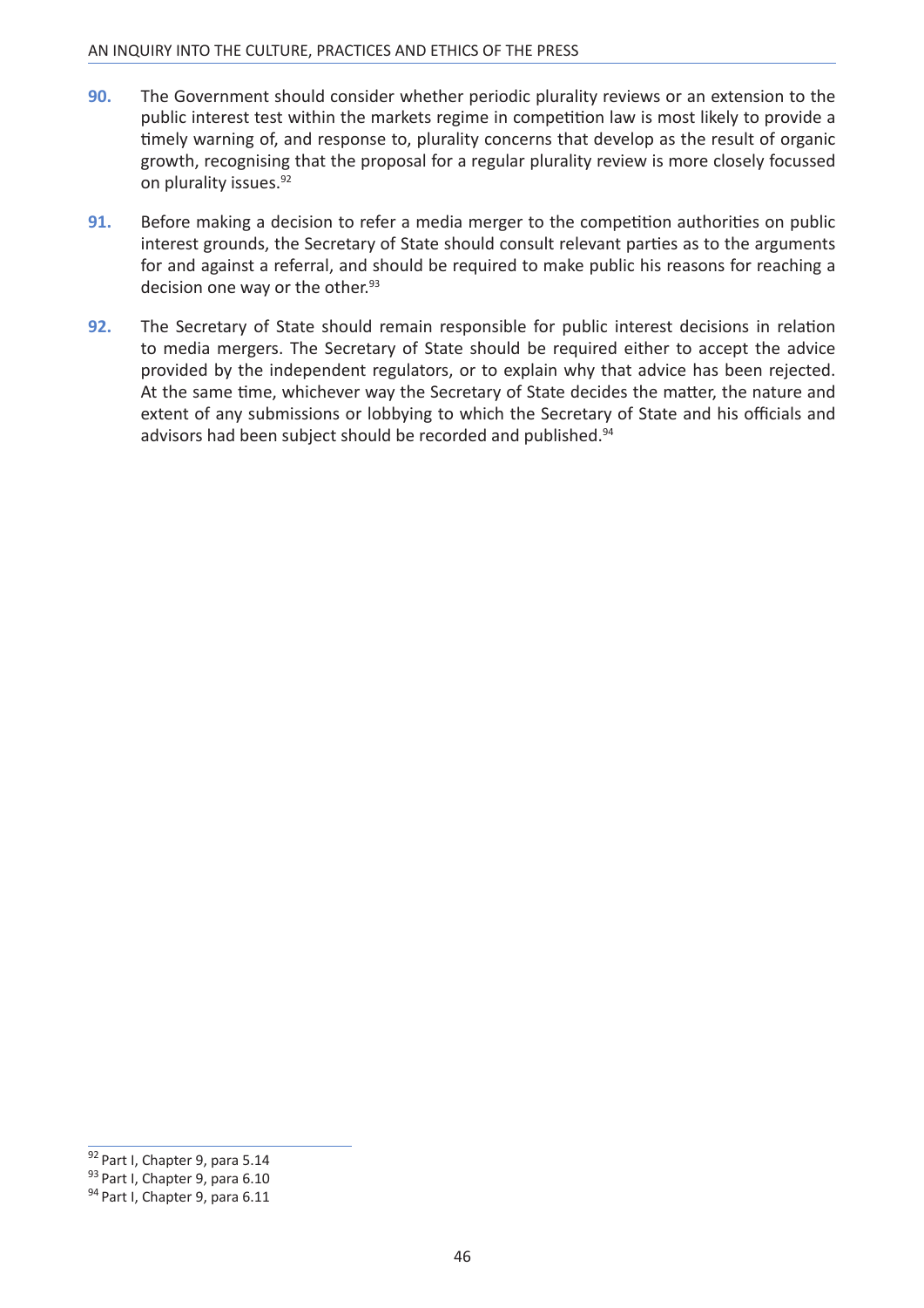**90.** The Government should consider whether periodic plurality reviews or an extension to the public interest test within the markets regime in competition law is most likely to provide a timely warning of, and response to, plurality concerns that develop as the result of organic growth, recognising that the proposal for a regular plurality review is more closely focussed on plurality issues.[92]

**91.** Before making a decision to refer a media merger to the competition authorities on public interest grounds, the Secretary of State should consult relevant parties as to the arguments for and against a referral, and should be required to make public his reasons for reaching a decision one way or the other.[93]

**92.** The Secretary of State should remain responsible for public interest decisions in relation to media mergers. The Secretary of State should be required either to accept the advice provided by the independent regulators, or to explain why that advice has been rejected. At the same time, whichever way the Secretary of State decides the matter, the nature and extent of any submissions or lobbying to which the Secretary of State and his officials and advisors had been subject should be recorded and published.[94]

---

[92] Part I, Chapter 9, para 5.14
[93] Part I, Chapter 9, para 6.10
[94] Part I, Chapter 9, para 6.11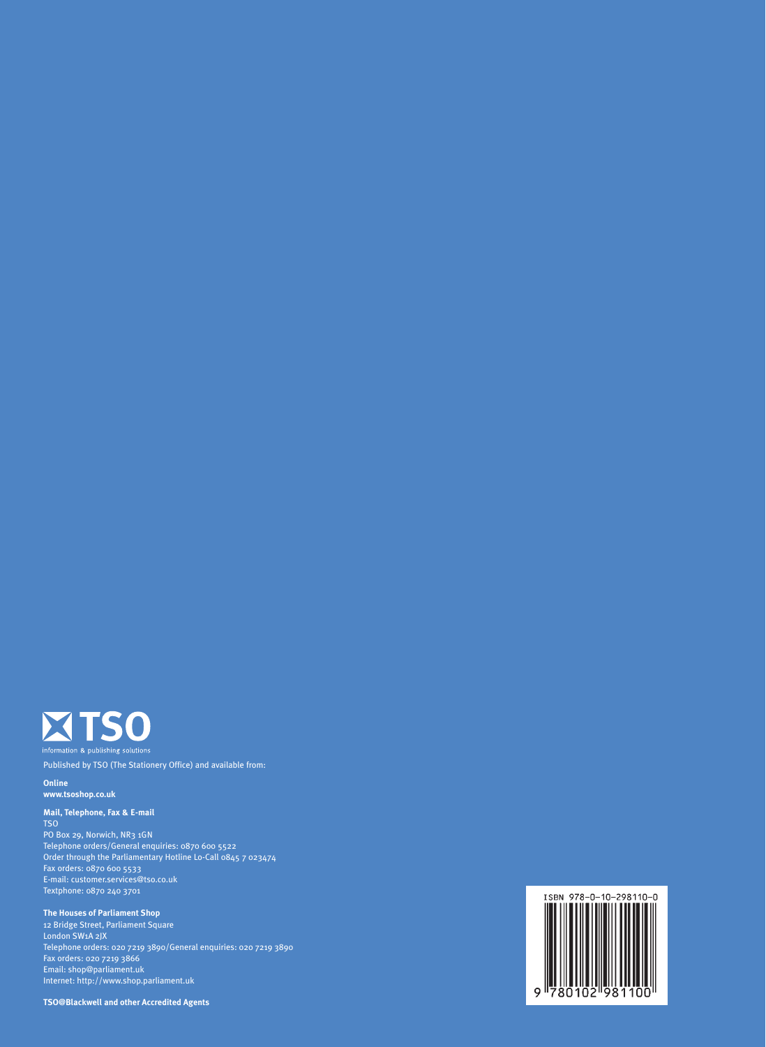TSO

information & publishing solutions

Published by TSO (The Stationery Office) and available from:

**Online**
**www.tsoshop.co.uk**

**Mail, Telephone, Fax & E-mail**
TSO
PO Box 29, Norwich, NR3 1GN
Telephone orders/General enquiries: 0870 600 5522
Order through the Parliamentary Hotline Lo-Call 0845 7 023474
Fax orders: 0870 600 5533
E-mail: customer.services@tso.co.uk
Textphone: 0870 240 3701

**The Houses of Parliament Shop**
12 Bridge Street, Parliament Square
London SW1A 2JX
Telephone orders: 020 7219 3890/General enquiries: 020 7219 3890
Fax orders: 020 7219 3866
Email: shop@parliament.uk
Internet: http://www.shop.parliament.uk

**TSO@Blackwell and other Accredited Agents**

ISBN 978-0-10-298110-0

9 780102 981100